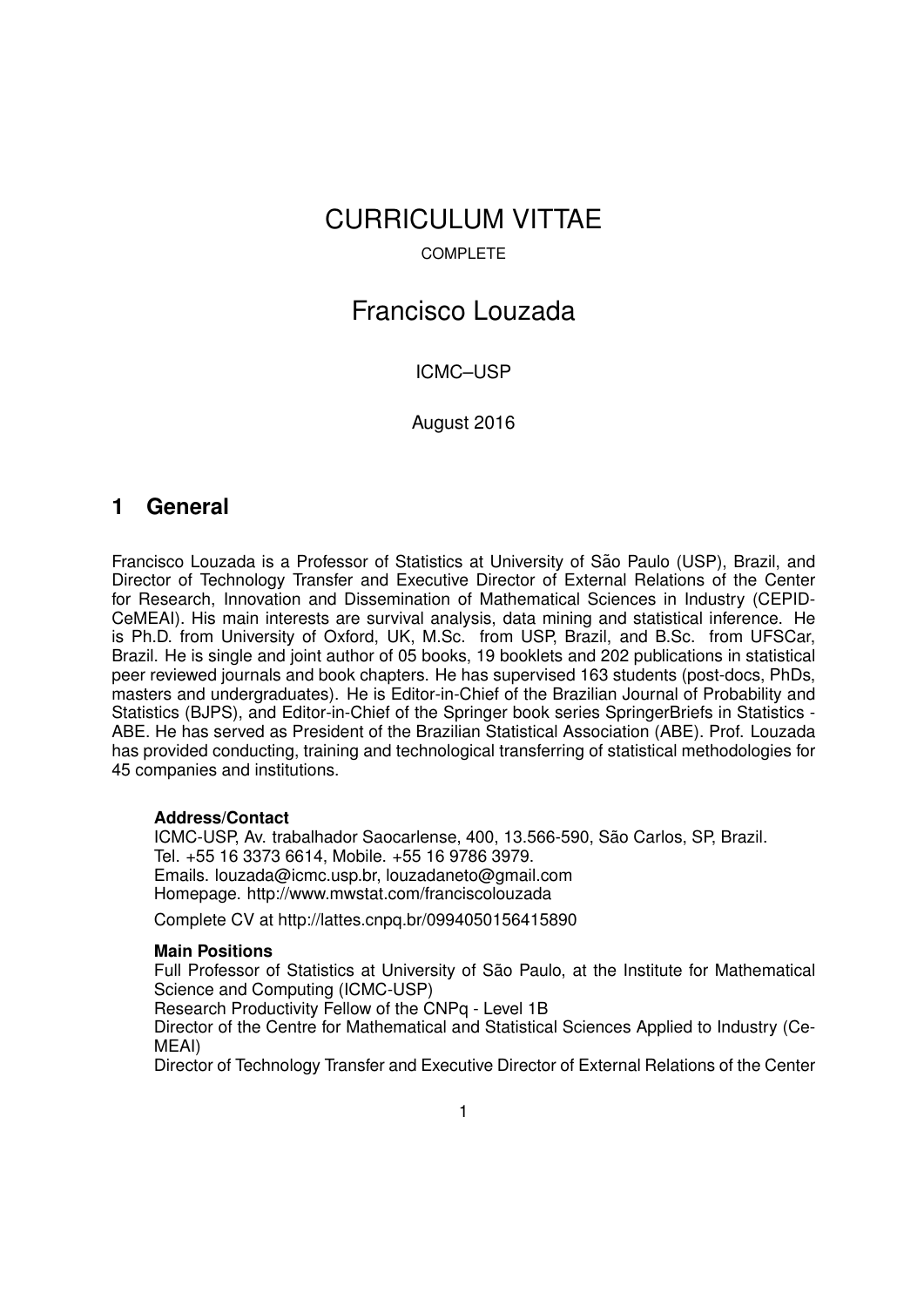# CURRICULUM VITTAE

COMPLETE

# Francisco Louzada

ICMC–USP

August 2016

## 1 General

Francisco Louzada is a Professor of Statistics at University of São Paulo (USP), Brazil, and Director of Technology Transfer and Executive Director of External Relations of the Center for Research, Innovation and Dissemination of Mathematical Sciences in Industry (CEPID-CeMEAI). His main interests are survival analysis, data mining and statistical inference. He is Ph.D. from University of Oxford, UK, M.Sc. from USP, Brazil, and B.Sc. from UFSCar, Brazil. He is single and joint author of 05 books, 19 booklets and 202 publications in statistical peer reviewed journals and book chapters. He has supervised 163 students (post-docs, PhDs, masters and undergraduates). He is Editor-in-Chief of the Brazilian Journal of Probability and Statistics (BJPS), and Editor-in-Chief of the Springer book series SpringerBriefs in Statistics - ABE. He has served as President of the Brazilian Statistical Association (ABE). Prof. Louzada has provided conducting, training and technological transferring of statistical methodologies for 45 companies and institutions.

**Address/Contact**
ICMC-USP, Av. trabalhador Saocarlense, 400, 13.566-590, São Carlos, SP, Brazil.
Tel. +55 16 3373 6614, Mobile. +55 16 9786 3979.
Emails. louzada@icmc.usp.br, louzadaneto@gmail.com
Homepage. http://www.mwstat.com/franciscolouzada

Complete CV at http://lattes.cnpq.br/0994050156415890

**Main Positions**
Full Professor of Statistics at University of São Paulo, at the Institute for Mathematical Science and Computing (ICMC-USP)
Research Productivity Fellow of the CNPq - Level 1B
Director of the Centre for Mathematical and Statistical Sciences Applied to Industry (CeMEAI)
Director of Technology Transfer and Executive Director of External Relations of the Center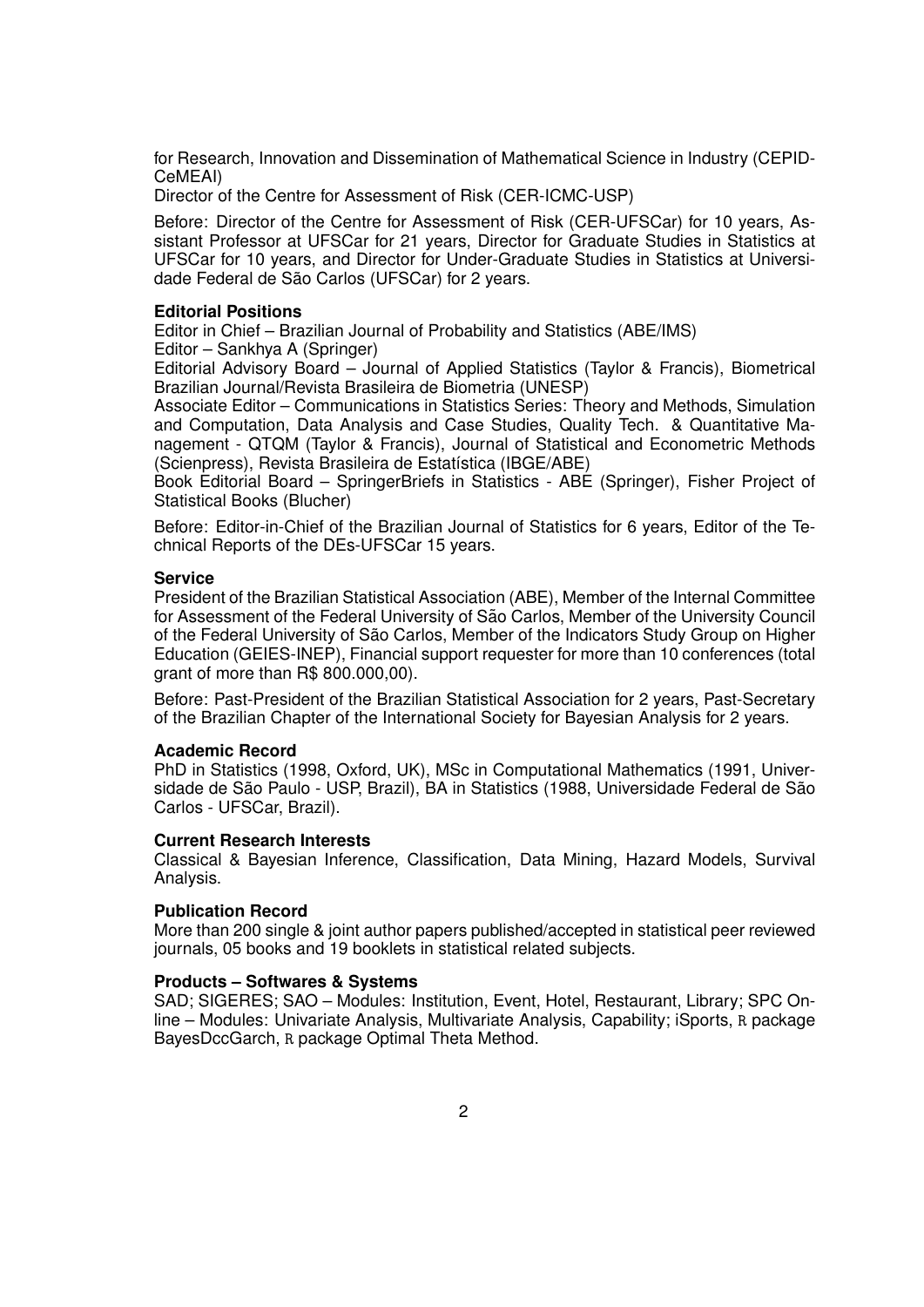for Research, Innovation and Dissemination of Mathematical Science in Industry (CEPID-CeMEAI)
Director of the Centre for Assessment of Risk (CER-ICMC-USP)

Before: Director of the Centre for Assessment of Risk (CER-UFSCar) for 10 years, Assistant Professor at UFSCar for 21 years, Director for Graduate Studies in Statistics at UFSCar for 10 years, and Director for Under-Graduate Studies in Statistics at Universidade Federal de São Carlos (UFSCar) for 2 years.

**Editorial Positions**

Editor in Chief – Brazilian Journal of Probability and Statistics (ABE/IMS)
Editor – Sankhya A (Springer)
Editorial Advisory Board – Journal of Applied Statistics (Taylor & Francis), Biometrical Brazilian Journal/Revista Brasileira de Biometria (UNESP)
Associate Editor – Communications in Statistics Series: Theory and Methods, Simulation and Computation, Data Analysis and Case Studies, Quality Tech. & Quantitative Management - QTQM (Taylor & Francis), Journal of Statistical and Econometric Methods (Scienpress), Revista Brasileira de Estatística (IBGE/ABE)
Book Editorial Board – SpringerBriefs in Statistics - ABE (Springer), Fisher Project of Statistical Books (Blucher)

Before: Editor-in-Chief of the Brazilian Journal of Statistics for 6 years, Editor of the Technical Reports of the DEs-UFSCar 15 years.

**Service**

President of the Brazilian Statistical Association (ABE), Member of the Internal Committee for Assessment of the Federal University of São Carlos, Member of the University Council of the Federal University of São Carlos, Member of the Indicators Study Group on Higher Education (GEIES-INEP), Financial support requester for more than 10 conferences (total grant of more than R$ 800.000,00).

Before: Past-President of the Brazilian Statistical Association for 2 years, Past-Secretary of the Brazilian Chapter of the International Society for Bayesian Analysis for 2 years.

**Academic Record**

PhD in Statistics (1998, Oxford, UK), MSc in Computational Mathematics (1991, Universidade de São Paulo - USP, Brazil), BA in Statistics (1988, Universidade Federal de São Carlos - UFSCar, Brazil).

**Current Research Interests**

Classical & Bayesian Inference, Classification, Data Mining, Hazard Models, Survival Analysis.

**Publication Record**

More than 200 single & joint author papers published/accepted in statistical peer reviewed journals, 05 books and 19 booklets in statistical related subjects.

**Products – Softwares & Systems**

SAD; SIGERES; SAO – Modules: Institution, Event, Hotel, Restaurant, Library; SPC Online – Modules: Univariate Analysis, Multivariate Analysis, Capability; iSports, R package BayesDccGarch, R package Optimal Theta Method.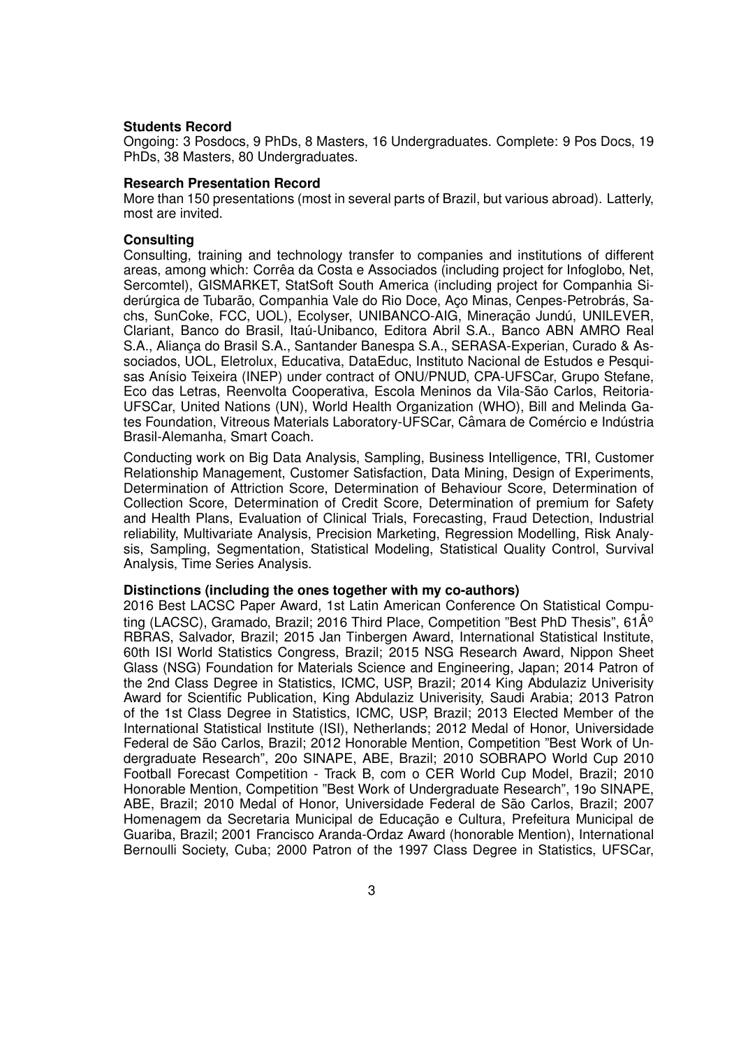**Students Record**

Ongoing: 3 Posdocs, 9 PhDs, 8 Masters, 16 Undergraduates. Complete: 9 Pos Docs, 19 PhDs, 38 Masters, 80 Undergraduates.

**Research Presentation Record**

More than 150 presentations (most in several parts of Brazil, but various abroad). Latterly, most are invited.

**Consulting**

Consulting, training and technology transfer to companies and institutions of different areas, among which: Corrêa da Costa e Associados (including project for Infoglobo, Net, Sercomtel), GISMARKET, StatSoft South America (including project for Companhia Siderúrgica de Tubarão, Companhia Vale do Rio Doce, Aço Minas, Cenpes-Petrobrás, Sachs, SunCoke, FCC, UOL), Ecolyser, UNIBANCO-AIG, Mineração Jundú, UNILEVER, Clariant, Banco do Brasil, Itaú-Unibanco, Editora Abril S.A., Banco ABN AMRO Real S.A., Aliança do Brasil S.A., Santander Banespa S.A., SERASA-Experian, Curado & Associados, UOL, Eletrolux, Educativa, DataEduc, Instituto Nacional de Estudos e Pesquisas Anísio Teixeira (INEP) under contract of ONU/PNUD, CPA-UFSCar, Grupo Stefane, Eco das Letras, Reenvolta Cooperativa, Escola Meninos da Vila-São Carlos, Reitoria-UFSCar, United Nations (UN), World Health Organization (WHO), Bill and Melinda Gates Foundation, Vitreous Materials Laboratory-UFSCar, Câmara de Comércio e Indústria Brasil-Alemanha, Smart Coach.

Conducting work on Big Data Analysis, Sampling, Business Intelligence, TRI, Customer Relationship Management, Customer Satisfaction, Data Mining, Design of Experiments, Determination of Attriction Score, Determination of Behaviour Score, Determination of Collection Score, Determination of Credit Score, Determination of premium for Safety and Health Plans, Evaluation of Clinical Trials, Forecasting, Fraud Detection, Industrial reliability, Multivariate Analysis, Precision Marketing, Regression Modelling, Risk Analysis, Sampling, Segmentation, Statistical Modeling, Statistical Quality Control, Survival Analysis, Time Series Analysis.

**Distinctions (including the ones together with my co-authors)**

2016 Best LACSC Paper Award, 1st Latin American Conference On Statistical Computing (LACSC), Gramado, Brazil; 2016 Third Place, Competition "Best PhD Thesis", 61Âº RBRAS, Salvador, Brazil; 2015 Jan Tinbergen Award, International Statistical Institute, 60th ISI World Statistics Congress, Brazil; 2015 NSG Research Award, Nippon Sheet Glass (NSG) Foundation for Materials Science and Engineering, Japan; 2014 Patron of the 2nd Class Degree in Statistics, ICMC, USP, Brazil; 2014 King Abdulaziz Univerisity Award for Scientific Publication, King Abdulaziz Univerisity, Saudi Arabia; 2013 Patron of the 1st Class Degree in Statistics, ICMC, USP, Brazil; 2013 Elected Member of the International Statistical Institute (ISI), Netherlands; 2012 Medal of Honor, Universidade Federal de São Carlos, Brazil; 2012 Honorable Mention, Competition "Best Work of Undergraduate Research", 20o SINAPE, ABE, Brazil; 2010 SOBRAPO World Cup 2010 Football Forecast Competition - Track B, com o CER World Cup Model, Brazil; 2010 Honorable Mention, Competition "Best Work of Undergraduate Research", 19o SINAPE, ABE, Brazil; 2010 Medal of Honor, Universidade Federal de São Carlos, Brazil; 2007 Homenagem da Secretaria Municipal de Educação e Cultura, Prefeitura Municipal de Guariba, Brazil; 2001 Francisco Aranda-Ordaz Award (honorable Mention), International Bernoulli Society, Cuba; 2000 Patron of the 1997 Class Degree in Statistics, UFSCar,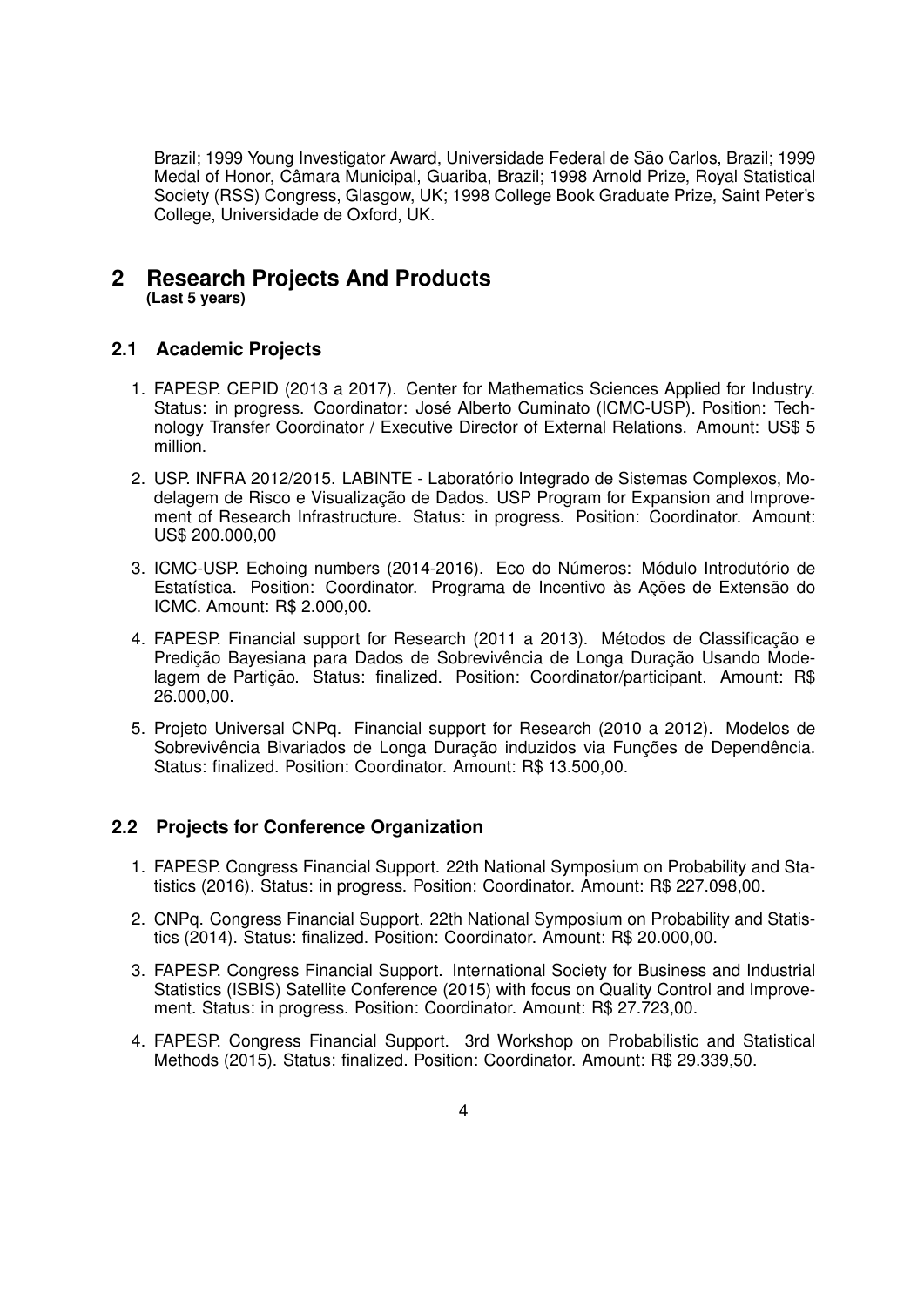Brazil; 1999 Young Investigator Award, Universidade Federal de São Carlos, Brazil; 1999 Medal of Honor, Câmara Municipal, Guariba, Brazil; 1998 Arnold Prize, Royal Statistical Society (RSS) Congress, Glasgow, UK; 1998 College Book Graduate Prize, Saint Peter's College, Universidade de Oxford, UK.

# 2 Research Projects And Products

**(Last 5 years)**

## 2.1 Academic Projects

1. FAPESP. CEPID (2013 a 2017). Center for Mathematics Sciences Applied for Industry. Status: in progress. Coordinator: José Alberto Cuminato (ICMC-USP). Position: Technology Transfer Coordinator / Executive Director of External Relations. Amount: US$ 5 million.
2. USP. INFRA 2012/2015. LABINTE - Laboratório Integrado de Sistemas Complexos, Modelagem de Risco e Visualização de Dados. USP Program for Expansion and Improvement of Research Infrastructure. Status: in progress. Position: Coordinator. Amount: US$ 200.000,00
3. ICMC-USP. Echoing numbers (2014-2016). Eco do Números: Módulo Introdutório de Estatística. Position: Coordinator. Programa de Incentivo às Ações de Extensão do ICMC. Amount: R$ 2.000,00.
4. FAPESP. Financial support for Research (2011 a 2013). Métodos de Classificação e Predição Bayesiana para Dados de Sobrevivência de Longa Duração Usando Modelagem de Partição. Status: finalized. Position: Coordinator/participant. Amount: R$ 26.000,00.
5. Projeto Universal CNPq. Financial support for Research (2010 a 2012). Modelos de Sobrevivência Bivariados de Longa Duração induzidos via Funções de Dependência. Status: finalized. Position: Coordinator. Amount: R$ 13.500,00.

## 2.2 Projects for Conference Organization

1. FAPESP. Congress Financial Support. 22th National Symposium on Probability and Statistics (2016). Status: in progress. Position: Coordinator. Amount: R$ 227.098,00.
2. CNPq. Congress Financial Support. 22th National Symposium on Probability and Statistics (2014). Status: finalized. Position: Coordinator. Amount: R$ 20.000,00.
3. FAPESP. Congress Financial Support. International Society for Business and Industrial Statistics (ISBIS) Satellite Conference (2015) with focus on Quality Control and Improvement. Status: in progress. Position: Coordinator. Amount: R$ 27.723,00.
4. FAPESP. Congress Financial Support. 3rd Workshop on Probabilistic and Statistical Methods (2015). Status: finalized. Position: Coordinator. Amount: R$ 29.339,50.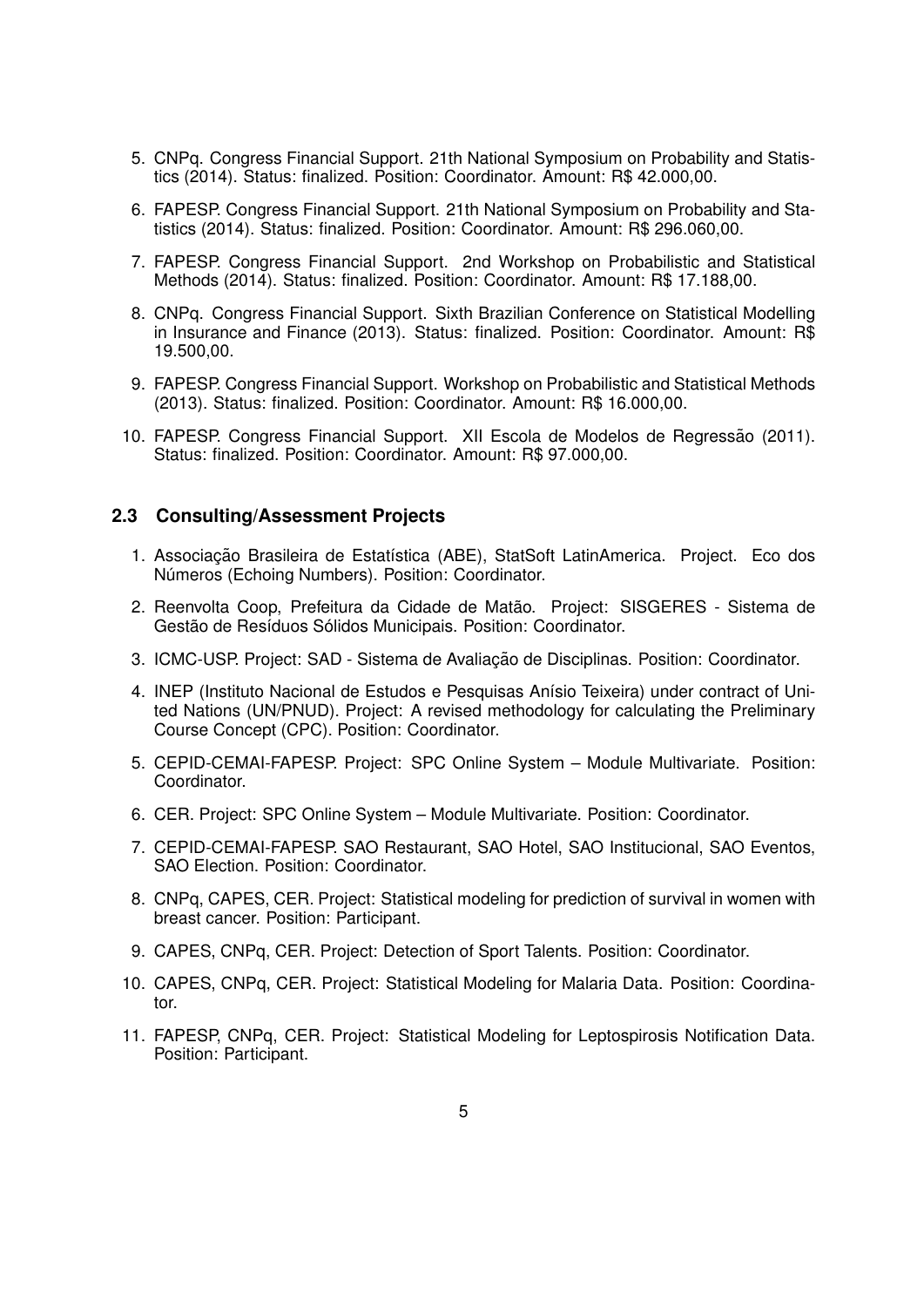5. CNPq. Congress Financial Support. 21th National Symposium on Probability and Statistics (2014). Status: finalized. Position: Coordinator. Amount: R$ 42.000,00.

6. FAPESP. Congress Financial Support. 21th National Symposium on Probability and Statistics (2014). Status: finalized. Position: Coordinator. Amount: R$ 296.060,00.

7. FAPESP. Congress Financial Support. 2nd Workshop on Probabilistic and Statistical Methods (2014). Status: finalized. Position: Coordinator. Amount: R$ 17.188,00.

8. CNPq. Congress Financial Support. Sixth Brazilian Conference on Statistical Modelling in Insurance and Finance (2013). Status: finalized. Position: Coordinator. Amount: R$ 19.500,00.

9. FAPESP. Congress Financial Support. Workshop on Probabilistic and Statistical Methods (2013). Status: finalized. Position: Coordinator. Amount: R$ 16.000,00.

10. FAPESP. Congress Financial Support. XII Escola de Modelos de Regressão (2011). Status: finalized. Position: Coordinator. Amount: R$ 97.000,00.

### 2.3 Consulting/Assessment Projects

1. Associação Brasileira de Estatística (ABE), StatSoft LatinAmerica. Project. Eco dos Números (Echoing Numbers). Position: Coordinator.

2. Reenvolta Coop, Prefeitura da Cidade de Matão. Project: SISGERES - Sistema de Gestão de Resíduos Sólidos Municipais. Position: Coordinator.

3. ICMC-USP. Project: SAD - Sistema de Avaliação de Disciplinas. Position: Coordinator.

4. INEP (Instituto Nacional de Estudos e Pesquisas Anísio Teixeira) under contract of United Nations (UN/PNUD). Project: A revised methodology for calculating the Preliminary Course Concept (CPC). Position: Coordinator.

5. CEPID-CEMAI-FAPESP. Project: SPC Online System – Module Multivariate. Position: Coordinator.

6. CER. Project: SPC Online System – Module Multivariate. Position: Coordinator.

7. CEPID-CEMAI-FAPESP. SAO Restaurant, SAO Hotel, SAO Institucional, SAO Eventos, SAO Election. Position: Coordinator.

8. CNPq, CAPES, CER. Project: Statistical modeling for prediction of survival in women with breast cancer. Position: Participant.

9. CAPES, CNPq, CER. Project: Detection of Sport Talents. Position: Coordinator.

10. CAPES, CNPq, CER. Project: Statistical Modeling for Malaria Data. Position: Coordinator.

11. FAPESP, CNPq, CER. Project: Statistical Modeling for Leptospirosis Notification Data. Position: Participant.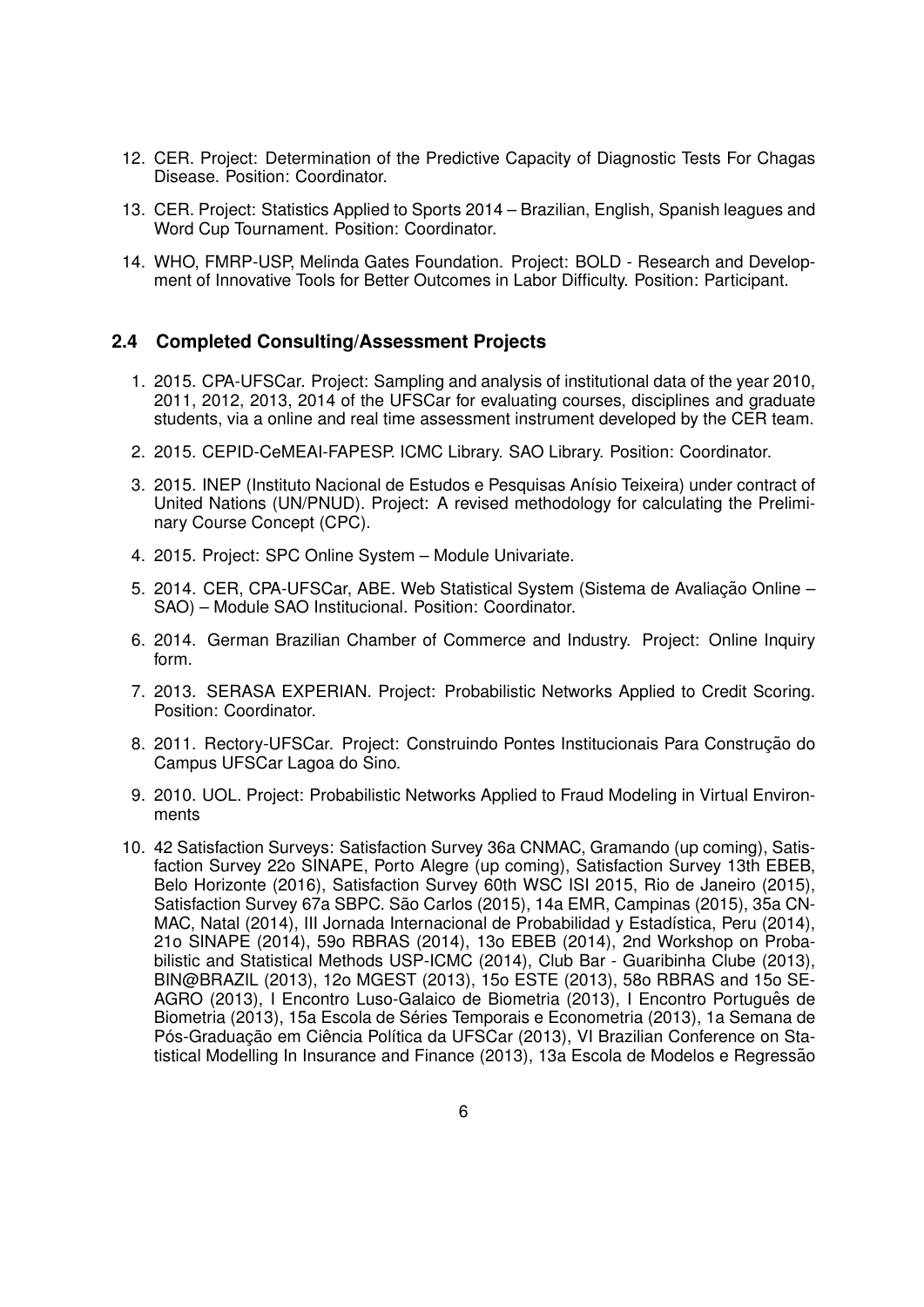12. CER. Project: Determination of the Predictive Capacity of Diagnostic Tests For Chagas Disease. Position: Coordinator.

13. CER. Project: Statistics Applied to Sports 2014 – Brazilian, English, Spanish leagues and Word Cup Tournament. Position: Coordinator.

14. WHO, FMRP-USP, Melinda Gates Foundation. Project: BOLD - Research and Development of Innovative Tools for Better Outcomes in Labor Difficulty. Position: Participant.

### 2.4 Completed Consulting/Assessment Projects

1. 2015. CPA-UFSCar. Project: Sampling and analysis of institutional data of the year 2010, 2011, 2012, 2013, 2014 of the UFSCar for evaluating courses, disciplines and graduate students, via a online and real time assessment instrument developed by the CER team.

2. 2015. CEPID-CeMEAI-FAPESP. ICMC Library. SAO Library. Position: Coordinator.

3. 2015. INEP (Instituto Nacional de Estudos e Pesquisas Anísio Teixeira) under contract of United Nations (UN/PNUD). Project: A revised methodology for calculating the Preliminary Course Concept (CPC).

4. 2015. Project: SPC Online System – Module Univariate.

5. 2014. CER, CPA-UFSCar, ABE. Web Statistical System (Sistema de Avaliação Online – SAO) – Module SAO Institucional. Position: Coordinator.

6. 2014. German Brazilian Chamber of Commerce and Industry. Project: Online Inquiry form.

7. 2013. SERASA EXPERIAN. Project: Probabilistic Networks Applied to Credit Scoring. Position: Coordinator.

8. 2011. Rectory-UFSCar. Project: Construindo Pontes Institucionais Para Construção do Campus UFSCar Lagoa do Sino.

9. 2010. UOL. Project: Probabilistic Networks Applied to Fraud Modeling in Virtual Environments

10. 42 Satisfaction Surveys: Satisfaction Survey 36a CNMAC, Gramando (up coming), Satisfaction Survey 22o SINAPE, Porto Alegre (up coming), Satisfaction Survey 13th EBEB, Belo Horizonte (2016), Satisfaction Survey 60th WSC ISI 2015, Rio de Janeiro (2015), Satisfaction Survey 67a SBPC. São Carlos (2015), 14a EMR, Campinas (2015), 35a CNMAC, Natal (2014), III Jornada Internacional de Probabilidad y Estadística, Peru (2014), 21o SINAPE (2014), 59o RBRAS (2014), 13o EBEB (2014), 2nd Workshop on Probabilistic and Statistical Methods USP-ICMC (2014), Club Bar - Guaribinha Clube (2013), BIN@BRAZIL (2013), 12o MGEST (2013), 15o ESTE (2013), 58o RBRAS and 15o SEAGRO (2013), I Encontro Luso-Galaico de Biometria (2013), I Encontro Português de Biometria (2013), 15a Escola de Séries Temporais e Econometria (2013), 1a Semana de Pós-Graduação em Ciência Política da UFSCar (2013), VI Brazilian Conference on Statistical Modelling In Insurance and Finance (2013), 13a Escola de Modelos e Regressão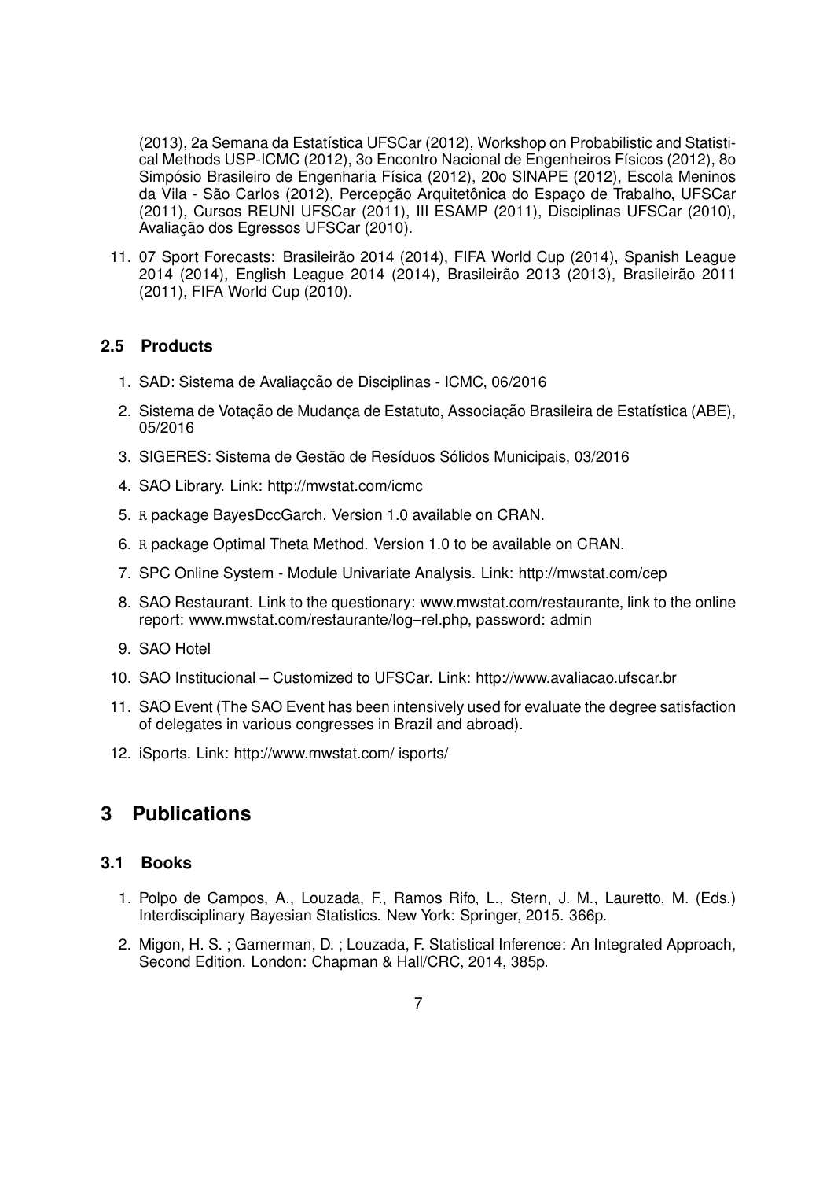(2013), 2a Semana da Estatística UFSCar (2012), Workshop on Probabilistic and Statistical Methods USP-ICMC (2012), 3o Encontro Nacional de Engenheiros Físicos (2012), 8o Simpósio Brasileiro de Engenharia Física (2012), 20o SINAPE (2012), Escola Meninos da Vila - São Carlos (2012), Percepção Arquitetônica do Espaço de Trabalho, UFSCar (2011), Cursos REUNI UFSCar (2011), III ESAMP (2011), Disciplinas UFSCar (2010), Avaliação dos Egressos UFSCar (2010).

11. 07 Sport Forecasts: Brasileirão 2014 (2014), FIFA World Cup (2014), Spanish League 2014 (2014), English League 2014 (2014), Brasileirão 2013 (2013), Brasileirão 2011 (2011), FIFA World Cup (2010).

### 2.5 Products

1. SAD: Sistema de Avaliaçcão de Disciplinas - ICMC, 06/2016
2. Sistema de Votação de Mudança de Estatuto, Associação Brasileira de Estatística (ABE), 05/2016
3. SIGERES: Sistema de Gestão de Resíduos Sólidos Municipais, 03/2016
4. SAO Library. Link: http://mwstat.com/icmc
5. R package BayesDccGarch. Version 1.0 available on CRAN.
6. R package Optimal Theta Method. Version 1.0 to be available on CRAN.
7. SPC Online System - Module Univariate Analysis. Link: http://mwstat.com/cep
8. SAO Restaurant. Link to the questionary: www.mwstat.com/restaurante, link to the online report: www.mwstat.com/restaurante/log–rel.php, password: admin
9. SAO Hotel
10. SAO Institucional – Customized to UFSCar. Link: http://www.avaliacao.ufscar.br
11. SAO Event (The SAO Event has been intensively used for evaluate the degree satisfaction of delegates in various congresses in Brazil and abroad).
12. iSports. Link: http://www.mwstat.com/ isports/

## 3 Publications

### 3.1 Books

1. Polpo de Campos, A., Louzada, F., Ramos Rifo, L., Stern, J. M., Lauretto, M. (Eds.) Interdisciplinary Bayesian Statistics. New York: Springer, 2015. 366p.
2. Migon, H. S. ; Gamerman, D. ; Louzada, F. Statistical Inference: An Integrated Approach, Second Edition. London: Chapman & Hall/CRC, 2014, 385p.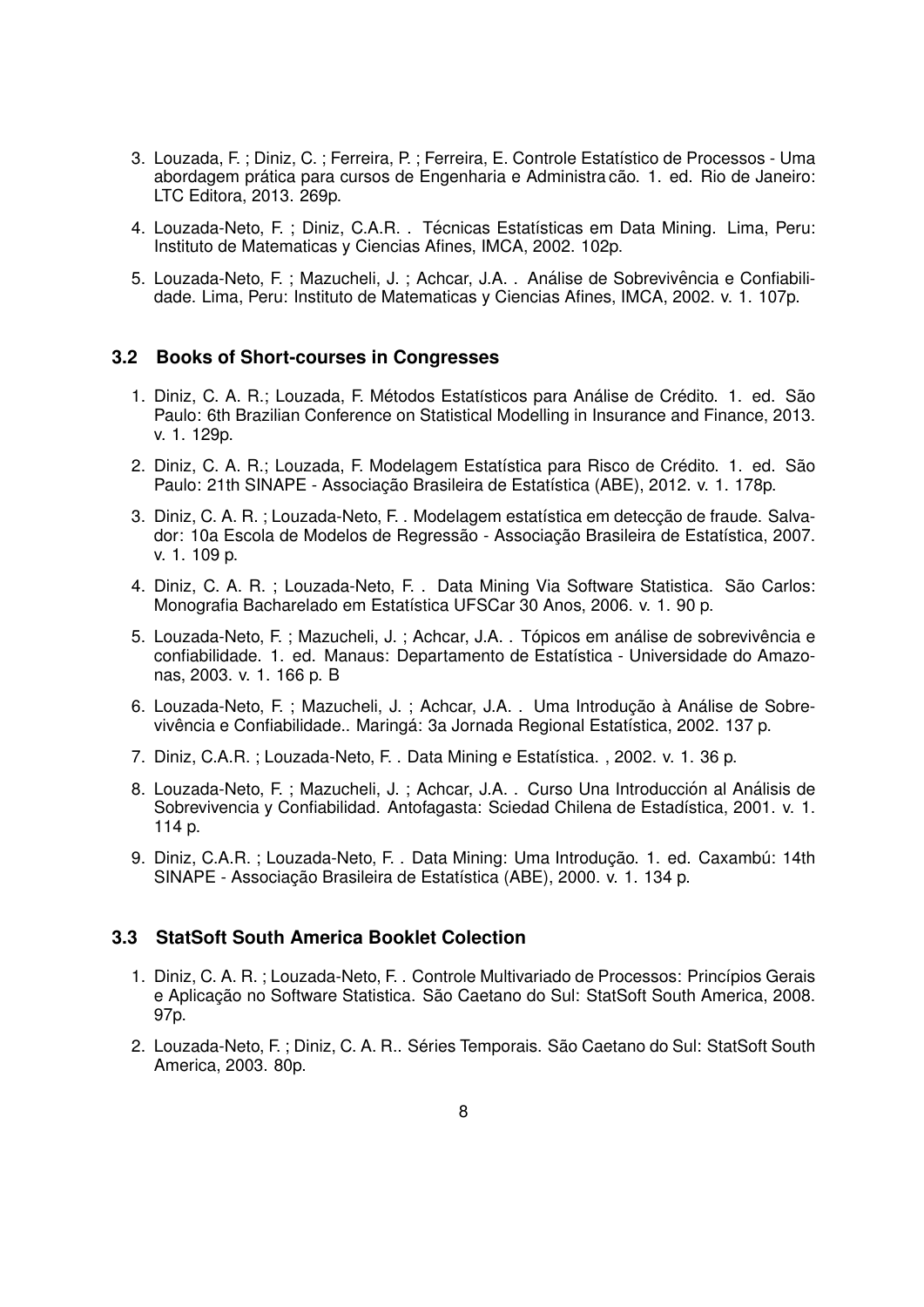3. Louzada, F. ; Diniz, C. ; Ferreira, P. ; Ferreira, E. Controle Estatístico de Processos - Uma abordagem prática para cursos de Engenharia e Administra cão. 1. ed. Rio de Janeiro: LTC Editora, 2013. 269p.

4. Louzada-Neto, F. ; Diniz, C.A.R. . Técnicas Estatísticas em Data Mining. Lima, Peru: Instituto de Matematicas y Ciencias Afines, IMCA, 2002. 102p.

5. Louzada-Neto, F. ; Mazucheli, J. ; Achcar, J.A. . Análise de Sobrevivência e Confiabilidade. Lima, Peru: Instituto de Matematicas y Ciencias Afines, IMCA, 2002. v. 1. 107p.

### 3.2 Books of Short-courses in Congresses

1. Diniz, C. A. R.; Louzada, F. Métodos Estatísticos para Análise de Crédito. 1. ed. São Paulo: 6th Brazilian Conference on Statistical Modelling in Insurance and Finance, 2013. v. 1. 129p.

2. Diniz, C. A. R.; Louzada, F. Modelagem Estatística para Risco de Crédito. 1. ed. São Paulo: 21th SINAPE - Associação Brasileira de Estatística (ABE), 2012. v. 1. 178p.

3. Diniz, C. A. R. ; Louzada-Neto, F. . Modelagem estatística em detecção de fraude. Salvador: 10a Escola de Modelos de Regressão - Associação Brasileira de Estatística, 2007. v. 1. 109 p.

4. Diniz, C. A. R. ; Louzada-Neto, F. . Data Mining Via Software Statistica. São Carlos: Monografia Bacharelado em Estatística UFSCar 30 Anos, 2006. v. 1. 90 p.

5. Louzada-Neto, F. ; Mazucheli, J. ; Achcar, J.A. . Tópicos em análise de sobrevivência e confiabilidade. 1. ed. Manaus: Departamento de Estatística - Universidade do Amazonas, 2003. v. 1. 166 p. B

6. Louzada-Neto, F. ; Mazucheli, J. ; Achcar, J.A. . Uma Introdução à Análise de Sobrevivência e Confiabilidade.. Maringá: 3a Jornada Regional Estatística, 2002. 137 p.

7. Diniz, C.A.R. ; Louzada-Neto, F. . Data Mining e Estatística. , 2002. v. 1. 36 p.

8. Louzada-Neto, F. ; Mazucheli, J. ; Achcar, J.A. . Curso Una Introducción al Análisis de Sobrevivencia y Confiabilidad. Antofagasta: Sciedad Chilena de Estadística, 2001. v. 1. 114 p.

9. Diniz, C.A.R. ; Louzada-Neto, F. . Data Mining: Uma Introdução. 1. ed. Caxambú: 14th SINAPE - Associação Brasileira de Estatística (ABE), 2000. v. 1. 134 p.

### 3.3 StatSoft South America Booklet Colection

1. Diniz, C. A. R. ; Louzada-Neto, F. . Controle Multivariado de Processos: Princípios Gerais e Aplicação no Software Statistica. São Caetano do Sul: StatSoft South America, 2008. 97p.

2. Louzada-Neto, F. ; Diniz, C. A. R.. Séries Temporais. São Caetano do Sul: StatSoft South America, 2003. 80p.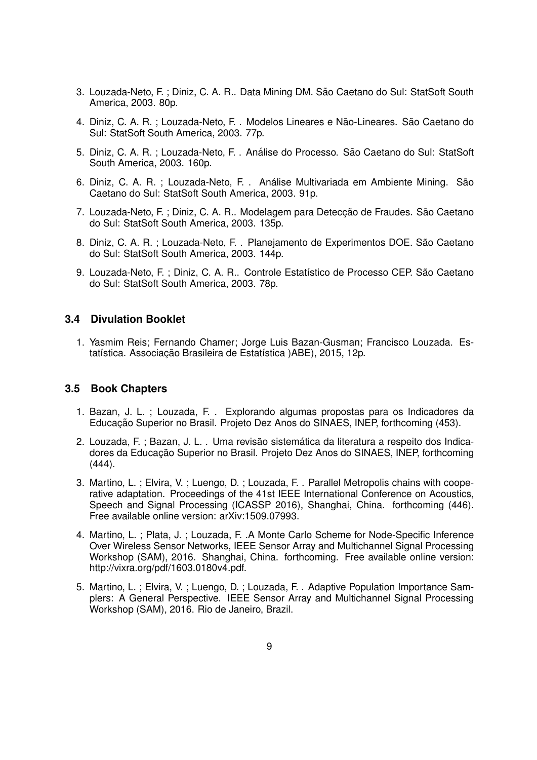3. Louzada-Neto, F. ; Diniz, C. A. R.. Data Mining DM. São Caetano do Sul: StatSoft South America, 2003. 80p.
4. Diniz, C. A. R. ; Louzada-Neto, F. . Modelos Lineares e Não-Lineares. São Caetano do Sul: StatSoft South America, 2003. 77p.
5. Diniz, C. A. R. ; Louzada-Neto, F. . Análise do Processo. São Caetano do Sul: StatSoft South America, 2003. 160p.
6. Diniz, C. A. R. ; Louzada-Neto, F. . Análise Multivariada em Ambiente Mining. São Caetano do Sul: StatSoft South America, 2003. 91p.
7. Louzada-Neto, F. ; Diniz, C. A. R.. Modelagem para Detecção de Fraudes. São Caetano do Sul: StatSoft South America, 2003. 135p.
8. Diniz, C. A. R. ; Louzada-Neto, F. . Planejamento de Experimentos DOE. São Caetano do Sul: StatSoft South America, 2003. 144p.
9. Louzada-Neto, F. ; Diniz, C. A. R.. Controle Estatístico de Processo CEP. São Caetano do Sul: StatSoft South America, 2003. 78p.

### 3.4 Divulation Booklet

1. Yasmim Reis; Fernando Chamer; Jorge Luis Bazan-Gusman; Francisco Louzada. Estatística. Associação Brasileira de Estatística )ABE), 2015, 12p.

### 3.5 Book Chapters

1. Bazan, J. L. ; Louzada, F. . Explorando algumas propostas para os Indicadores da Educação Superior no Brasil. Projeto Dez Anos do SINAES, INEP, forthcoming (453).
2. Louzada, F. ; Bazan, J. L. . Uma revisão sistemática da literatura a respeito dos Indicadores da Educação Superior no Brasil. Projeto Dez Anos do SINAES, INEP, forthcoming (444).
3. Martino, L. ; Elvira, V. ; Luengo, D. ; Louzada, F. . Parallel Metropolis chains with cooperative adaptation. Proceedings of the 41st IEEE International Conference on Acoustics, Speech and Signal Processing (ICASSP 2016), Shanghai, China. forthcoming (446). Free available online version: arXiv:1509.07993.
4. Martino, L. ; Plata, J. ; Louzada, F. .A Monte Carlo Scheme for Node-Specific Inference Over Wireless Sensor Networks, IEEE Sensor Array and Multichannel Signal Processing Workshop (SAM), 2016. Shanghai, China. forthcoming. Free available online version: http://vixra.org/pdf/1603.0180v4.pdf.
5. Martino, L. ; Elvira, V. ; Luengo, D. ; Louzada, F. . Adaptive Population Importance Samplers: A General Perspective. IEEE Sensor Array and Multichannel Signal Processing Workshop (SAM), 2016. Rio de Janeiro, Brazil.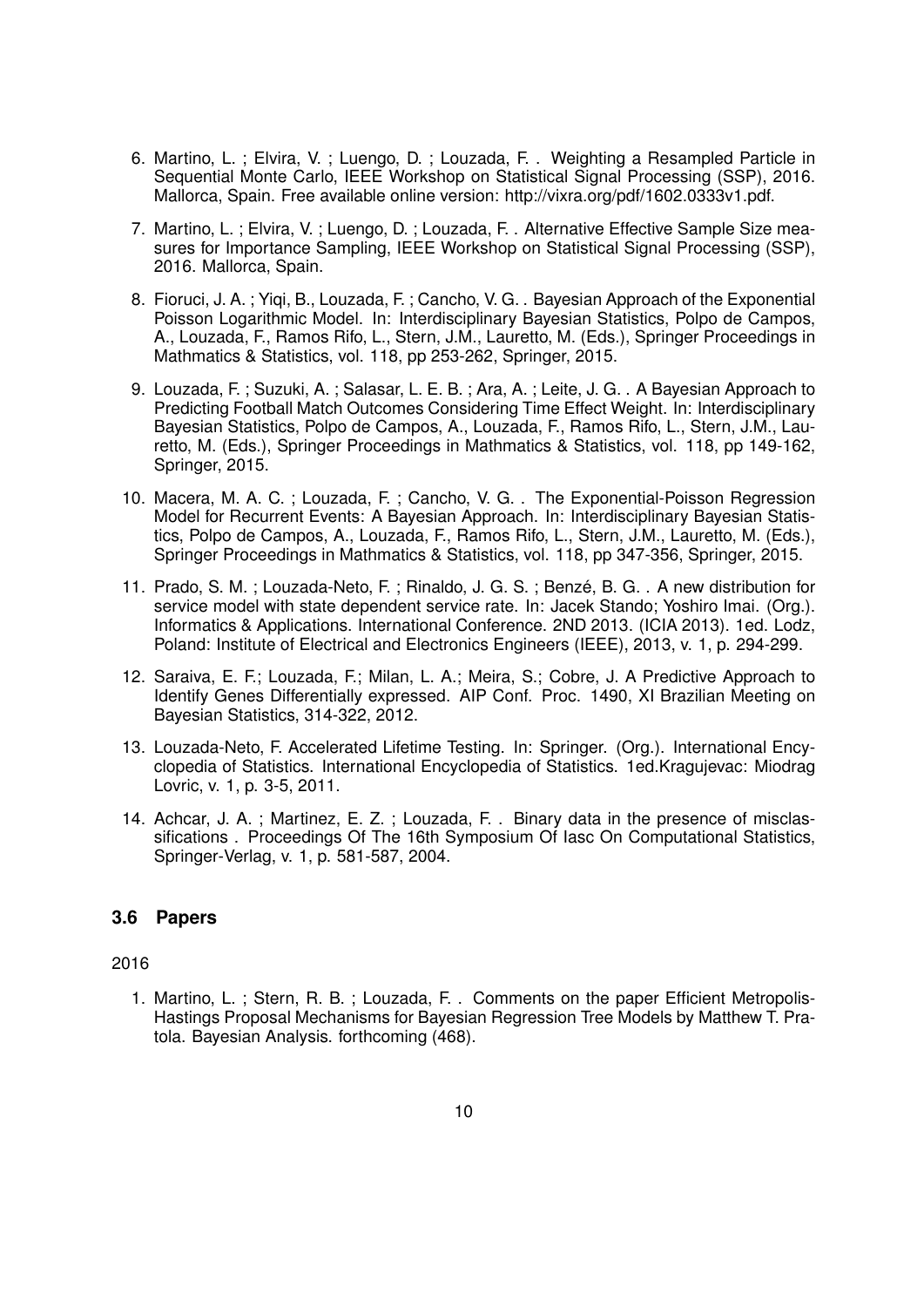6. Martino, L. ; Elvira, V. ; Luengo, D. ; Louzada, F. . Weighting a Resampled Particle in Sequential Monte Carlo, IEEE Workshop on Statistical Signal Processing (SSP), 2016. Mallorca, Spain. Free available online version: http://vixra.org/pdf/1602.0333v1.pdf.

7. Martino, L. ; Elvira, V. ; Luengo, D. ; Louzada, F. . Alternative Effective Sample Size measures for Importance Sampling, IEEE Workshop on Statistical Signal Processing (SSP), 2016. Mallorca, Spain.

8. Fioruci, J. A. ; Yiqi, B., Louzada, F. ; Cancho, V. G. . Bayesian Approach of the Exponential Poisson Logarithmic Model. In: Interdisciplinary Bayesian Statistics, Polpo de Campos, A., Louzada, F., Ramos Rifo, L., Stern, J.M., Lauretto, M. (Eds.), Springer Proceedings in Mathmatics & Statistics, vol. 118, pp 253-262, Springer, 2015.

9. Louzada, F. ; Suzuki, A. ; Salasar, L. E. B. ; Ara, A. ; Leite, J. G. . A Bayesian Approach to Predicting Football Match Outcomes Considering Time Effect Weight. In: Interdisciplinary Bayesian Statistics, Polpo de Campos, A., Louzada, F., Ramos Rifo, L., Stern, J.M., Lauretto, M. (Eds.), Springer Proceedings in Mathmatics & Statistics, vol. 118, pp 149-162, Springer, 2015.

10. Macera, M. A. C. ; Louzada, F. ; Cancho, V. G. . The Exponential-Poisson Regression Model for Recurrent Events: A Bayesian Approach. In: Interdisciplinary Bayesian Statistics, Polpo de Campos, A., Louzada, F., Ramos Rifo, L., Stern, J.M., Lauretto, M. (Eds.), Springer Proceedings in Mathmatics & Statistics, vol. 118, pp 347-356, Springer, 2015.

11. Prado, S. M. ; Louzada-Neto, F. ; Rinaldo, J. G. S. ; Benzé, B. G. . A new distribution for service model with state dependent service rate. In: Jacek Stando; Yoshiro Imai. (Org.). Informatics & Applications. International Conference. 2ND 2013. (ICIA 2013). 1ed. Lodz, Poland: Institute of Electrical and Electronics Engineers (IEEE), 2013, v. 1, p. 294-299.

12. Saraiva, E. F.; Louzada, F.; Milan, L. A.; Meira, S.; Cobre, J. A Predictive Approach to Identify Genes Differentially expressed. AIP Conf. Proc. 1490, XI Brazilian Meeting on Bayesian Statistics, 314-322, 2012.

13. Louzada-Neto, F. Accelerated Lifetime Testing. In: Springer. (Org.). International Encyclopedia of Statistics. International Encyclopedia of Statistics. 1ed.Kragujevac: Miodrag Lovric, v. 1, p. 3-5, 2011.

14. Achcar, J. A. ; Martinez, E. Z. ; Louzada, F. . Binary data in the presence of misclassifications . Proceedings Of The 16th Symposium Of Iasc On Computational Statistics, Springer-Verlag, v. 1, p. 581-587, 2004.

### 3.6 Papers

2016

1. Martino, L. ; Stern, R. B. ; Louzada, F. . Comments on the paper Efficient Metropolis-Hastings Proposal Mechanisms for Bayesian Regression Tree Models by Matthew T. Pratola. Bayesian Analysis. forthcoming (468).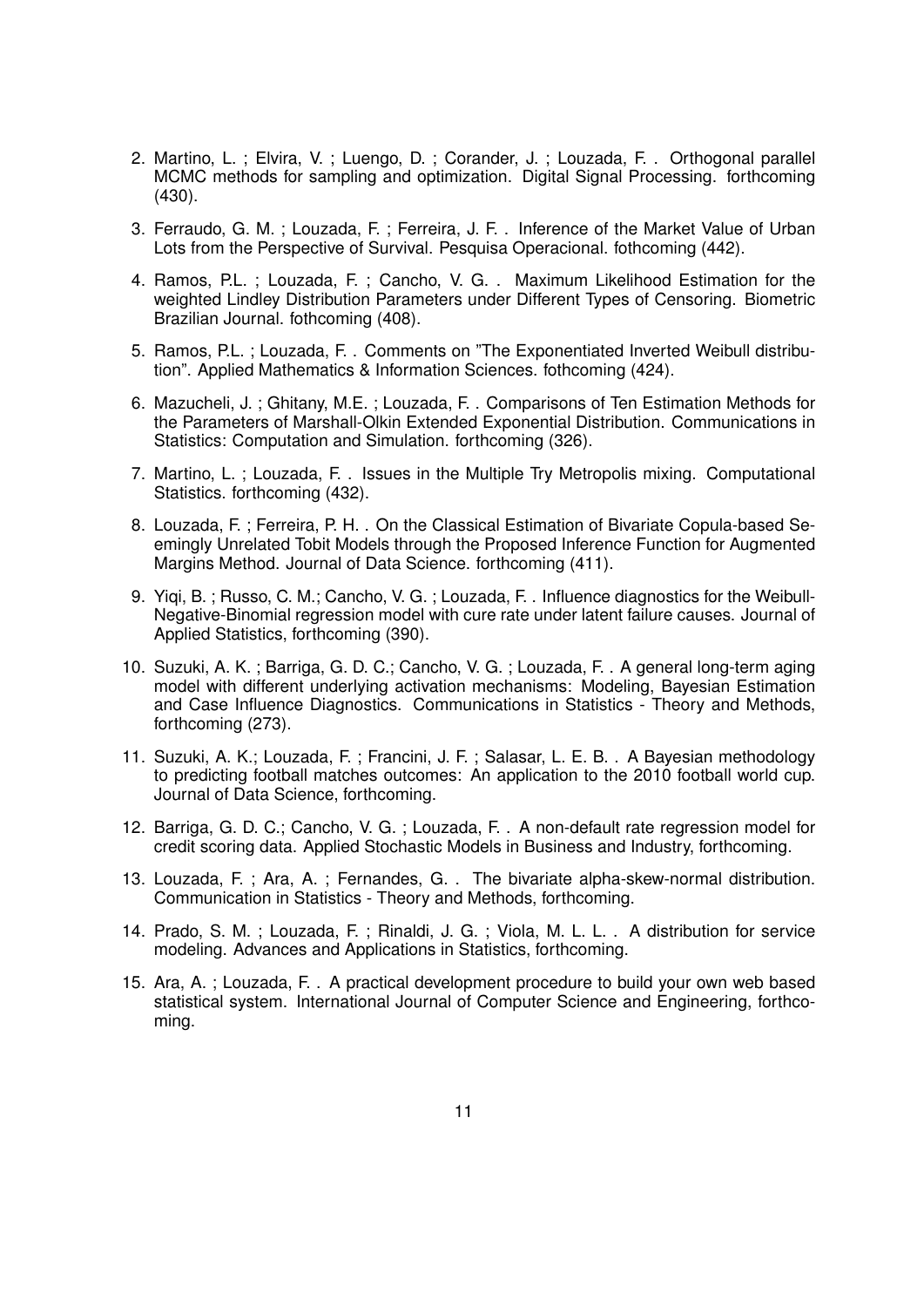2. Martino, L. ; Elvira, V. ; Luengo, D. ; Corander, J. ; Louzada, F. . Orthogonal parallel MCMC methods for sampling and optimization. Digital Signal Processing. forthcoming (430).

3. Ferraudo, G. M. ; Louzada, F. ; Ferreira, J. F. . Inference of the Market Value of Urban Lots from the Perspective of Survival. Pesquisa Operacional. fothcoming (442).

4. Ramos, P.L. ; Louzada, F. ; Cancho, V. G. . Maximum Likelihood Estimation for the weighted Lindley Distribution Parameters under Different Types of Censoring. Biometric Brazilian Journal. fothcoming (408).

5. Ramos, P.L. ; Louzada, F. . Comments on "The Exponentiated Inverted Weibull distribution". Applied Mathematics & Information Sciences. fothcoming (424).

6. Mazucheli, J. ; Ghitany, M.E. ; Louzada, F. . Comparisons of Ten Estimation Methods for the Parameters of Marshall-Olkin Extended Exponential Distribution. Communications in Statistics: Computation and Simulation. forthcoming (326).

7. Martino, L. ; Louzada, F. . Issues in the Multiple Try Metropolis mixing. Computational Statistics. forthcoming (432).

8. Louzada, F. ; Ferreira, P. H. . On the Classical Estimation of Bivariate Copula-based Seemingly Unrelated Tobit Models through the Proposed Inference Function for Augmented Margins Method. Journal of Data Science. forthcoming (411).

9. Yiqi, B. ; Russo, C. M.; Cancho, V. G. ; Louzada, F. . Influence diagnostics for the Weibull-Negative-Binomial regression model with cure rate under latent failure causes. Journal of Applied Statistics, forthcoming (390).

10. Suzuki, A. K. ; Barriga, G. D. C.; Cancho, V. G. ; Louzada, F. . A general long-term aging model with different underlying activation mechanisms: Modeling, Bayesian Estimation and Case Influence Diagnostics. Communications in Statistics - Theory and Methods, forthcoming (273).

11. Suzuki, A. K.; Louzada, F. ; Francini, J. F. ; Salasar, L. E. B. . A Bayesian methodology to predicting football matches outcomes: An application to the 2010 football world cup. Journal of Data Science, forthcoming.

12. Barriga, G. D. C.; Cancho, V. G. ; Louzada, F. . A non-default rate regression model for credit scoring data. Applied Stochastic Models in Business and Industry, forthcoming.

13. Louzada, F. ; Ara, A. ; Fernandes, G. . The bivariate alpha-skew-normal distribution. Communication in Statistics - Theory and Methods, forthcoming.

14. Prado, S. M. ; Louzada, F. ; Rinaldi, J. G. ; Viola, M. L. L. . A distribution for service modeling. Advances and Applications in Statistics, forthcoming.

15. Ara, A. ; Louzada, F. . A practical development procedure to build your own web based statistical system. International Journal of Computer Science and Engineering, forthcoming.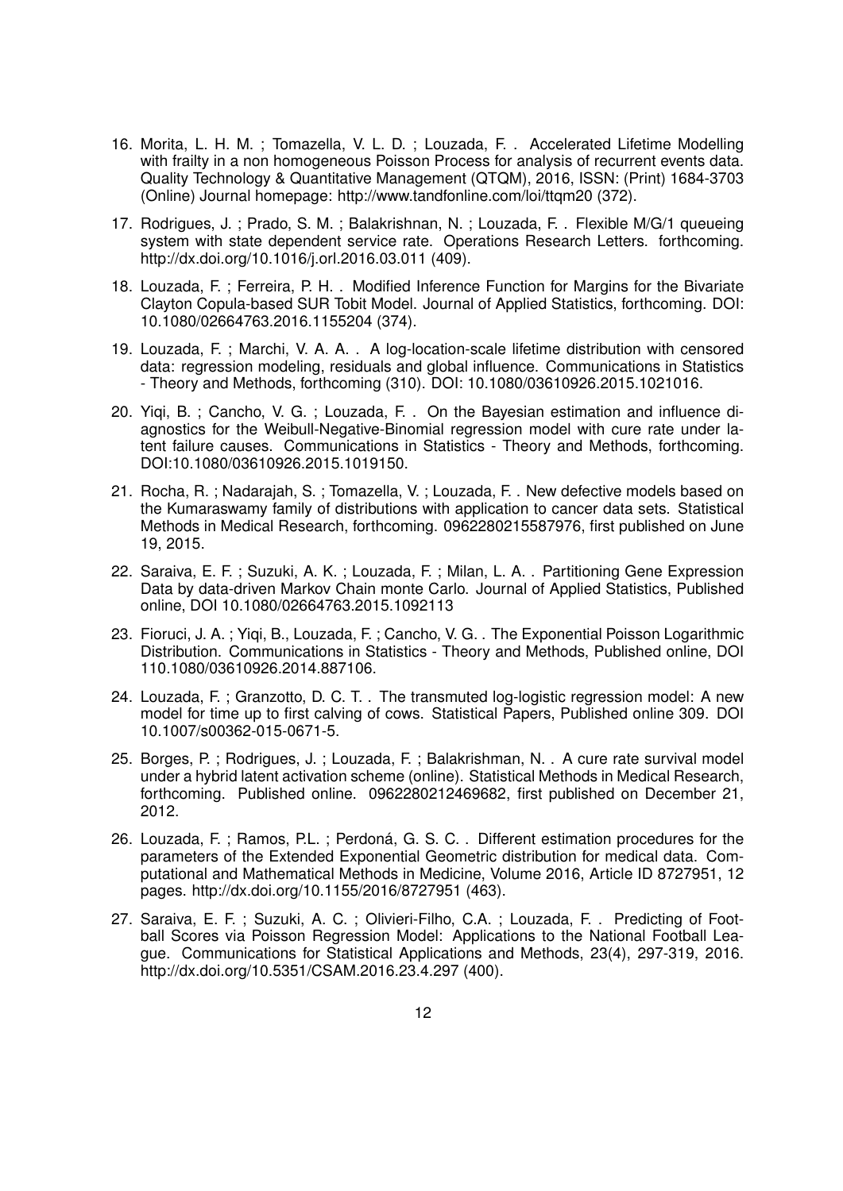16. Morita, L. H. M. ; Tomazella, V. L. D. ; Louzada, F. . Accelerated Lifetime Modelling with frailty in a non homogeneous Poisson Process for analysis of recurrent events data. Quality Technology & Quantitative Management (QTQM), 2016, ISSN: (Print) 1684-3703 (Online) Journal homepage: http://www.tandfonline.com/loi/ttqm20 (372).

17. Rodrigues, J. ; Prado, S. M. ; Balakrishnan, N. ; Louzada, F. . Flexible M/G/1 queueing system with state dependent service rate. Operations Research Letters. forthcoming. http://dx.doi.org/10.1016/j.orl.2016.03.011 (409).

18. Louzada, F. ; Ferreira, P. H. . Modified Inference Function for Margins for the Bivariate Clayton Copula-based SUR Tobit Model. Journal of Applied Statistics, forthcoming. DOI: 10.1080/02664763.2016.1155204 (374).

19. Louzada, F. ; Marchi, V. A. A. . A log-location-scale lifetime distribution with censored data: regression modeling, residuals and global influence. Communications in Statistics - Theory and Methods, forthcoming (310). DOI: 10.1080/03610926.2015.1021016.

20. Yiqi, B. ; Cancho, V. G. ; Louzada, F. . On the Bayesian estimation and influence diagnostics for the Weibull-Negative-Binomial regression model with cure rate under latent failure causes. Communications in Statistics - Theory and Methods, forthcoming. DOI:10.1080/03610926.2015.1019150.

21. Rocha, R. ; Nadarajah, S. ; Tomazella, V. ; Louzada, F. . New defective models based on the Kumaraswamy family of distributions with application to cancer data sets. Statistical Methods in Medical Research, forthcoming. 0962280215587976, first published on June 19, 2015.

22. Saraiva, E. F. ; Suzuki, A. K. ; Louzada, F. ; Milan, L. A. . Partitioning Gene Expression Data by data-driven Markov Chain monte Carlo. Journal of Applied Statistics, Published online, DOI 10.1080/02664763.2015.1092113

23. Fioruci, J. A. ; Yiqi, B., Louzada, F. ; Cancho, V. G. . The Exponential Poisson Logarithmic Distribution. Communications in Statistics - Theory and Methods, Published online, DOI 110.1080/03610926.2014.887106.

24. Louzada, F. ; Granzotto, D. C. T. . The transmuted log-logistic regression model: A new model for time up to first calving of cows. Statistical Papers, Published online 309. DOI 10.1007/s00362-015-0671-5.

25. Borges, P. ; Rodrigues, J. ; Louzada, F. ; Balakrishman, N. . A cure rate survival model under a hybrid latent activation scheme (online). Statistical Methods in Medical Research, forthcoming. Published online. 0962280212469682, first published on December 21, 2012.

26. Louzada, F. ; Ramos, P.L. ; Perdoná, G. S. C. . Different estimation procedures for the parameters of the Extended Exponential Geometric distribution for medical data. Computational and Mathematical Methods in Medicine, Volume 2016, Article ID 8727951, 12 pages. http://dx.doi.org/10.1155/2016/8727951 (463).

27. Saraiva, E. F. ; Suzuki, A. C. ; Olivieri-Filho, C.A. ; Louzada, F. . Predicting of Football Scores via Poisson Regression Model: Applications to the National Football League. Communications for Statistical Applications and Methods, 23(4), 297-319, 2016. http://dx.doi.org/10.5351/CSAM.2016.23.4.297 (400).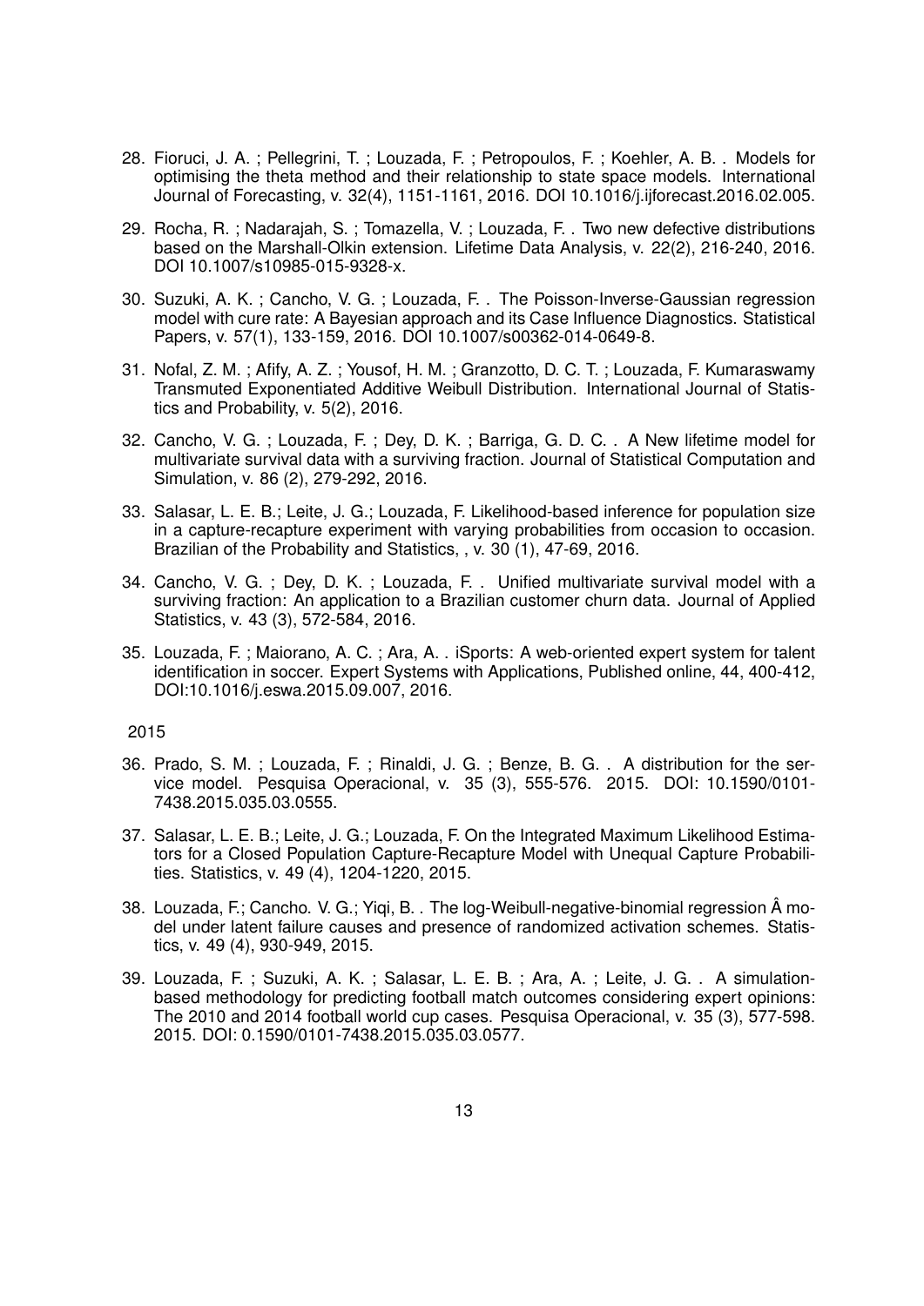28. Fioruci, J. A. ; Pellegrini, T. ; Louzada, F. ; Petropoulos, F. ; Koehler, A. B. . Models for optimising the theta method and their relationship to state space models. International Journal of Forecasting, v. 32(4), 1151-1161, 2016. DOI 10.1016/j.ijforecast.2016.02.005.

29. Rocha, R. ; Nadarajah, S. ; Tomazella, V. ; Louzada, F. . Two new defective distributions based on the Marshall-Olkin extension. Lifetime Data Analysis, v. 22(2), 216-240, 2016. DOI 10.1007/s10985-015-9328-x.

30. Suzuki, A. K. ; Cancho, V. G. ; Louzada, F. . The Poisson-Inverse-Gaussian regression model with cure rate: A Bayesian approach and its Case Influence Diagnostics. Statistical Papers, v. 57(1), 133-159, 2016. DOI 10.1007/s00362-014-0649-8.

31. Nofal, Z. M. ; Afify, A. Z. ; Yousof, H. M. ; Granzotto, D. C. T. ; Louzada, F. Kumaraswamy Transmuted Exponentiated Additive Weibull Distribution. International Journal of Statistics and Probability, v. 5(2), 2016.

32. Cancho, V. G. ; Louzada, F. ; Dey, D. K. ; Barriga, G. D. C. . A New lifetime model for multivariate survival data with a surviving fraction. Journal of Statistical Computation and Simulation, v. 86 (2), 279-292, 2016.

33. Salasar, L. E. B.; Leite, J. G.; Louzada, F. Likelihood-based inference for population size in a capture-recapture experiment with varying probabilities from occasion to occasion. Brazilian of the Probability and Statistics, , v. 30 (1), 47-69, 2016.

34. Cancho, V. G. ; Dey, D. K. ; Louzada, F. . Unified multivariate survival model with a surviving fraction: An application to a Brazilian customer churn data. Journal of Applied Statistics, v. 43 (3), 572-584, 2016.

35. Louzada, F. ; Maiorano, A. C. ; Ara, A. . iSports: A web-oriented expert system for talent identification in soccer. Expert Systems with Applications, Published online, 44, 400-412, DOI:10.1016/j.eswa.2015.09.007, 2016.

2015

36. Prado, S. M. ; Louzada, F. ; Rinaldi, J. G. ; Benze, B. G. . A distribution for the service model. Pesquisa Operacional, v. 35 (3), 555-576. 2015. DOI: 10.1590/0101-7438.2015.035.03.0555.

37. Salasar, L. E. B.; Leite, J. G.; Louzada, F. On the Integrated Maximum Likelihood Estimators for a Closed Population Capture-Recapture Model with Unequal Capture Probabilities. Statistics, v. 49 (4), 1204-1220, 2015.

38. Louzada, F.; Cancho. V. G.; Yiqi, B. . The log-Weibull-negative-binomial regression Â model under latent failure causes and presence of randomized activation schemes. Statistics, v. 49 (4), 930-949, 2015.

39. Louzada, F. ; Suzuki, A. K. ; Salasar, L. E. B. ; Ara, A. ; Leite, J. G. . A simulation-based methodology for predicting football match outcomes considering expert opinions: The 2010 and 2014 football world cup cases. Pesquisa Operacional, v. 35 (3), 577-598. 2015. DOI: 0.1590/0101-7438.2015.035.03.0577.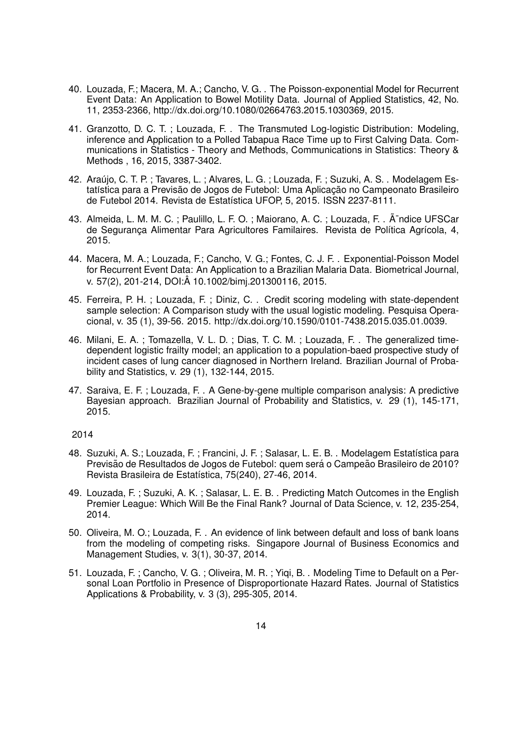40. Louzada, F.; Macera, M. A.; Cancho, V. G. . The Poisson-exponential Model for Recurrent Event Data: An Application to Bowel Motility Data. Journal of Applied Statistics, 42, No. 11, 2353-2366, http://dx.doi.org/10.1080/02664763.2015.1030369, 2015.

41. Granzotto, D. C. T. ; Louzada, F. . The Transmuted Log-logistic Distribution: Modeling, inference and Application to a Polled Tabapua Race Time up to First Calving Data. Communications in Statistics - Theory and Methods, Communications in Statistics: Theory & Methods , 16, 2015, 3387-3402.

42. Araújo, C. T. P. ; Tavares, L. ; Alvares, L. G. ; Louzada, F. ; Suzuki, A. S. . Modelagem Estatística para a Previsão de Jogos de Futebol: Uma Aplicação no Campeonato Brasileiro de Futebol 2014. Revista de Estatística UFOP, 5, 2015. ISSN 2237-8111.

43. Almeida, L. M. M. C. ; Paulillo, L. F. O. ; Maiorano, A. C. ; Louzada, F. . Ã¯ndice UFSCar de Segurança Alimentar Para Agricultores Familaires. Revista de Política Agrícola, 4, 2015.

44. Macera, M. A.; Louzada, F.; Cancho, V. G.; Fontes, C. J. F. . Exponential-Poisson Model for Recurrent Event Data: An Application to a Brazilian Malaria Data. Biometrical Journal, v. 57(2), 201-214, DOI:Â 10.1002/bimj.201300116, 2015.

45. Ferreira, P. H. ; Louzada, F. ; Diniz, C. . Credit scoring modeling with state-dependent sample selection: A Comparison study with the usual logistic modeling. Pesquisa Operacional, v. 35 (1), 39-56. 2015. http://dx.doi.org/10.1590/0101-7438.2015.035.01.0039.

46. Milani, E. A. ; Tomazella, V. L. D. ; Dias, T. C. M. ; Louzada, F. . The generalized time-dependent logistic frailty model; an application to a population-baed prospective study of incident cases of lung cancer diagnosed in Northern Ireland. Brazilian Journal of Probability and Statistics, v. 29 (1), 132-144, 2015.

47. Saraiva, E. F. ; Louzada, F. . A Gene-by-gene multiple comparison analysis: A predictive Bayesian approach. Brazilian Journal of Probability and Statistics, v. 29 (1), 145-171, 2015.

2014

48. Suzuki, A. S.; Louzada, F. ; Francini, J. F. ; Salasar, L. E. B. . Modelagem Estatística para Previsão de Resultados de Jogos de Futebol: quem será o Campeão Brasileiro de 2010? Revista Brasileira de Estatística, 75(240), 27-46, 2014.

49. Louzada, F. ; Suzuki, A. K. ; Salasar, L. E. B. . Predicting Match Outcomes in the English Premier League: Which Will Be the Final Rank? Journal of Data Science, v. 12, 235-254, 2014.

50. Oliveira, M. O.; Louzada, F. . An evidence of link between default and loss of bank loans from the modeling of competing risks. Singapore Journal of Business Economics and Management Studies, v. 3(1), 30-37, 2014.

51. Louzada, F. ; Cancho, V. G. ; Oliveira, M. R. ; Yiqi, B. . Modeling Time to Default on a Personal Loan Portfolio in Presence of Disproportionate Hazard Rates. Journal of Statistics Applications & Probability, v. 3 (3), 295-305, 2014.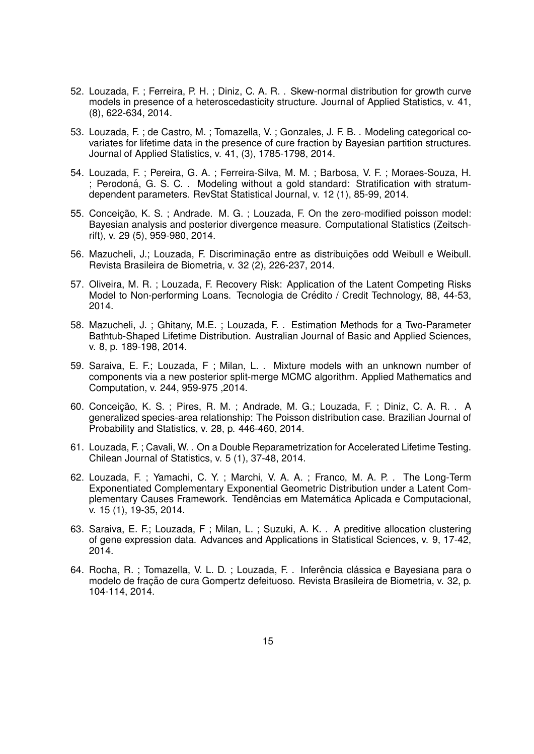52. Louzada, F. ; Ferreira, P. H. ; Diniz, C. A. R. . Skew-normal distribution for growth curve models in presence of a heteroscedasticity structure. Journal of Applied Statistics, v. 41, (8), 622-634, 2014.

53. Louzada, F. ; de Castro, M. ; Tomazella, V. ; Gonzales, J. F. B. . Modeling categorical covariates for lifetime data in the presence of cure fraction by Bayesian partition structures. Journal of Applied Statistics, v. 41, (3), 1785-1798, 2014.

54. Louzada, F. ; Pereira, G. A. ; Ferreira-Silva, M. M. ; Barbosa, V. F. ; Moraes-Souza, H. ; Perodoná, G. S. C. . Modeling without a gold standard: Stratification with stratum-dependent parameters. RevStat Statistical Journal, v. 12 (1), 85-99, 2014.

55. Conceição, K. S. ; Andrade. M. G. ; Louzada, F. On the zero-modified poisson model: Bayesian analysis and posterior divergence measure. Computational Statistics (Zeitschrift), v. 29 (5), 959-980, 2014.

56. Mazucheli, J.; Louzada, F. Discriminação entre as distribuições odd Weibull e Weibull. Revista Brasileira de Biometria, v. 32 (2), 226-237, 2014.

57. Oliveira, M. R. ; Louzada, F. Recovery Risk: Application of the Latent Competing Risks Model to Non-performing Loans. Tecnologia de Crédito / Credit Technology, 88, 44-53, 2014.

58. Mazucheli, J. ; Ghitany, M.E. ; Louzada, F. . Estimation Methods for a Two-Parameter Bathtub-Shaped Lifetime Distribution. Australian Journal of Basic and Applied Sciences, v. 8, p. 189-198, 2014.

59. Saraiva, E. F.; Louzada, F ; Milan, L. . Mixture models with an unknown number of components via a new posterior split-merge MCMC algorithm. Applied Mathematics and Computation, v. 244, 959-975 ,2014.

60. Conceição, K. S. ; Pires, R. M. ; Andrade, M. G.; Louzada, F. ; Diniz, C. A. R. . A generalized species-area relationship: The Poisson distribution case. Brazilian Journal of Probability and Statistics, v. 28, p. 446-460, 2014.

61. Louzada, F. ; Cavali, W. . On a Double Reparametrization for Accelerated Lifetime Testing. Chilean Journal of Statistics, v. 5 (1), 37-48, 2014.

62. Louzada, F. ; Yamachi, C. Y. ; Marchi, V. A. A. ; Franco, M. A. P. . The Long-Term Exponentiated Complementary Exponential Geometric Distribution under a Latent Complementary Causes Framework. Tendências em Matemática Aplicada e Computacional, v. 15 (1), 19-35, 2014.

63. Saraiva, E. F.; Louzada, F ; Milan, L. ; Suzuki, A. K. . A preditive allocation clustering of gene expression data. Advances and Applications in Statistical Sciences, v. 9, 17-42, 2014.

64. Rocha, R. ; Tomazella, V. L. D. ; Louzada, F. . Inferência clássica e Bayesiana para o modelo de fração de cura Gompertz defeituoso. Revista Brasileira de Biometria, v. 32, p. 104-114, 2014.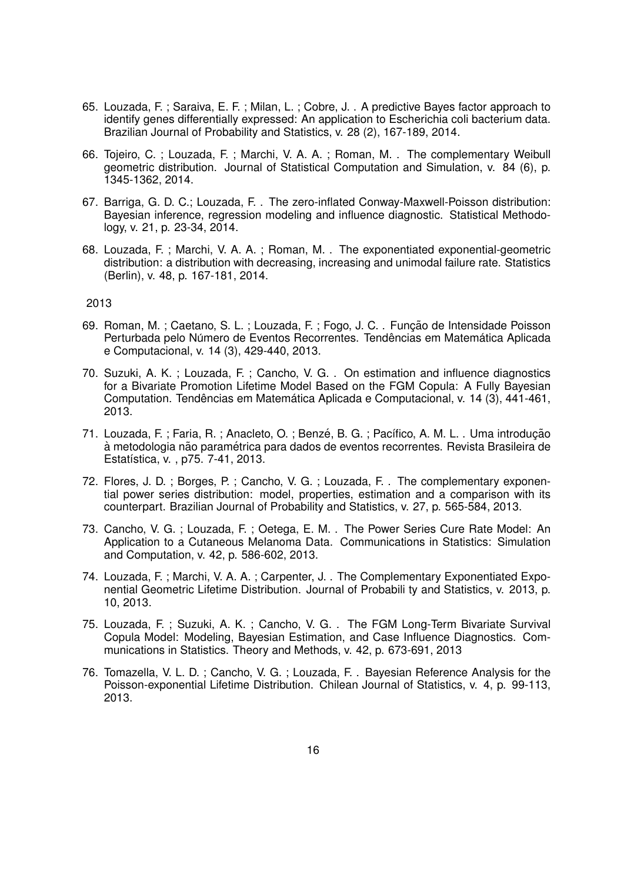65. Louzada, F. ; Saraiva, E. F. ; Milan, L. ; Cobre, J. . A predictive Bayes factor approach to identify genes differentially expressed: An application to Escherichia coli bacterium data. Brazilian Journal of Probability and Statistics, v. 28 (2), 167-189, 2014.

66. Tojeiro, C. ; Louzada, F. ; Marchi, V. A. A. ; Roman, M. . The complementary Weibull geometric distribution. Journal of Statistical Computation and Simulation, v. 84 (6), p. 1345-1362, 2014.

67. Barriga, G. D. C.; Louzada, F. . The zero-inflated Conway-Maxwell-Poisson distribution: Bayesian inference, regression modeling and influence diagnostic. Statistical Methodology, v. 21, p. 23-34, 2014.

68. Louzada, F. ; Marchi, V. A. A. ; Roman, M. . The exponentiated exponential-geometric distribution: a distribution with decreasing, increasing and unimodal failure rate. Statistics (Berlin), v. 48, p. 167-181, 2014.

2013

69. Roman, M. ; Caetano, S. L. ; Louzada, F. ; Fogo, J. C. . Função de Intensidade Poisson Perturbada pelo Número de Eventos Recorrentes. Tendências em Matemática Aplicada e Computacional, v. 14 (3), 429-440, 2013.

70. Suzuki, A. K. ; Louzada, F. ; Cancho, V. G. . On estimation and influence diagnostics for a Bivariate Promotion Lifetime Model Based on the FGM Copula: A Fully Bayesian Computation. Tendências em Matemática Aplicada e Computacional, v. 14 (3), 441-461, 2013.

71. Louzada, F. ; Faria, R. ; Anacleto, O. ; Benzé, B. G. ; Pacífico, A. M. L. . Uma introdução à metodologia não paramétrica para dados de eventos recorrentes. Revista Brasileira de Estatística, v. , p75. 7-41, 2013.

72. Flores, J. D. ; Borges, P. ; Cancho, V. G. ; Louzada, F. . The complementary exponential power series distribution: model, properties, estimation and a comparison with its counterpart. Brazilian Journal of Probability and Statistics, v. 27, p. 565-584, 2013.

73. Cancho, V. G. ; Louzada, F. ; Oetega, E. M. . The Power Series Cure Rate Model: An Application to a Cutaneous Melanoma Data. Communications in Statistics: Simulation and Computation, v. 42, p. 586-602, 2013.

74. Louzada, F. ; Marchi, V. A. A. ; Carpenter, J. . The Complementary Exponentiated Exponential Geometric Lifetime Distribution. Journal of Probabili ty and Statistics, v. 2013, p. 10, 2013.

75. Louzada, F. ; Suzuki, A. K. ; Cancho, V. G. . The FGM Long-Term Bivariate Survival Copula Model: Modeling, Bayesian Estimation, and Case Influence Diagnostics. Communications in Statistics. Theory and Methods, v. 42, p. 673-691, 2013

76. Tomazella, V. L. D. ; Cancho, V. G. ; Louzada, F. . Bayesian Reference Analysis for the Poisson-exponential Lifetime Distribution. Chilean Journal of Statistics, v. 4, p. 99-113, 2013.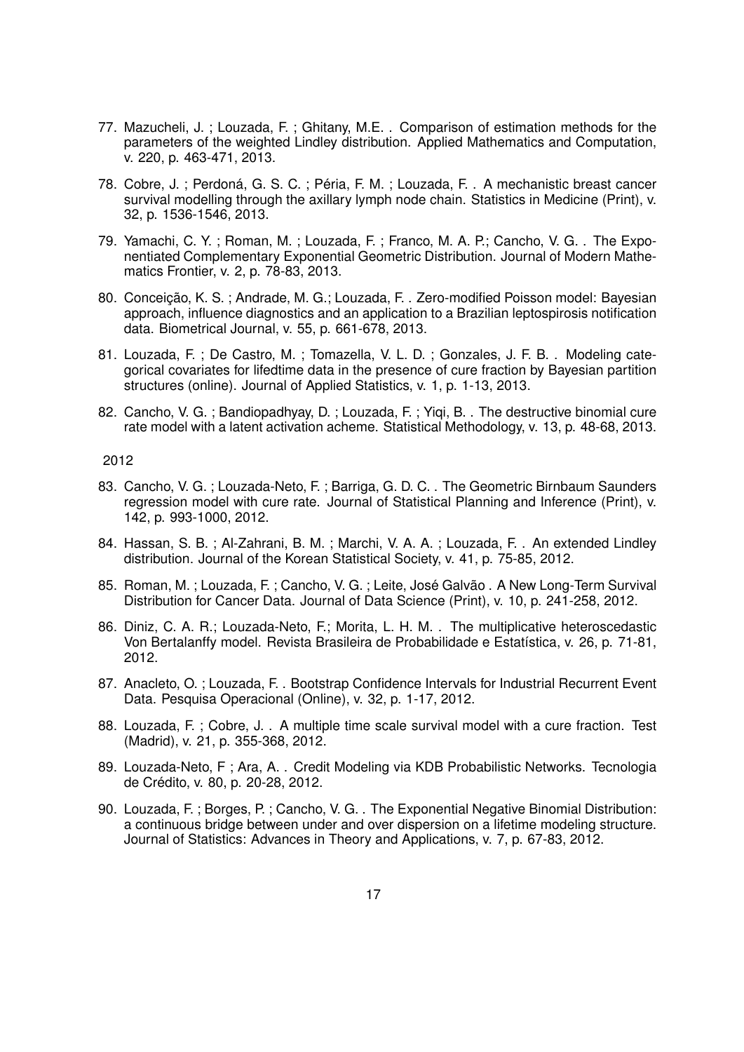77. Mazucheli, J. ; Louzada, F. ; Ghitany, M.E. . Comparison of estimation methods for the parameters of the weighted Lindley distribution. Applied Mathematics and Computation, v. 220, p. 463-471, 2013.

78. Cobre, J. ; Perdoná, G. S. C. ; Péria, F. M. ; Louzada, F. . A mechanistic breast cancer survival modelling through the axillary lymph node chain. Statistics in Medicine (Print), v. 32, p. 1536-1546, 2013.

79. Yamachi, C. Y. ; Roman, M. ; Louzada, F. ; Franco, M. A. P.; Cancho, V. G. . The Exponentiated Complementary Exponential Geometric Distribution. Journal of Modern Mathematics Frontier, v. 2, p. 78-83, 2013.

80. Conceição, K. S. ; Andrade, M. G.; Louzada, F. . Zero-modified Poisson model: Bayesian approach, influence diagnostics and an application to a Brazilian leptospirosis notification data. Biometrical Journal, v. 55, p. 661-678, 2013.

81. Louzada, F. ; De Castro, M. ; Tomazella, V. L. D. ; Gonzales, J. F. B. . Modeling categorical covariates for lifedtime data in the presence of cure fraction by Bayesian partition structures (online). Journal of Applied Statistics, v. 1, p. 1-13, 2013.

82. Cancho, V. G. ; Bandiopadhyay, D. ; Louzada, F. ; Yiqi, B. . The destructive binomial cure rate model with a latent activation acheme. Statistical Methodology, v. 13, p. 48-68, 2013.

2012

83. Cancho, V. G. ; Louzada-Neto, F. ; Barriga, G. D. C. . The Geometric Birnbaum Saunders regression model with cure rate. Journal of Statistical Planning and Inference (Print), v. 142, p. 993-1000, 2012.

84. Hassan, S. B. ; Al-Zahrani, B. M. ; Marchi, V. A. A. ; Louzada, F. . An extended Lindley distribution. Journal of the Korean Statistical Society, v. 41, p. 75-85, 2012.

85. Roman, M. ; Louzada, F. ; Cancho, V. G. ; Leite, José Galvão . A New Long-Term Survival Distribution for Cancer Data. Journal of Data Science (Print), v. 10, p. 241-258, 2012.

86. Diniz, C. A. R.; Louzada-Neto, F.; Morita, L. H. M. . The multiplicative heteroscedastic Von Bertalanffy model. Revista Brasileira de Probabilidade e Estatística, v. 26, p. 71-81, 2012.

87. Anacleto, O. ; Louzada, F. . Bootstrap Confidence Intervals for Industrial Recurrent Event Data. Pesquisa Operacional (Online), v. 32, p. 1-17, 2012.

88. Louzada, F. ; Cobre, J. . A multiple time scale survival model with a cure fraction. Test (Madrid), v. 21, p. 355-368, 2012.

89. Louzada-Neto, F ; Ara, A. . Credit Modeling via KDB Probabilistic Networks. Tecnologia de Crédito, v. 80, p. 20-28, 2012.

90. Louzada, F. ; Borges, P. ; Cancho, V. G. . The Exponential Negative Binomial Distribution: a continuous bridge between under and over dispersion on a lifetime modeling structure. Journal of Statistics: Advances in Theory and Applications, v. 7, p. 67-83, 2012.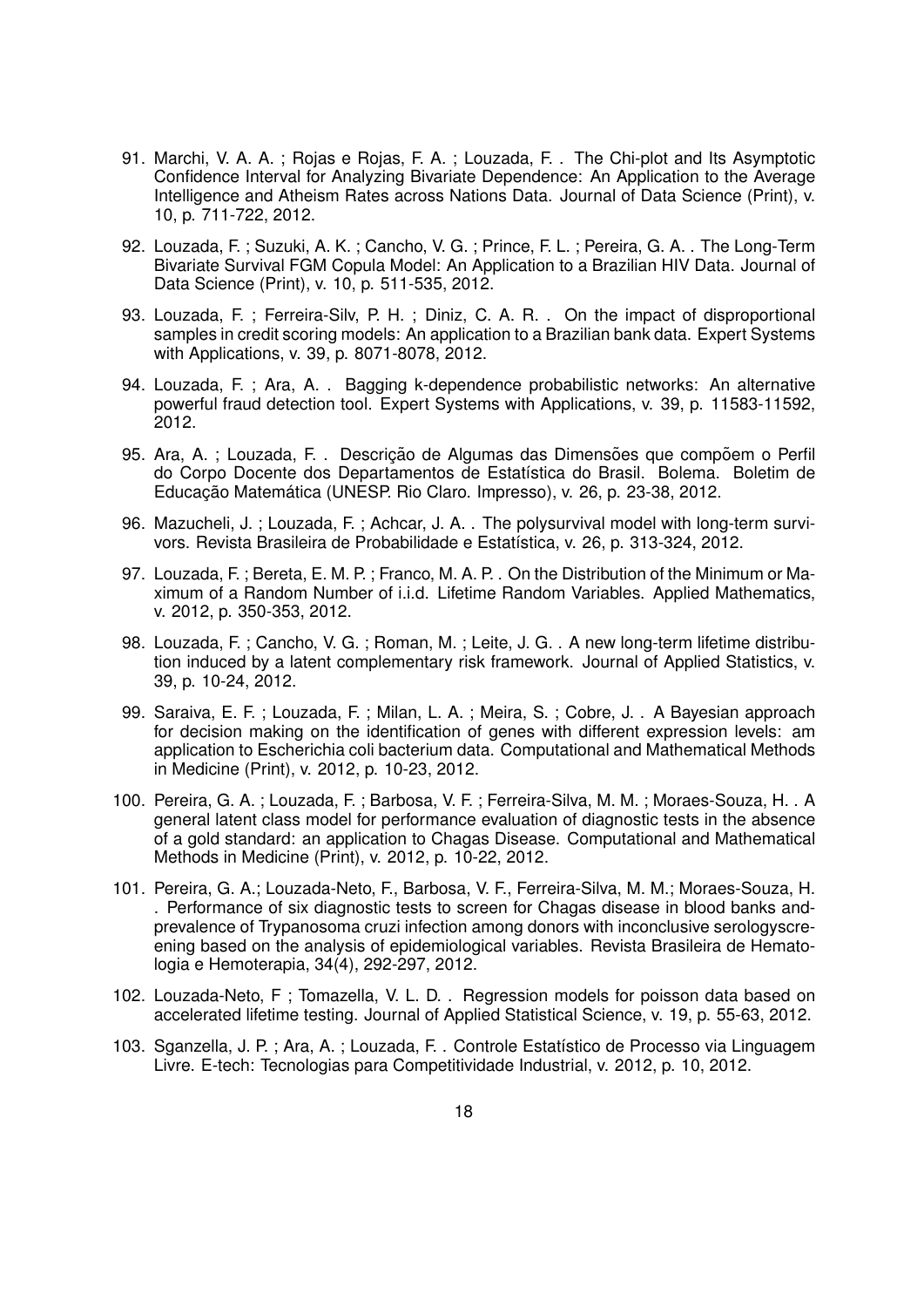91. Marchi, V. A. A. ; Rojas e Rojas, F. A. ; Louzada, F. . The Chi-plot and Its Asymptotic Confidence Interval for Analyzing Bivariate Dependence: An Application to the Average Intelligence and Atheism Rates across Nations Data. Journal of Data Science (Print), v. 10, p. 711-722, 2012.

92. Louzada, F. ; Suzuki, A. K. ; Cancho, V. G. ; Prince, F. L. ; Pereira, G. A. . The Long-Term Bivariate Survival FGM Copula Model: An Application to a Brazilian HIV Data. Journal of Data Science (Print), v. 10, p. 511-535, 2012.

93. Louzada, F. ; Ferreira-Silv, P. H. ; Diniz, C. A. R. . On the impact of disproportional samples in credit scoring models: An application to a Brazilian bank data. Expert Systems with Applications, v. 39, p. 8071-8078, 2012.

94. Louzada, F. ; Ara, A. . Bagging k-dependence probabilistic networks: An alternative powerful fraud detection tool. Expert Systems with Applications, v. 39, p. 11583-11592, 2012.

95. Ara, A. ; Louzada, F. . Descrição de Algumas das Dimensões que compõem o Perfil do Corpo Docente dos Departamentos de Estatística do Brasil. Bolema. Boletim de Educação Matemática (UNESP. Rio Claro. Impresso), v. 26, p. 23-38, 2012.

96. Mazucheli, J. ; Louzada, F. ; Achcar, J. A. . The polysurvival model with long-term survivors. Revista Brasileira de Probabilidade e Estatística, v. 26, p. 313-324, 2012.

97. Louzada, F. ; Bereta, E. M. P. ; Franco, M. A. P. . On the Distribution of the Minimum or Maximum of a Random Number of i.i.d. Lifetime Random Variables. Applied Mathematics, v. 2012, p. 350-353, 2012.

98. Louzada, F. ; Cancho, V. G. ; Roman, M. ; Leite, J. G. . A new long-term lifetime distribution induced by a latent complementary risk framework. Journal of Applied Statistics, v. 39, p. 10-24, 2012.

99. Saraiva, E. F. ; Louzada, F. ; Milan, L. A. ; Meira, S. ; Cobre, J. . A Bayesian approach for decision making on the identification of genes with different expression levels: am application to Escherichia coli bacterium data. Computational and Mathematical Methods in Medicine (Print), v. 2012, p. 10-23, 2012.

100. Pereira, G. A. ; Louzada, F. ; Barbosa, V. F. ; Ferreira-Silva, M. M. ; Moraes-Souza, H. . A general latent class model for performance evaluation of diagnostic tests in the absence of a gold standard: an application to Chagas Disease. Computational and Mathematical Methods in Medicine (Print), v. 2012, p. 10-22, 2012.

101. Pereira, G. A.; Louzada-Neto, F., Barbosa, V. F., Ferreira-Silva, M. M.; Moraes-Souza, H. . Performance of six diagnostic tests to screen for Chagas disease in blood banks andprevalence of Trypanosoma cruzi infection among donors with inconclusive serologyscreening based on the analysis of epidemiological variables. Revista Brasileira de Hematologia e Hemoterapia, 34(4), 292-297, 2012.

102. Louzada-Neto, F ; Tomazella, V. L. D. . Regression models for poisson data based on accelerated lifetime testing. Journal of Applied Statistical Science, v. 19, p. 55-63, 2012.

103. Sganzella, J. P. ; Ara, A. ; Louzada, F. . Controle Estatístico de Processo via Linguagem Livre. E-tech: Tecnologias para Competitividade Industrial, v. 2012, p. 10, 2012.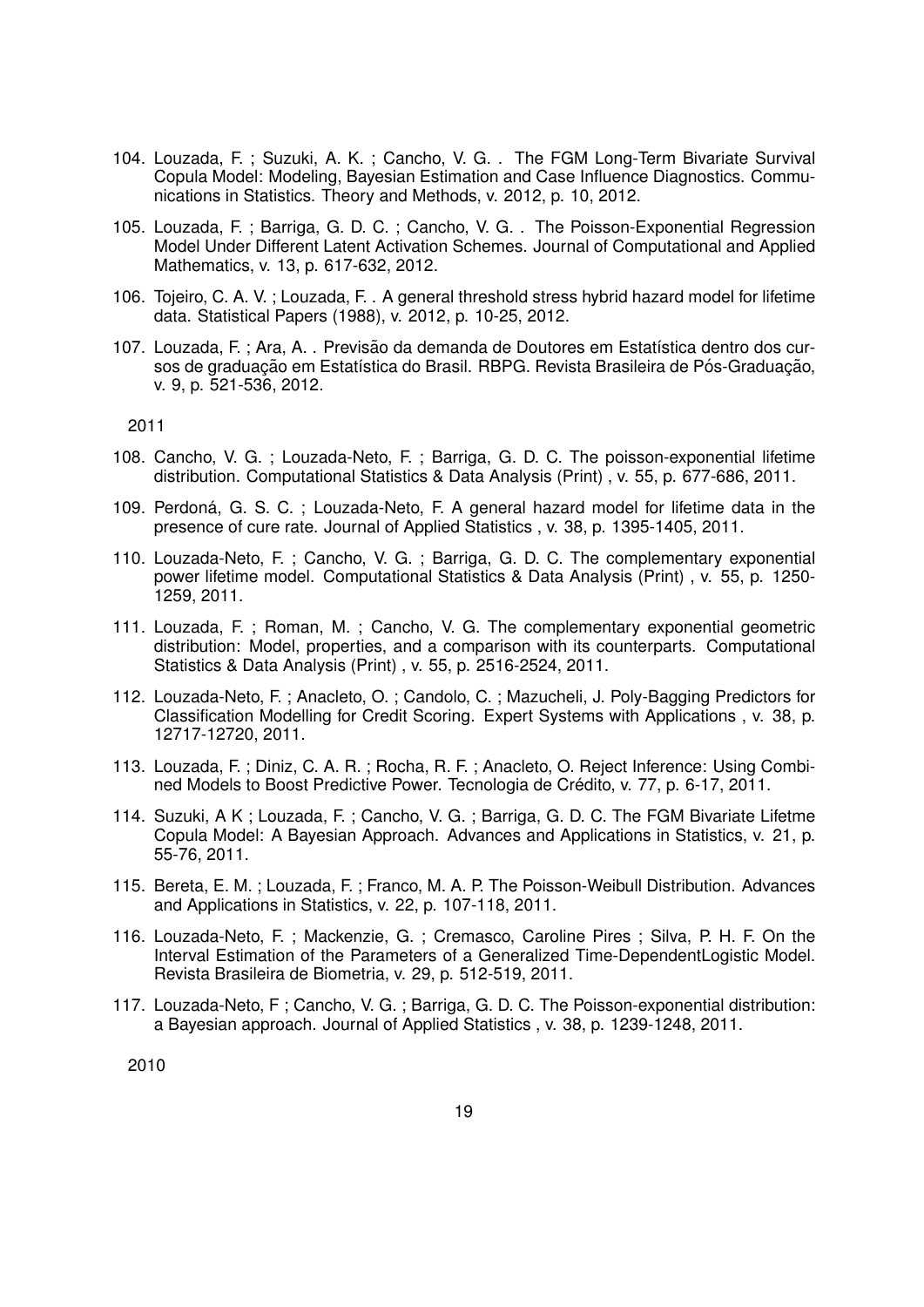104. Louzada, F. ; Suzuki, A. K. ; Cancho, V. G. . The FGM Long-Term Bivariate Survival Copula Model: Modeling, Bayesian Estimation and Case Influence Diagnostics. Communications in Statistics. Theory and Methods, v. 2012, p. 10, 2012.

105. Louzada, F. ; Barriga, G. D. C. ; Cancho, V. G. . The Poisson-Exponential Regression Model Under Different Latent Activation Schemes. Journal of Computational and Applied Mathematics, v. 13, p. 617-632, 2012.

106. Tojeiro, C. A. V. ; Louzada, F. . A general threshold stress hybrid hazard model for lifetime data. Statistical Papers (1988), v. 2012, p. 10-25, 2012.

107. Louzada, F. ; Ara, A. . Previsão da demanda de Doutores em Estatística dentro dos cursos de graduação em Estatística do Brasil. RBPG. Revista Brasileira de Pós-Graduação, v. 9, p. 521-536, 2012.

2011

108. Cancho, V. G. ; Louzada-Neto, F. ; Barriga, G. D. C. The poisson-exponential lifetime distribution. Computational Statistics & Data Analysis (Print) , v. 55, p. 677-686, 2011.

109. Perdoná, G. S. C. ; Louzada-Neto, F. A general hazard model for lifetime data in the presence of cure rate. Journal of Applied Statistics , v. 38, p. 1395-1405, 2011.

110. Louzada-Neto, F. ; Cancho, V. G. ; Barriga, G. D. C. The complementary exponential power lifetime model. Computational Statistics & Data Analysis (Print) , v. 55, p. 1250-1259, 2011.

111. Louzada, F. ; Roman, M. ; Cancho, V. G. The complementary exponential geometric distribution: Model, properties, and a comparison with its counterparts. Computational Statistics & Data Analysis (Print) , v. 55, p. 2516-2524, 2011.

112. Louzada-Neto, F. ; Anacleto, O. ; Candolo, C. ; Mazucheli, J. Poly-Bagging Predictors for Classification Modelling for Credit Scoring. Expert Systems with Applications , v. 38, p. 12717-12720, 2011.

113. Louzada, F. ; Diniz, C. A. R. ; Rocha, R. F. ; Anacleto, O. Reject Inference: Using Combined Models to Boost Predictive Power. Tecnologia de Crédito, v. 77, p. 6-17, 2011.

114. Suzuki, A K ; Louzada, F. ; Cancho, V. G. ; Barriga, G. D. C. The FGM Bivariate Lifetme Copula Model: A Bayesian Approach. Advances and Applications in Statistics, v. 21, p. 55-76, 2011.

115. Bereta, E. M. ; Louzada, F. ; Franco, M. A. P. The Poisson-Weibull Distribution. Advances and Applications in Statistics, v. 22, p. 107-118, 2011.

116. Louzada-Neto, F. ; Mackenzie, G. ; Cremasco, Caroline Pires ; Silva, P. H. F. On the Interval Estimation of the Parameters of a Generalized Time-DependentLogistic Model. Revista Brasileira de Biometria, v. 29, p. 512-519, 2011.

117. Louzada-Neto, F ; Cancho, V. G. ; Barriga, G. D. C. The Poisson-exponential distribution: a Bayesian approach. Journal of Applied Statistics , v. 38, p. 1239-1248, 2011.

2010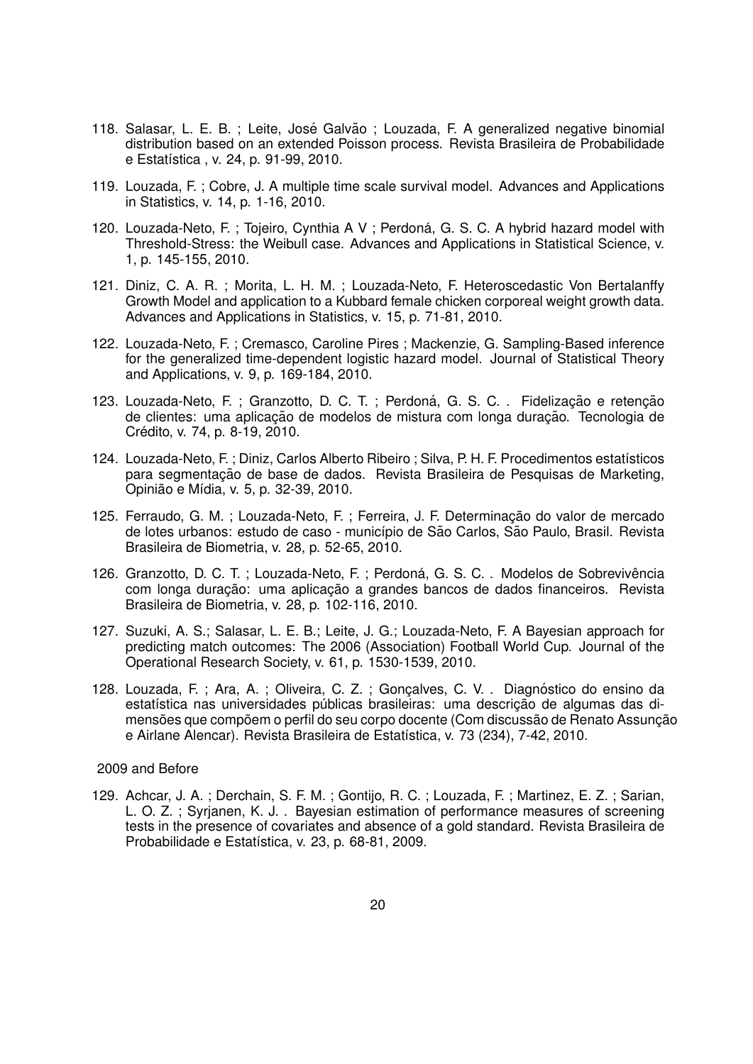118. Salasar, L. E. B. ; Leite, José Galvão ; Louzada, F. A generalized negative binomial distribution based on an extended Poisson process. Revista Brasileira de Probabilidade e Estatística , v. 24, p. 91-99, 2010.

119. Louzada, F. ; Cobre, J. A multiple time scale survival model. Advances and Applications in Statistics, v. 14, p. 1-16, 2010.

120. Louzada-Neto, F. ; Tojeiro, Cynthia A V ; Perdoná, G. S. C. A hybrid hazard model with Threshold-Stress: the Weibull case. Advances and Applications in Statistical Science, v. 1, p. 145-155, 2010.

121. Diniz, C. A. R. ; Morita, L. H. M. ; Louzada-Neto, F. Heteroscedastic Von Bertalanffy Growth Model and application to a Kubbard female chicken corporeal weight growth data. Advances and Applications in Statistics, v. 15, p. 71-81, 2010.

122. Louzada-Neto, F. ; Cremasco, Caroline Pires ; Mackenzie, G. Sampling-Based inference for the generalized time-dependent logistic hazard model. Journal of Statistical Theory and Applications, v. 9, p. 169-184, 2010.

123. Louzada-Neto, F. ; Granzotto, D. C. T. ; Perdoná, G. S. C. . Fidelização e retenção de clientes: uma aplicação de modelos de mistura com longa duração. Tecnologia de Crédito, v. 74, p. 8-19, 2010.

124. Louzada-Neto, F. ; Diniz, Carlos Alberto Ribeiro ; Silva, P. H. F. Procedimentos estatísticos para segmentação de base de dados. Revista Brasileira de Pesquisas de Marketing, Opinião e Mídia, v. 5, p. 32-39, 2010.

125. Ferraudo, G. M. ; Louzada-Neto, F. ; Ferreira, J. F. Determinação do valor de mercado de lotes urbanos: estudo de caso - município de São Carlos, São Paulo, Brasil. Revista Brasileira de Biometria, v. 28, p. 52-65, 2010.

126. Granzotto, D. C. T. ; Louzada-Neto, F. ; Perdoná, G. S. C. . Modelos de Sobrevivência com longa duração: uma aplicação a grandes bancos de dados financeiros. Revista Brasileira de Biometria, v. 28, p. 102-116, 2010.

127. Suzuki, A. S.; Salasar, L. E. B.; Leite, J. G.; Louzada-Neto, F. A Bayesian approach for predicting match outcomes: The 2006 (Association) Football World Cup. Journal of the Operational Research Society, v. 61, p. 1530-1539, 2010.

128. Louzada, F. ; Ara, A. ; Oliveira, C. Z. ; Gonçalves, C. V. . Diagnóstico do ensino da estatística nas universidades públicas brasileiras: uma descrição de algumas das dimensões que compõem o perfil do seu corpo docente (Com discussão de Renato Assunção e Airlane Alencar). Revista Brasileira de Estatística, v. 73 (234), 7-42, 2010.

2009 and Before

129. Achcar, J. A. ; Derchain, S. F. M. ; Gontijo, R. C. ; Louzada, F. ; Martinez, E. Z. ; Sarian, L. O. Z. ; Syrjanen, K. J. . Bayesian estimation of performance measures of screening tests in the presence of covariates and absence of a gold standard. Revista Brasileira de Probabilidade e Estatística, v. 23, p. 68-81, 2009.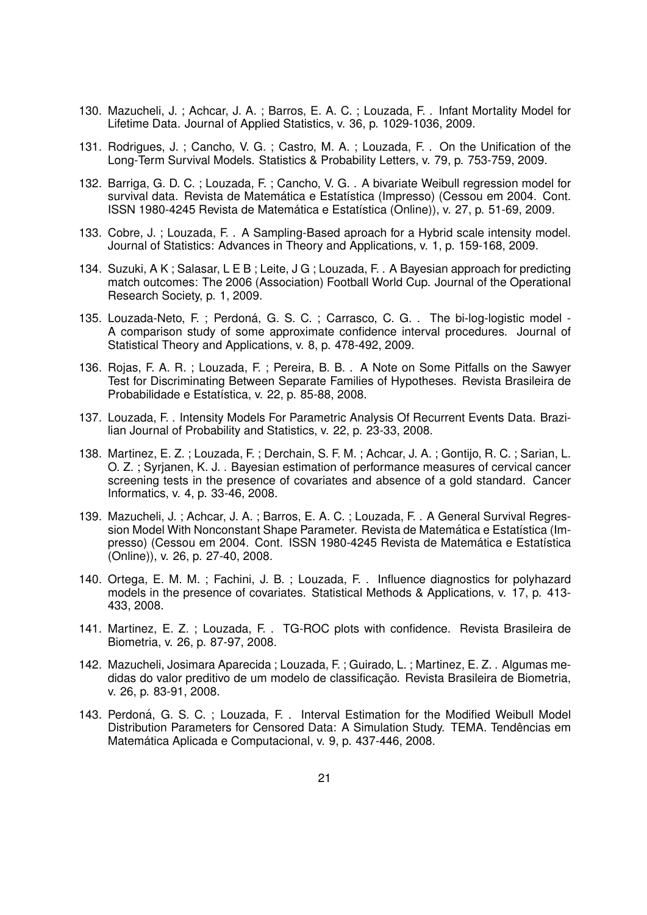130. Mazucheli, J. ; Achcar, J. A. ; Barros, E. A. C. ; Louzada, F. . Infant Mortality Model for Lifetime Data. Journal of Applied Statistics, v. 36, p. 1029-1036, 2009.

131. Rodrigues, J. ; Cancho, V. G. ; Castro, M. A. ; Louzada, F. . On the Unification of the Long-Term Survival Models. Statistics & Probability Letters, v. 79, p. 753-759, 2009.

132. Barriga, G. D. C. ; Louzada, F. ; Cancho, V. G. . A bivariate Weibull regression model for survival data. Revista de Matemática e Estatística (Impresso) (Cessou em 2004. Cont. ISSN 1980-4245 Revista de Matemática e Estatística (Online)), v. 27, p. 51-69, 2009.

133. Cobre, J. ; Louzada, F. . A Sampling-Based aproach for a Hybrid scale intensity model. Journal of Statistics: Advances in Theory and Applications, v. 1, p. 159-168, 2009.

134. Suzuki, A K ; Salasar, L E B ; Leite, J G ; Louzada, F. . A Bayesian approach for predicting match outcomes: The 2006 (Association) Football World Cup. Journal of the Operational Research Society, p. 1, 2009.

135. Louzada-Neto, F. ; Perdoná, G. S. C. ; Carrasco, C. G. . The bi-log-logistic model - A comparison study of some approximate confidence interval procedures. Journal of Statistical Theory and Applications, v. 8, p. 478-492, 2009.

136. Rojas, F. A. R. ; Louzada, F. ; Pereira, B. B. . A Note on Some Pitfalls on the Sawyer Test for Discriminating Between Separate Families of Hypotheses. Revista Brasileira de Probabilidade e Estatística, v. 22, p. 85-88, 2008.

137. Louzada, F. . Intensity Models For Parametric Analysis Of Recurrent Events Data. Brazilian Journal of Probability and Statistics, v. 22, p. 23-33, 2008.

138. Martinez, E. Z. ; Louzada, F. ; Derchain, S. F. M. ; Achcar, J. A. ; Gontijo, R. C. ; Sarian, L. O. Z. ; Syrjanen, K. J. . Bayesian estimation of performance measures of cervical cancer screening tests in the presence of covariates and absence of a gold standard. Cancer Informatics, v. 4, p. 33-46, 2008.

139. Mazucheli, J. ; Achcar, J. A. ; Barros, E. A. C. ; Louzada, F. . A General Survival Regression Model With Nonconstant Shape Parameter. Revista de Matemática e Estatística (Impresso) (Cessou em 2004. Cont. ISSN 1980-4245 Revista de Matemática e Estatística (Online)), v. 26, p. 27-40, 2008.

140. Ortega, E. M. M. ; Fachini, J. B. ; Louzada, F. . Influence diagnostics for polyhazard models in the presence of covariates. Statistical Methods & Applications, v. 17, p. 413-433, 2008.

141. Martinez, E. Z. ; Louzada, F. . TG-ROC plots with confidence. Revista Brasileira de Biometria, v. 26, p. 87-97, 2008.

142. Mazucheli, Josimara Aparecida ; Louzada, F. ; Guirado, L. ; Martinez, E. Z. . Algumas medidas do valor preditivo de um modelo de classificação. Revista Brasileira de Biometria, v. 26, p. 83-91, 2008.

143. Perdoná, G. S. C. ; Louzada, F. . Interval Estimation for the Modified Weibull Model Distribution Parameters for Censored Data: A Simulation Study. TEMA. Tendências em Matemática Aplicada e Computacional, v. 9, p. 437-446, 2008.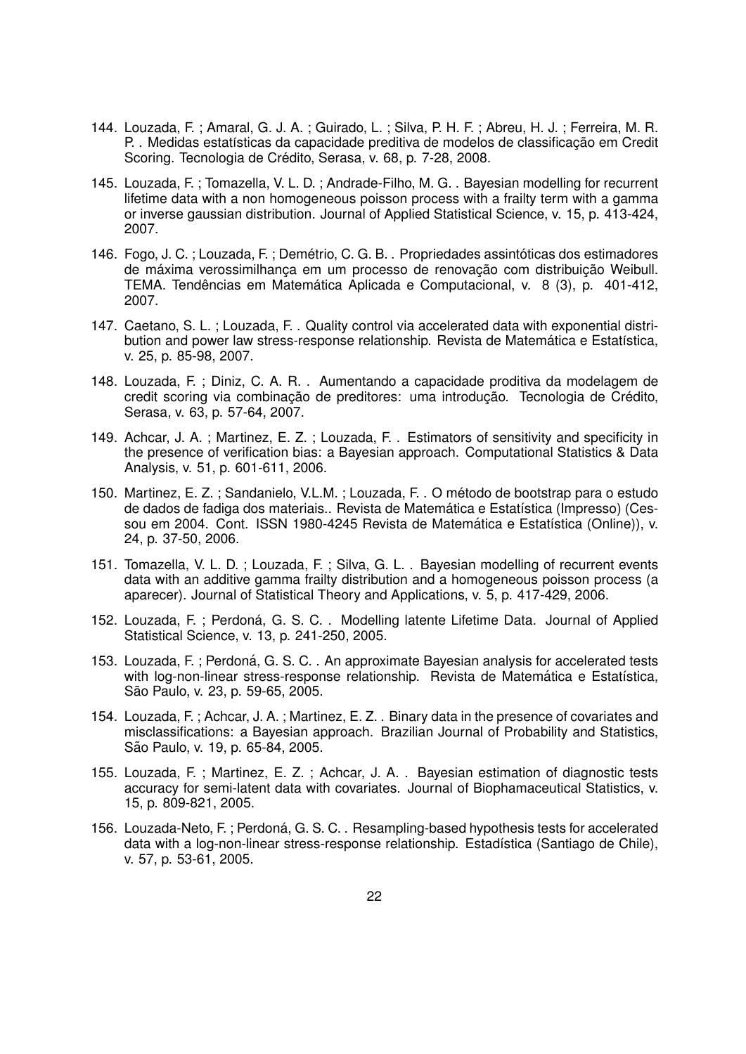144. Louzada, F. ; Amaral, G. J. A. ; Guirado, L. ; Silva, P. H. F. ; Abreu, H. J. ; Ferreira, M. R. P. . Medidas estatísticas da capacidade preditiva de modelos de classificação em Credit Scoring. Tecnologia de Crédito, Serasa, v. 68, p. 7-28, 2008.

145. Louzada, F. ; Tomazella, V. L. D. ; Andrade-Filho, M. G. . Bayesian modelling for recurrent lifetime data with a non homogeneous poisson process with a frailty term with a gamma or inverse gaussian distribution. Journal of Applied Statistical Science, v. 15, p. 413-424, 2007.

146. Fogo, J. C. ; Louzada, F. ; Demétrio, C. G. B. . Propriedades assintóticas dos estimadores de máxima verossimilhança em um processo de renovação com distribuição Weibull. TEMA. Tendências em Matemática Aplicada e Computacional, v. 8 (3), p. 401-412, 2007.

147. Caetano, S. L. ; Louzada, F. . Quality control via accelerated data with exponential distribution and power law stress-response relationship. Revista de Matemática e Estatística, v. 25, p. 85-98, 2007.

148. Louzada, F. ; Diniz, C. A. R. . Aumentando a capacidade proditiva da modelagem de credit scoring via combinação de preditores: uma introdução. Tecnologia de Crédito, Serasa, v. 63, p. 57-64, 2007.

149. Achcar, J. A. ; Martinez, E. Z. ; Louzada, F. . Estimators of sensitivity and specificity in the presence of verification bias: a Bayesian approach. Computational Statistics & Data Analysis, v. 51, p. 601-611, 2006.

150. Martinez, E. Z. ; Sandanielo, V.L.M. ; Louzada, F. . O método de bootstrap para o estudo de dados de fadiga dos materiais.. Revista de Matemática e Estatística (Impresso) (Cessou em 2004. Cont. ISSN 1980-4245 Revista de Matemática e Estatística (Online)), v. 24, p. 37-50, 2006.

151. Tomazella, V. L. D. ; Louzada, F. ; Silva, G. L. . Bayesian modelling of recurrent events data with an additive gamma frailty distribution and a homogeneous poisson process (a aparecer). Journal of Statistical Theory and Applications, v. 5, p. 417-429, 2006.

152. Louzada, F. ; Perdoná, G. S. C. . Modelling latente Lifetime Data. Journal of Applied Statistical Science, v. 13, p. 241-250, 2005.

153. Louzada, F. ; Perdoná, G. S. C. . An approximate Bayesian analysis for accelerated tests with log-non-linear stress-response relationship. Revista de Matemática e Estatística, São Paulo, v. 23, p. 59-65, 2005.

154. Louzada, F. ; Achcar, J. A. ; Martinez, E. Z. . Binary data in the presence of covariates and misclassifications: a Bayesian approach. Brazilian Journal of Probability and Statistics, São Paulo, v. 19, p. 65-84, 2005.

155. Louzada, F. ; Martinez, E. Z. ; Achcar, J. A. . Bayesian estimation of diagnostic tests accuracy for semi-latent data with covariates. Journal of Biophamaceutical Statistics, v. 15, p. 809-821, 2005.

156. Louzada-Neto, F. ; Perdoná, G. S. C. . Resampling-based hypothesis tests for accelerated data with a log-non-linear stress-response relationship. Estadística (Santiago de Chile), v. 57, p. 53-61, 2005.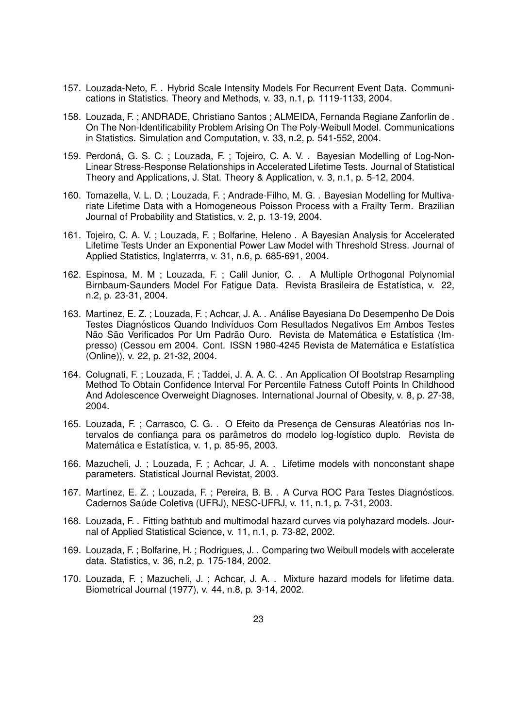157. Louzada-Neto, F. . Hybrid Scale Intensity Models For Recurrent Event Data. Communications in Statistics. Theory and Methods, v. 33, n.1, p. 1119-1133, 2004.

158. Louzada, F. ; ANDRADE, Christiano Santos ; ALMEIDA, Fernanda Regiane Zanforlin de . On The Non-Identificability Problem Arising On The Poly-Weibull Model. Communications in Statistics. Simulation and Computation, v. 33, n.2, p. 541-552, 2004.

159. Perdoná, G. S. C. ; Louzada, F. ; Tojeiro, C. A. V. . Bayesian Modelling of Log-Non-Linear Stress-Response Relationships in Accelerated Lifetime Tests. Journal of Statistical Theory and Applications, J. Stat. Theory & Application, v. 3, n.1, p. 5-12, 2004.

160. Tomazella, V. L. D. ; Louzada, F. ; Andrade-Filho, M. G. . Bayesian Modelling for Multivariate Lifetime Data with a Homogeneous Poisson Process with a Frailty Term. Brazilian Journal of Probability and Statistics, v. 2, p. 13-19, 2004.

161. Tojeiro, C. A. V. ; Louzada, F. ; Bolfarine, Heleno . A Bayesian Analysis for Accelerated Lifetime Tests Under an Exponential Power Law Model with Threshold Stress. Journal of Applied Statistics, Inglaterrra, v. 31, n.6, p. 685-691, 2004.

162. Espinosa, M. M ; Louzada, F. ; Calil Junior, C. . A Multiple Orthogonal Polynomial Birnbaum-Saunders Model For Fatigue Data. Revista Brasileira de Estatística, v. 22, n.2, p. 23-31, 2004.

163. Martinez, E. Z. ; Louzada, F. ; Achcar, J. A. . Análise Bayesiana Do Desempenho De Dois Testes Diagnósticos Quando Indivíduos Com Resultados Negativos Em Ambos Testes Não São Verificados Por Um Padrão Ouro. Revista de Matemática e Estatística (Impresso) (Cessou em 2004. Cont. ISSN 1980-4245 Revista de Matemática e Estatística (Online)), v. 22, p. 21-32, 2004.

164. Colugnati, F. ; Louzada, F. ; Taddei, J. A. A. C. . An Application Of Bootstrap Resampling Method To Obtain Confidence Interval For Percentile Fatness Cutoff Points In Childhood And Adolescence Overweight Diagnoses. International Journal of Obesity, v. 8, p. 27-38, 2004.

165. Louzada, F. ; Carrasco, C. G. . O Efeito da Presença de Censuras Aleatórias nos Intervalos de confiança para os parâmetros do modelo log-logístico duplo. Revista de Matemática e Estatística, v. 1, p. 85-95, 2003.

166. Mazucheli, J. ; Louzada, F. ; Achcar, J. A. . Lifetime models with nonconstant shape parameters. Statistical Journal Revistat, 2003.

167. Martinez, E. Z. ; Louzada, F. ; Pereira, B. B. . A Curva ROC Para Testes Diagnósticos. Cadernos Saúde Coletiva (UFRJ), NESC-UFRJ, v. 11, n.1, p. 7-31, 2003.

168. Louzada, F. . Fitting bathtub and multimodal hazard curves via polyhazard models. Journal of Applied Statistical Science, v. 11, n.1, p. 73-82, 2002.

169. Louzada, F. ; Bolfarine, H. ; Rodrigues, J. . Comparing two Weibull models with accelerate data. Statistics, v. 36, n.2, p. 175-184, 2002.

170. Louzada, F. ; Mazucheli, J. ; Achcar, J. A. . Mixture hazard models for lifetime data. Biometrical Journal (1977), v. 44, n.8, p. 3-14, 2002.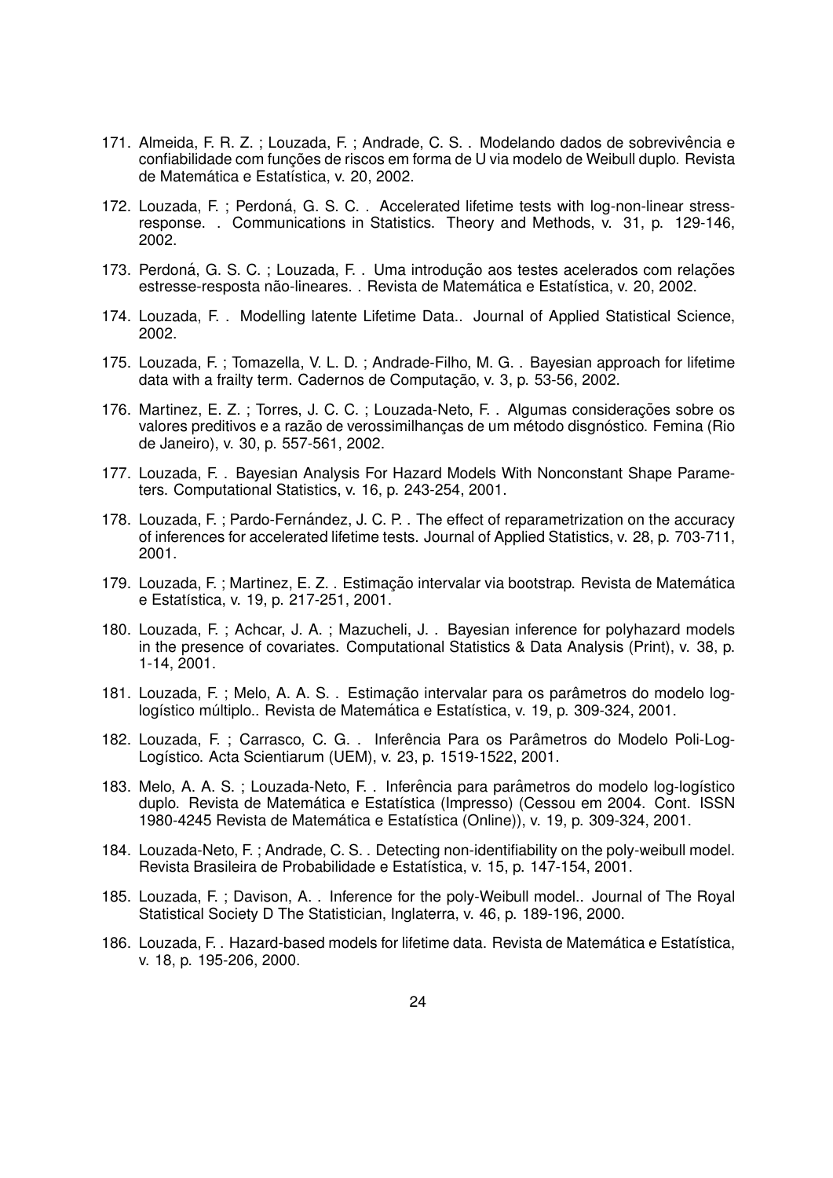171. Almeida, F. R. Z. ; Louzada, F. ; Andrade, C. S. . Modelando dados de sobrevivência e confiabilidade com funções de riscos em forma de U via modelo de Weibull duplo. Revista de Matemática e Estatística, v. 20, 2002.

172. Louzada, F. ; Perdoná, G. S. C. . Accelerated lifetime tests with log-non-linear stress-response. . Communications in Statistics. Theory and Methods, v. 31, p. 129-146, 2002.

173. Perdoná, G. S. C. ; Louzada, F. . Uma introdução aos testes acelerados com relações estresse-resposta não-lineares. . Revista de Matemática e Estatística, v. 20, 2002.

174. Louzada, F. . Modelling latente Lifetime Data.. Journal of Applied Statistical Science, 2002.

175. Louzada, F. ; Tomazella, V. L. D. ; Andrade-Filho, M. G. . Bayesian approach for lifetime data with a frailty term. Cadernos de Computação, v. 3, p. 53-56, 2002.

176. Martinez, E. Z. ; Torres, J. C. C. ; Louzada-Neto, F. . Algumas considerações sobre os valores preditivos e a razão de verossimilhanças de um método disgnóstico. Femina (Rio de Janeiro), v. 30, p. 557-561, 2002.

177. Louzada, F. . Bayesian Analysis For Hazard Models With Nonconstant Shape Parameters. Computational Statistics, v. 16, p. 243-254, 2001.

178. Louzada, F. ; Pardo-Fernández, J. C. P. . The effect of reparametrization on the accuracy of inferences for accelerated lifetime tests. Journal of Applied Statistics, v. 28, p. 703-711, 2001.

179. Louzada, F. ; Martinez, E. Z. . Estimação intervalar via bootstrap. Revista de Matemática e Estatística, v. 19, p. 217-251, 2001.

180. Louzada, F. ; Achcar, J. A. ; Mazucheli, J. . Bayesian inference for polyhazard models in the presence of covariates. Computational Statistics & Data Analysis (Print), v. 38, p. 1-14, 2001.

181. Louzada, F. ; Melo, A. A. S. . Estimação intervalar para os parâmetros do modelo log-logístico múltiplo.. Revista de Matemática e Estatística, v. 19, p. 309-324, 2001.

182. Louzada, F. ; Carrasco, C. G. . Inferência Para os Parâmetros do Modelo Poli-Log-Logístico. Acta Scientiarum (UEM), v. 23, p. 1519-1522, 2001.

183. Melo, A. A. S. ; Louzada-Neto, F. . Inferência para parâmetros do modelo log-logístico duplo. Revista de Matemática e Estatística (Impresso) (Cessou em 2004. Cont. ISSN 1980-4245 Revista de Matemática e Estatística (Online)), v. 19, p. 309-324, 2001.

184. Louzada-Neto, F. ; Andrade, C. S. . Detecting non-identifiability on the poly-weibull model. Revista Brasileira de Probabilidade e Estatística, v. 15, p. 147-154, 2001.

185. Louzada, F. ; Davison, A. . Inference for the poly-Weibull model.. Journal of The Royal Statistical Society D The Statistician, Inglaterra, v. 46, p. 189-196, 2000.

186. Louzada, F. . Hazard-based models for lifetime data. Revista de Matemática e Estatística, v. 18, p. 195-206, 2000.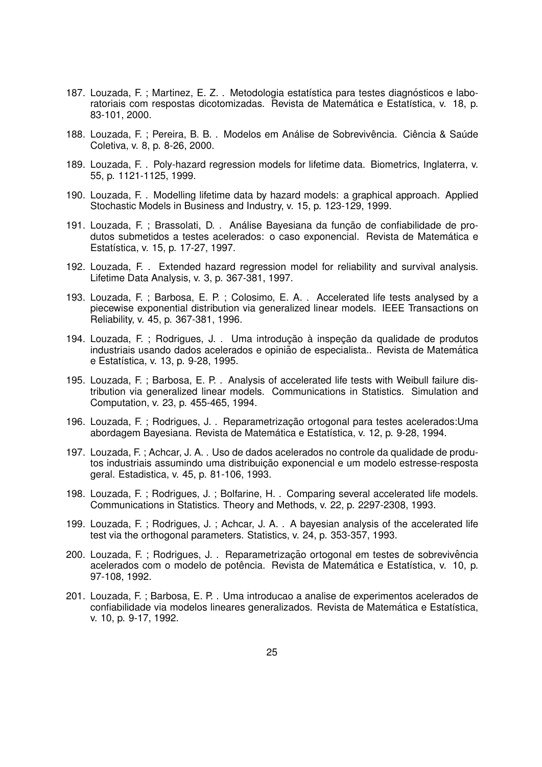187. Louzada, F. ; Martinez, E. Z. . Metodologia estatística para testes diagnósticos e laboratoriais com respostas dicotomizadas. Revista de Matemática e Estatística, v. 18, p. 83-101, 2000.

188. Louzada, F. ; Pereira, B. B. . Modelos em Análise de Sobrevivência. Ciência & Saúde Coletiva, v. 8, p. 8-26, 2000.

189. Louzada, F. . Poly-hazard regression models for lifetime data. Biometrics, Inglaterra, v. 55, p. 1121-1125, 1999.

190. Louzada, F. . Modelling lifetime data by hazard models: a graphical approach. Applied Stochastic Models in Business and Industry, v. 15, p. 123-129, 1999.

191. Louzada, F. ; Brassolati, D. . Análise Bayesiana da função de confiabilidade de produtos submetidos a testes acelerados: o caso exponencial. Revista de Matemática e Estatística, v. 15, p. 17-27, 1997.

192. Louzada, F. . Extended hazard regression model for reliability and survival analysis. Lifetime Data Analysis, v. 3, p. 367-381, 1997.

193. Louzada, F. ; Barbosa, E. P. ; Colosimo, E. A. . Accelerated life tests analysed by a piecewise exponential distribution via generalized linear models. IEEE Transactions on Reliability, v. 45, p. 367-381, 1996.

194. Louzada, F. ; Rodrigues, J. . Uma introdução à inspeção da qualidade de produtos industriais usando dados acelerados e opinião de especialista.. Revista de Matemática e Estatística, v. 13, p. 9-28, 1995.

195. Louzada, F. ; Barbosa, E. P. . Analysis of accelerated life tests with Weibull failure distribution via generalized linear models. Communications in Statistics. Simulation and Computation, v. 23, p. 455-465, 1994.

196. Louzada, F. ; Rodrigues, J. . Reparametrização ortogonal para testes acelerados:Uma abordagem Bayesiana. Revista de Matemática e Estatística, v. 12, p. 9-28, 1994.

197. Louzada, F. ; Achcar, J. A. . Uso de dados acelerados no controle da qualidade de produtos industriais assumindo uma distribuição exponencial e um modelo estresse-resposta geral. Estadistica, v. 45, p. 81-106, 1993.

198. Louzada, F. ; Rodrigues, J. ; Bolfarine, H. . Comparing several accelerated life models. Communications in Statistics. Theory and Methods, v. 22, p. 2297-2308, 1993.

199. Louzada, F. ; Rodrigues, J. ; Achcar, J. A. . A bayesian analysis of the accelerated life test via the orthogonal parameters. Statistics, v. 24, p. 353-357, 1993.

200. Louzada, F. ; Rodrigues, J. . Reparametrização ortogonal em testes de sobrevivência acelerados com o modelo de potência. Revista de Matemática e Estatística, v. 10, p. 97-108, 1992.

201. Louzada, F. ; Barbosa, E. P. . Uma introducao a analise de experimentos acelerados de confiabilidade via modelos lineares generalizados. Revista de Matemática e Estatística, v. 10, p. 9-17, 1992.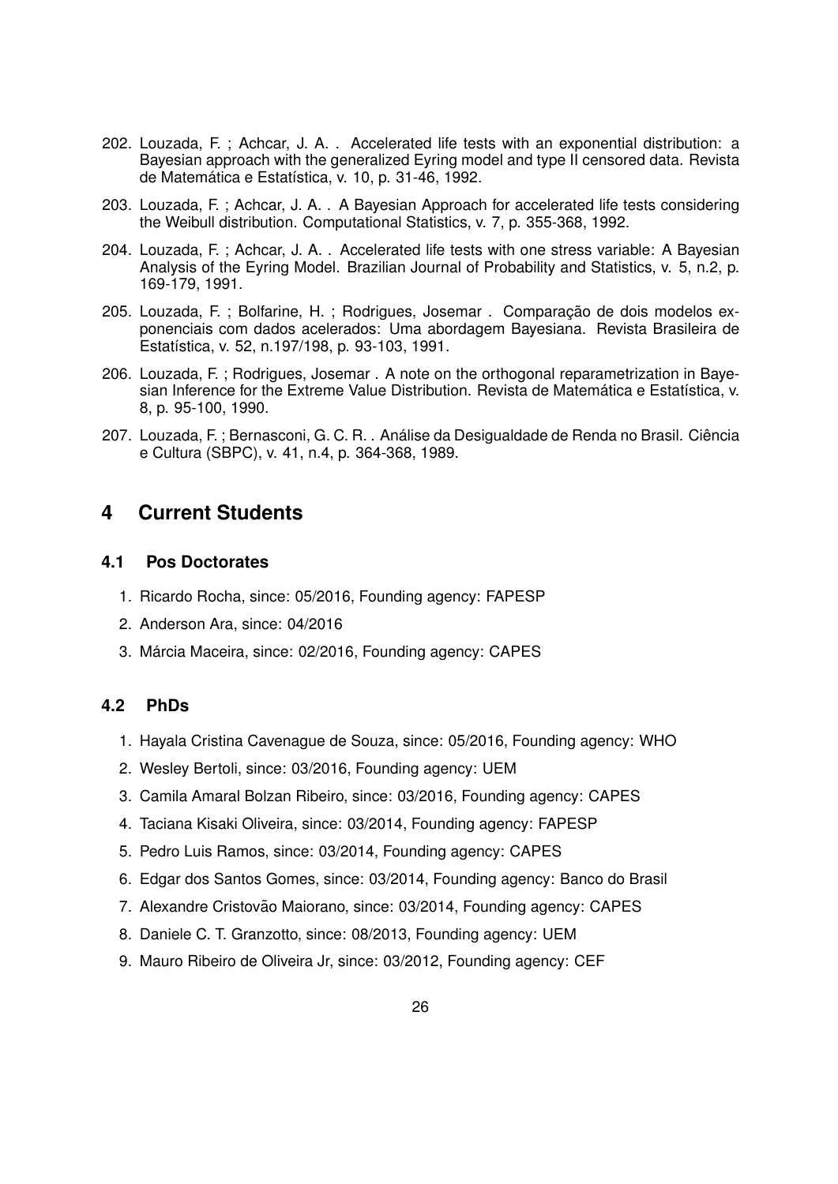202. Louzada, F. ; Achcar, J. A. . Accelerated life tests with an exponential distribution: a Bayesian approach with the generalized Eyring model and type II censored data. Revista de Matemática e Estatística, v. 10, p. 31-46, 1992.

203. Louzada, F. ; Achcar, J. A. . A Bayesian Approach for accelerated life tests considering the Weibull distribution. Computational Statistics, v. 7, p. 355-368, 1992.

204. Louzada, F. ; Achcar, J. A. . Accelerated life tests with one stress variable: A Bayesian Analysis of the Eyring Model. Brazilian Journal of Probability and Statistics, v. 5, n.2, p. 169-179, 1991.

205. Louzada, F. ; Bolfarine, H. ; Rodrigues, Josemar . Comparação de dois modelos exponenciais com dados acelerados: Uma abordagem Bayesiana. Revista Brasileira de Estatística, v. 52, n.197/198, p. 93-103, 1991.

206. Louzada, F. ; Rodrigues, Josemar . A note on the orthogonal reparametrization in Bayesian Inference for the Extreme Value Distribution. Revista de Matemática e Estatística, v. 8, p. 95-100, 1990.

207. Louzada, F. ; Bernasconi, G. C. R. . Análise da Desigualdade de Renda no Brasil. Ciência e Cultura (SBPC), v. 41, n.4, p. 364-368, 1989.

# 4 Current Students

## 4.1 Pos Doctorates

1. Ricardo Rocha, since: 05/2016, Founding agency: FAPESP
2. Anderson Ara, since: 04/2016
3. Márcia Maceira, since: 02/2016, Founding agency: CAPES

## 4.2 PhDs

1. Hayala Cristina Cavenague de Souza, since: 05/2016, Founding agency: WHO
2. Wesley Bertoli, since: 03/2016, Founding agency: UEM
3. Camila Amaral Bolzan Ribeiro, since: 03/2016, Founding agency: CAPES
4. Taciana Kisaki Oliveira, since: 03/2014, Founding agency: FAPESP
5. Pedro Luis Ramos, since: 03/2014, Founding agency: CAPES
6. Edgar dos Santos Gomes, since: 03/2014, Founding agency: Banco do Brasil
7. Alexandre Cristovão Maiorano, since: 03/2014, Founding agency: CAPES
8. Daniele C. T. Granzotto, since: 08/2013, Founding agency: UEM
9. Mauro Ribeiro de Oliveira Jr, since: 03/2012, Founding agency: CEF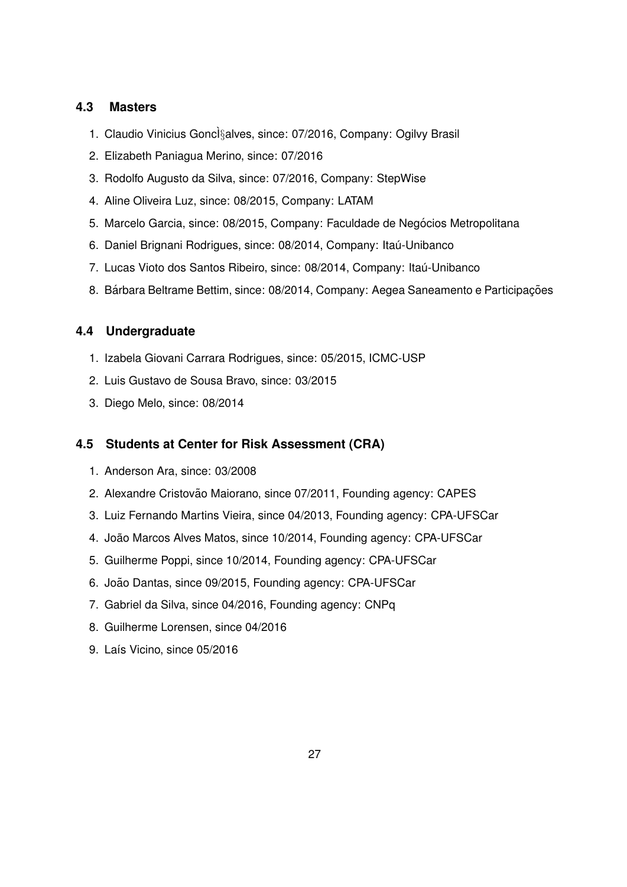### 4.3 Masters

1. Claudio Vinicius Goncì§alves, since: 07/2016, Company: Ogilvy Brasil
2. Elizabeth Paniagua Merino, since: 07/2016
3. Rodolfo Augusto da Silva, since: 07/2016, Company: StepWise
4. Aline Oliveira Luz, since: 08/2015, Company: LATAM
5. Marcelo Garcia, since: 08/2015, Company: Faculdade de Negócios Metropolitana
6. Daniel Brignani Rodrigues, since: 08/2014, Company: Itaú-Unibanco
7. Lucas Vioto dos Santos Ribeiro, since: 08/2014, Company: Itaú-Unibanco
8. Bárbara Beltrame Bettim, since: 08/2014, Company: Aegea Saneamento e Participações

### 4.4 Undergraduate

1. Izabela Giovani Carrara Rodrigues, since: 05/2015, ICMC-USP
2. Luis Gustavo de Sousa Bravo, since: 03/2015
3. Diego Melo, since: 08/2014

### 4.5 Students at Center for Risk Assessment (CRA)

1. Anderson Ara, since: 03/2008
2. Alexandre Cristovão Maiorano, since 07/2011, Founding agency: CAPES
3. Luiz Fernando Martins Vieira, since 04/2013, Founding agency: CPA-UFSCar
4. João Marcos Alves Matos, since 10/2014, Founding agency: CPA-UFSCar
5. Guilherme Poppi, since 10/2014, Founding agency: CPA-UFSCar
6. João Dantas, since 09/2015, Founding agency: CPA-UFSCar
7. Gabriel da Silva, since 04/2016, Founding agency: CNPq
8. Guilherme Lorensen, since 04/2016
9. Laís Vicino, since 05/2016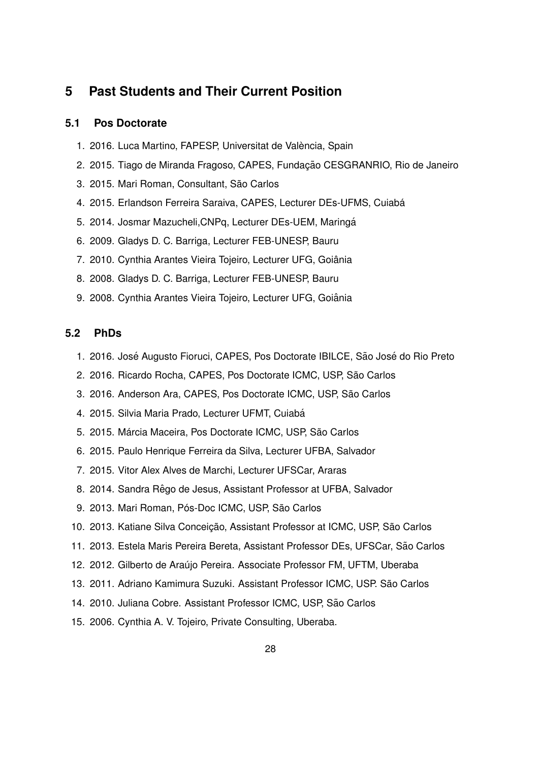# 5 Past Students and Their Current Position

## 5.1 Pos Doctorate

1. 2016. Luca Martino, FAPESP, Universitat de València, Spain
2. 2015. Tiago de Miranda Fragoso, CAPES, Fundação CESGRANRIO, Rio de Janeiro
3. 2015. Mari Roman, Consultant, São Carlos
4. 2015. Erlandson Ferreira Saraiva, CAPES, Lecturer DEs-UFMS, Cuiabá
5. 2014. Josmar Mazucheli,CNPq, Lecturer DEs-UEM, Maringá
6. 2009. Gladys D. C. Barriga, Lecturer FEB-UNESP, Bauru
7. 2010. Cynthia Arantes Vieira Tojeiro, Lecturer UFG, Goiânia
8. 2008. Gladys D. C. Barriga, Lecturer FEB-UNESP, Bauru
9. 2008. Cynthia Arantes Vieira Tojeiro, Lecturer UFG, Goiânia

## 5.2 PhDs

1. 2016. José Augusto Fioruci, CAPES, Pos Doctorate IBILCE, São José do Rio Preto
2. 2016. Ricardo Rocha, CAPES, Pos Doctorate ICMC, USP, São Carlos
3. 2016. Anderson Ara, CAPES, Pos Doctorate ICMC, USP, São Carlos
4. 2015. Silvia Maria Prado, Lecturer UFMT, Cuiabá
5. 2015. Márcia Maceira, Pos Doctorate ICMC, USP, São Carlos
6. 2015. Paulo Henrique Ferreira da Silva, Lecturer UFBA, Salvador
7. 2015. Vitor Alex Alves de Marchi, Lecturer UFSCar, Araras
8. 2014. Sandra Rêgo de Jesus, Assistant Professor at UFBA, Salvador
9. 2013. Mari Roman, Pós-Doc ICMC, USP, São Carlos
10. 2013. Katiane Silva Conceição, Assistant Professor at ICMC, USP, São Carlos
11. 2013. Estela Maris Pereira Bereta, Assistant Professor DEs, UFSCar, São Carlos
12. 2012. Gilberto de Araújo Pereira. Associate Professor FM, UFTM, Uberaba
13. 2011. Adriano Kamimura Suzuki. Assistant Professor ICMC, USP. São Carlos
14. 2010. Juliana Cobre. Assistant Professor ICMC, USP, São Carlos
15. 2006. Cynthia A. V. Tojeiro, Private Consulting, Uberaba.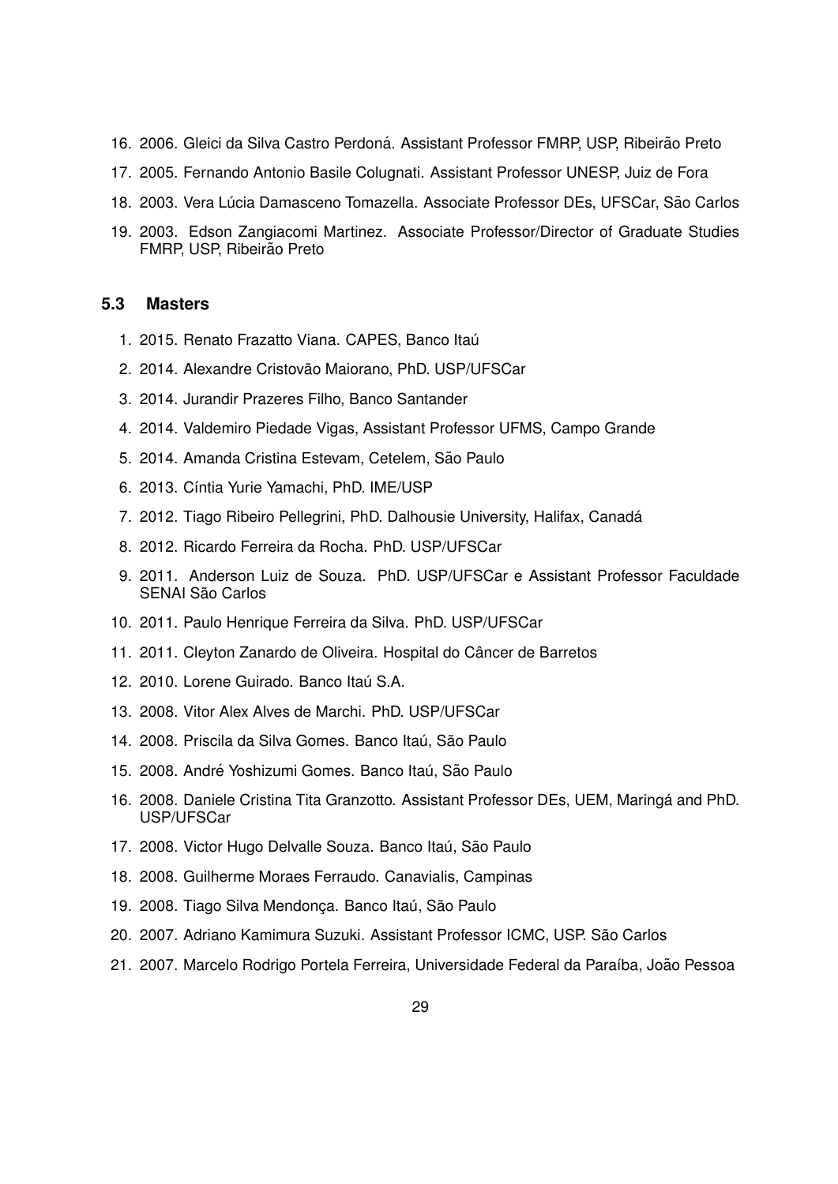16. 2006. Gleici da Silva Castro Perdoná. Assistant Professor FMRP, USP, Ribeirão Preto
17. 2005. Fernando Antonio Basile Colugnati. Assistant Professor UNESP, Juiz de Fora
18. 2003. Vera Lúcia Damasceno Tomazella. Associate Professor DEs, UFSCar, São Carlos
19. 2003. Edson Zangiacomi Martinez. Associate Professor/Director of Graduate Studies FMRP, USP, Ribeirão Preto

### 5.3 Masters

1. 2015. Renato Frazatto Viana. CAPES, Banco Itaú
2. 2014. Alexandre Cristovão Maiorano, PhD. USP/UFSCar
3. 2014. Jurandir Prazeres Filho, Banco Santander
4. 2014. Valdemiro Piedade Vigas, Assistant Professor UFMS, Campo Grande
5. 2014. Amanda Cristina Estevam, Cetelem, São Paulo
6. 2013. Cíntia Yurie Yamachi, PhD. IME/USP
7. 2012. Tiago Ribeiro Pellegrini, PhD. Dalhousie University, Halifax, Canadá
8. 2012. Ricardo Ferreira da Rocha. PhD. USP/UFSCar
9. 2011. Anderson Luiz de Souza. PhD. USP/UFSCar e Assistant Professor Faculdade SENAI São Carlos
10. 2011. Paulo Henrique Ferreira da Silva. PhD. USP/UFSCar
11. 2011. Cleyton Zanardo de Oliveira. Hospital do Câncer de Barretos
12. 2010. Lorene Guirado. Banco Itaú S.A.
13. 2008. Vitor Alex Alves de Marchi. PhD. USP/UFSCar
14. 2008. Priscila da Silva Gomes. Banco Itaú, São Paulo
15. 2008. André Yoshizumi Gomes. Banco Itaú, São Paulo
16. 2008. Daniele Cristina Tita Granzotto. Assistant Professor DEs, UEM, Maringá and PhD. USP/UFSCar
17. 2008. Victor Hugo Delvalle Souza. Banco Itaú, São Paulo
18. 2008. Guilherme Moraes Ferraudo. Canavialis, Campinas
19. 2008. Tiago Silva Mendonça. Banco Itaú, São Paulo
20. 2007. Adriano Kamimura Suzuki. Assistant Professor ICMC, USP. São Carlos
21. 2007. Marcelo Rodrigo Portela Ferreira, Universidade Federal da Paraíba, João Pessoa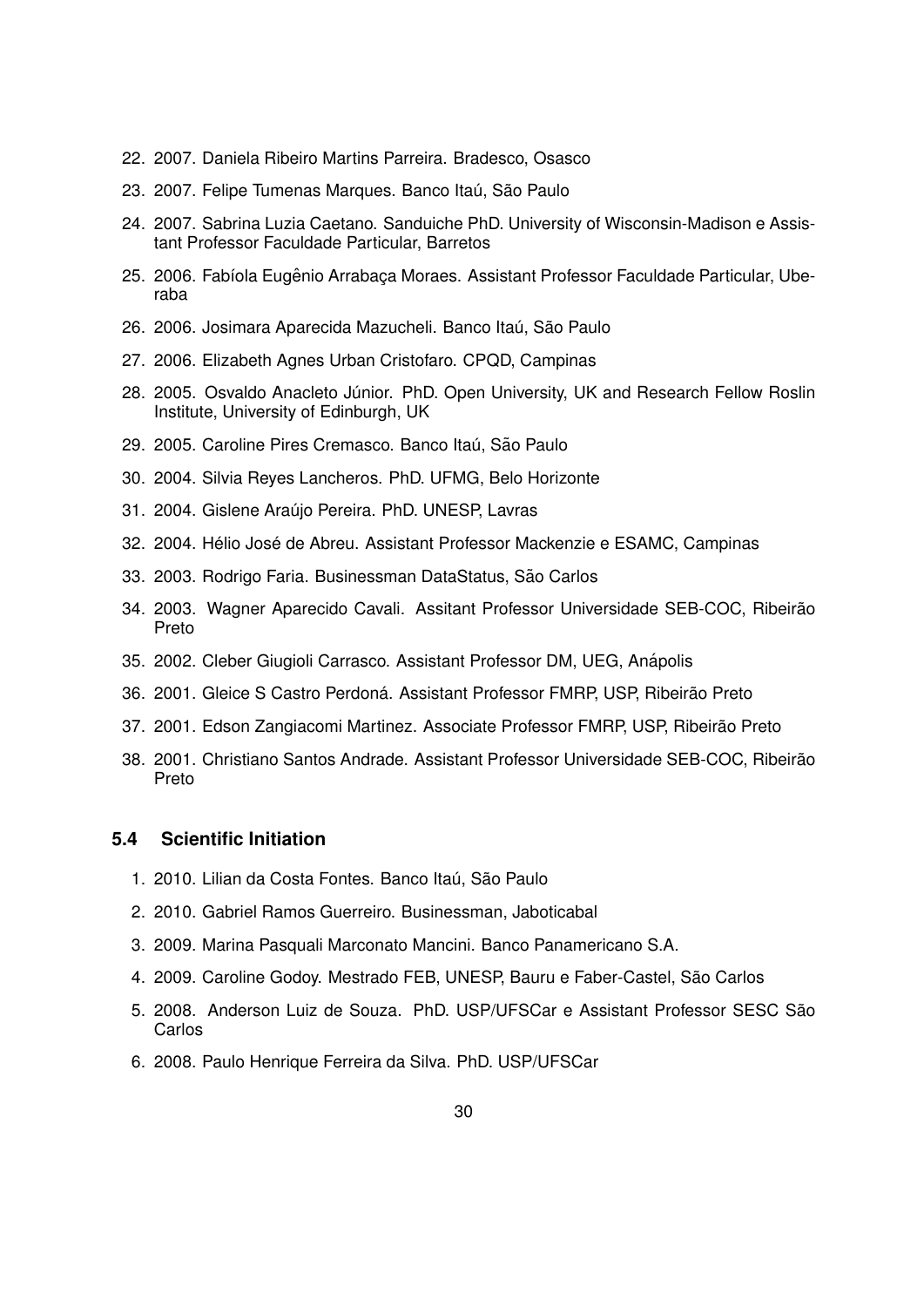22. 2007. Daniela Ribeiro Martins Parreira. Bradesco, Osasco
23. 2007. Felipe Tumenas Marques. Banco Itaú, São Paulo
24. 2007. Sabrina Luzia Caetano. Sanduiche PhD. University of Wisconsin-Madison e Assistant Professor Faculdade Particular, Barretos
25. 2006. Fabíola Eugênio Arrabaça Moraes. Assistant Professor Faculdade Particular, Uberaba
26. 2006. Josimara Aparecida Mazucheli. Banco Itaú, São Paulo
27. 2006. Elizabeth Agnes Urban Cristofaro. CPQD, Campinas
28. 2005. Osvaldo Anacleto Júnior. PhD. Open University, UK and Research Fellow Roslin Institute, University of Edinburgh, UK
29. 2005. Caroline Pires Cremasco. Banco Itaú, São Paulo
30. 2004. Silvia Reyes Lancheros. PhD. UFMG, Belo Horizonte
31. 2004. Gislene Araújo Pereira. PhD. UNESP, Lavras
32. 2004. Hélio José de Abreu. Assistant Professor Mackenzie e ESAMC, Campinas
33. 2003. Rodrigo Faria. Businessman DataStatus, São Carlos
34. 2003. Wagner Aparecido Cavali. Assitant Professor Universidade SEB-COC, Ribeirão Preto
35. 2002. Cleber Giugioli Carrasco. Assistant Professor DM, UEG, Anápolis
36. 2001. Gleice S Castro Perdoná. Assistant Professor FMRP, USP, Ribeirão Preto
37. 2001. Edson Zangiacomi Martinez. Associate Professor FMRP, USP, Ribeirão Preto
38. 2001. Christiano Santos Andrade. Assistant Professor Universidade SEB-COC, Ribeirão Preto

### 5.4 Scientific Initiation

1. 2010. Lilian da Costa Fontes. Banco Itaú, São Paulo
2. 2010. Gabriel Ramos Guerreiro. Businessman, Jaboticabal
3. 2009. Marina Pasquali Marconato Mancini. Banco Panamericano S.A.
4. 2009. Caroline Godoy. Mestrado FEB, UNESP, Bauru e Faber-Castel, São Carlos
5. 2008. Anderson Luiz de Souza. PhD. USP/UFSCar e Assistant Professor SESC São Carlos
6. 2008. Paulo Henrique Ferreira da Silva. PhD. USP/UFSCar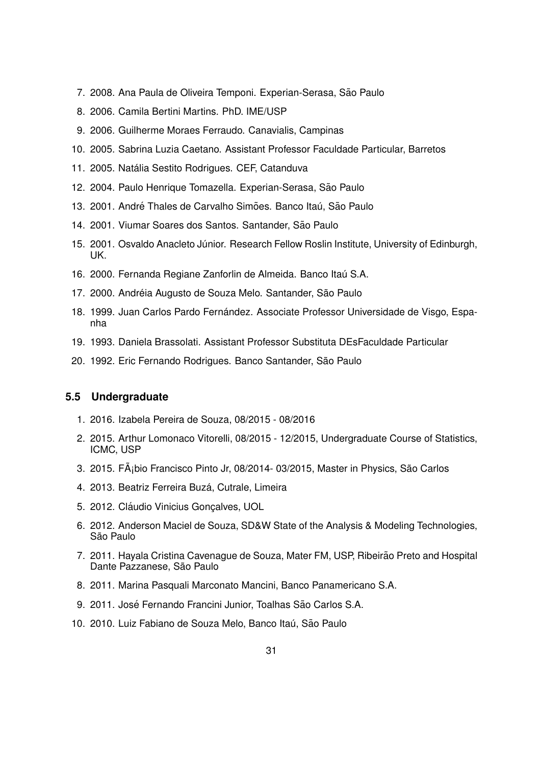7. 2008. Ana Paula de Oliveira Temponi. Experian-Serasa, São Paulo
8. 2006. Camila Bertini Martins. PhD. IME/USP
9. 2006. Guilherme Moraes Ferraudo. Canavialis, Campinas
10. 2005. Sabrina Luzia Caetano. Assistant Professor Faculdade Particular, Barretos
11. 2005. Natália Sestito Rodrigues. CEF, Catanduva
12. 2004. Paulo Henrique Tomazella. Experian-Serasa, São Paulo
13. 2001. André Thales de Carvalho Simões. Banco Itaú, São Paulo
14. 2001. Viumar Soares dos Santos. Santander, São Paulo
15. 2001. Osvaldo Anacleto Júnior. Research Fellow Roslin Institute, University of Edinburgh, UK.
16. 2000. Fernanda Regiane Zanforlin de Almeida. Banco Itaú S.A.
17. 2000. Andréia Augusto de Souza Melo. Santander, São Paulo
18. 1999. Juan Carlos Pardo Fernández. Associate Professor Universidade de Visgo, Espanha
19. 1993. Daniela Brassolati. Assistant Professor Substituta DEsFaculdade Particular
20. 1992. Eric Fernando Rodrigues. Banco Santander, São Paulo

### 5.5 Undergraduate

1. 2016. Izabela Pereira de Souza, 08/2015 - 08/2016
2. 2015. Arthur Lomonaco Vitorelli, 08/2015 - 12/2015, Undergraduate Course of Statistics, ICMC, USP
3. 2015. FÃ¡bio Francisco Pinto Jr, 08/2014- 03/2015, Master in Physics, São Carlos
4. 2013. Beatriz Ferreira Buzá, Cutrale, Limeira
5. 2012. Cláudio Vinicius Gonçalves, UOL
6. 2012. Anderson Maciel de Souza, SD&W State of the Analysis & Modeling Technologies, São Paulo
7. 2011. Hayala Cristina Cavenague de Souza, Mater FM, USP, Ribeirão Preto and Hospital Dante Pazzanese, São Paulo
8. 2011. Marina Pasquali Marconato Mancini, Banco Panamericano S.A.
9. 2011. José Fernando Francini Junior, Toalhas São Carlos S.A.
10. 2010. Luiz Fabiano de Souza Melo, Banco Itaú, São Paulo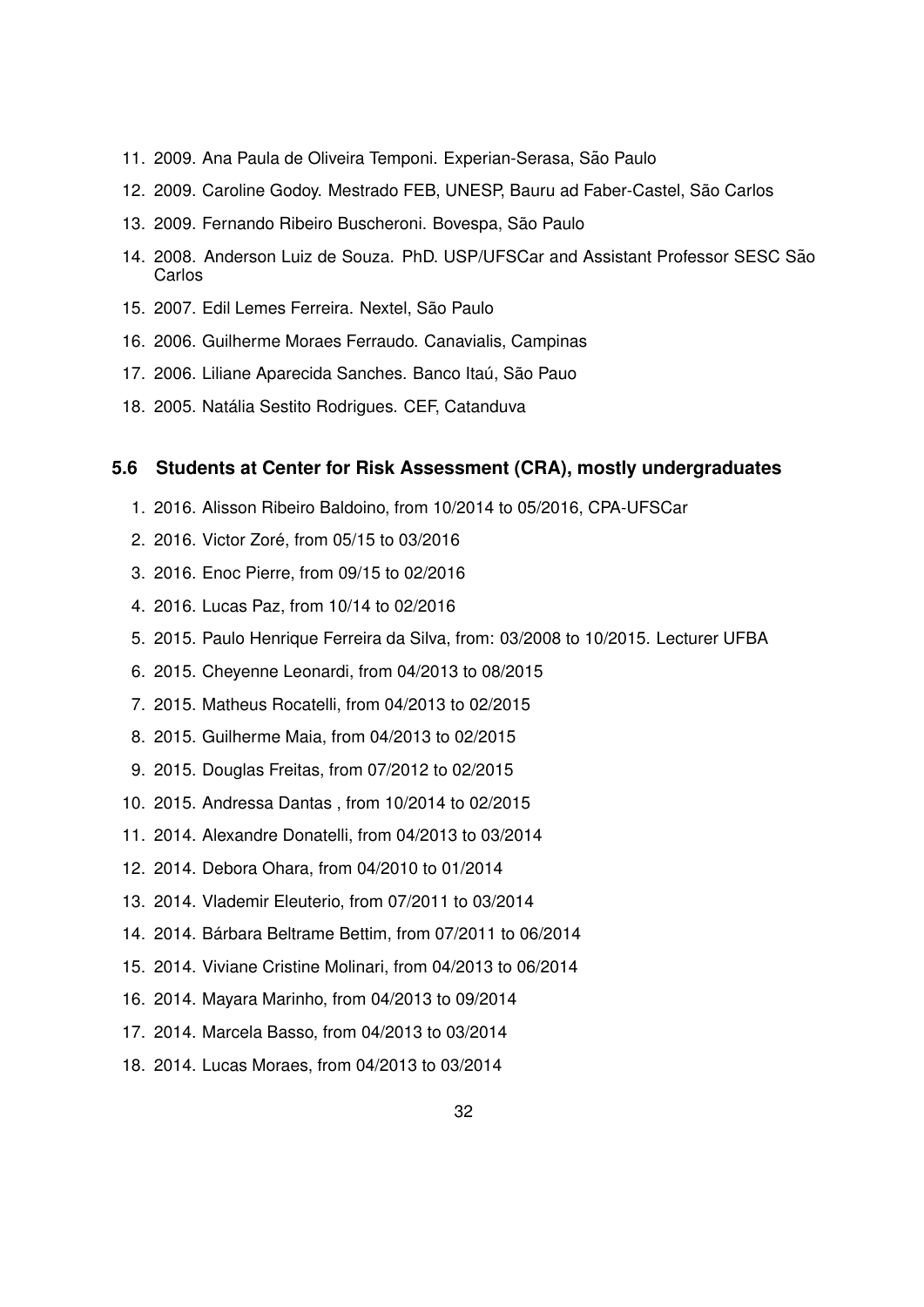11. 2009. Ana Paula de Oliveira Temponi. Experian-Serasa, São Paulo
12. 2009. Caroline Godoy. Mestrado FEB, UNESP, Bauru ad Faber-Castel, São Carlos
13. 2009. Fernando Ribeiro Buscheroni. Bovespa, São Paulo
14. 2008. Anderson Luiz de Souza. PhD. USP/UFSCar and Assistant Professor SESC São Carlos
15. 2007. Edil Lemes Ferreira. Nextel, São Paulo
16. 2006. Guilherme Moraes Ferraudo. Canavialis, Campinas
17. 2006. Liliane Aparecida Sanches. Banco Itaú, São Pauo
18. 2005. Natália Sestito Rodrigues. CEF, Catanduva

### 5.6 Students at Center for Risk Assessment (CRA), mostly undergraduates

1. 2016. Alisson Ribeiro Baldoino, from 10/2014 to 05/2016, CPA-UFSCar
2. 2016. Victor Zoré, from 05/15 to 03/2016
3. 2016. Enoc Pierre, from 09/15 to 02/2016
4. 2016. Lucas Paz, from 10/14 to 02/2016
5. 2015. Paulo Henrique Ferreira da Silva, from: 03/2008 to 10/2015. Lecturer UFBA
6. 2015. Cheyenne Leonardi, from 04/2013 to 08/2015
7. 2015. Matheus Rocatelli, from 04/2013 to 02/2015
8. 2015. Guilherme Maia, from 04/2013 to 02/2015
9. 2015. Douglas Freitas, from 07/2012 to 02/2015
10. 2015. Andressa Dantas , from 10/2014 to 02/2015
11. 2014. Alexandre Donatelli, from 04/2013 to 03/2014
12. 2014. Debora Ohara, from 04/2010 to 01/2014
13. 2014. Vlademir Eleuterio, from 07/2011 to 03/2014
14. 2014. Bárbara Beltrame Bettim, from 07/2011 to 06/2014
15. 2014. Viviane Cristine Molinari, from 04/2013 to 06/2014
16. 2014. Mayara Marinho, from 04/2013 to 09/2014
17. 2014. Marcela Basso, from 04/2013 to 03/2014
18. 2014. Lucas Moraes, from 04/2013 to 03/2014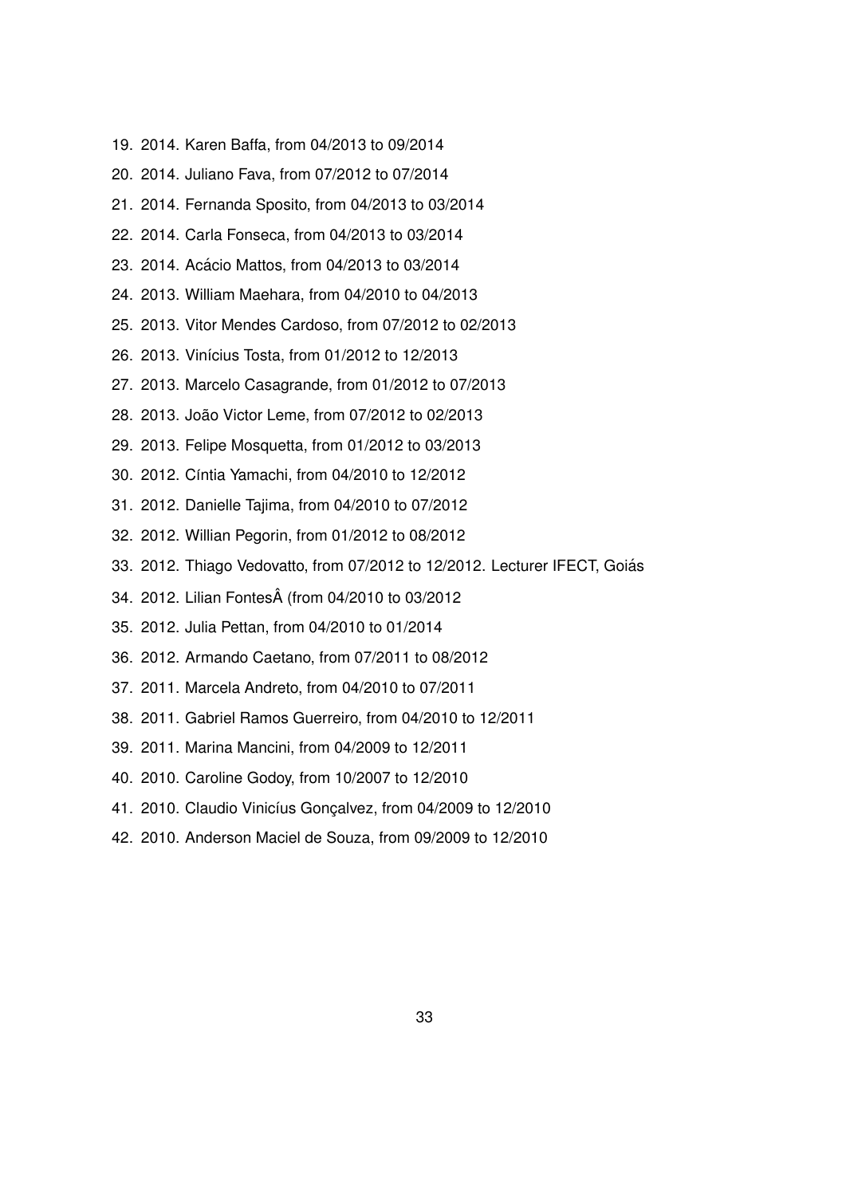19. 2014. Karen Baffa, from 04/2013 to 09/2014
20. 2014. Juliano Fava, from 07/2012 to 07/2014
21. 2014. Fernanda Sposito, from 04/2013 to 03/2014
22. 2014. Carla Fonseca, from 04/2013 to 03/2014
23. 2014. Acácio Mattos, from 04/2013 to 03/2014
24. 2013. William Maehara, from 04/2010 to 04/2013
25. 2013. Vitor Mendes Cardoso, from 07/2012 to 02/2013
26. 2013. Vinícius Tosta, from 01/2012 to 12/2013
27. 2013. Marcelo Casagrande, from 01/2012 to 07/2013
28. 2013. João Victor Leme, from 07/2012 to 02/2013
29. 2013. Felipe Mosquetta, from 01/2012 to 03/2013
30. 2012. Cíntia Yamachi, from 04/2010 to 12/2012
31. 2012. Danielle Tajima, from 04/2010 to 07/2012
32. 2012. Willian Pegorin, from 01/2012 to 08/2012
33. 2012. Thiago Vedovatto, from 07/2012 to 12/2012. Lecturer IFECT, Goiás
34. 2012. Lilian FontesÂ (from 04/2010 to 03/2012
35. 2012. Julia Pettan, from 04/2010 to 01/2014
36. 2012. Armando Caetano, from 07/2011 to 08/2012
37. 2011. Marcela Andreto, from 04/2010 to 07/2011
38. 2011. Gabriel Ramos Guerreiro, from 04/2010 to 12/2011
39. 2011. Marina Mancini, from 04/2009 to 12/2011
40. 2010. Caroline Godoy, from 10/2007 to 12/2010
41. 2010. Claudio Vinicíus Gonçalvez, from 04/2009 to 12/2010
42. 2010. Anderson Maciel de Souza, from 09/2009 to 12/2010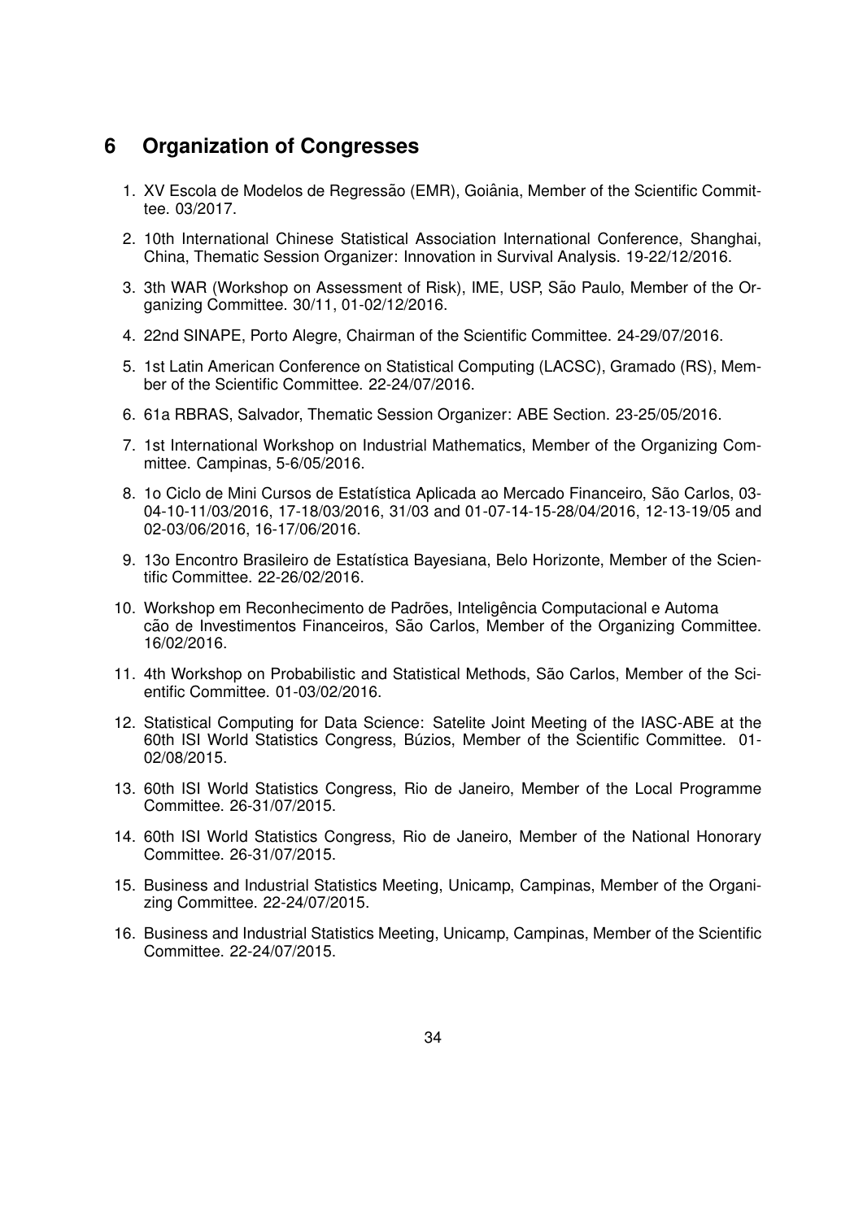## 6 Organization of Congresses

1. XV Escola de Modelos de Regressão (EMR), Goiânia, Member of the Scientific Committee. 03/2017.
2. 10th International Chinese Statistical Association International Conference, Shanghai, China, Thematic Session Organizer: Innovation in Survival Analysis. 19-22/12/2016.
3. 3th WAR (Workshop on Assessment of Risk), IME, USP, São Paulo, Member of the Organizing Committee. 30/11, 01-02/12/2016.
4. 22nd SINAPE, Porto Alegre, Chairman of the Scientific Committee. 24-29/07/2016.
5. 1st Latin American Conference on Statistical Computing (LACSC), Gramado (RS), Member of the Scientific Committee. 22-24/07/2016.
6. 61a RBRAS, Salvador, Thematic Session Organizer: ABE Section. 23-25/05/2016.
7. 1st International Workshop on Industrial Mathematics, Member of the Organizing Committee. Campinas, 5-6/05/2016.
8. 1o Ciclo de Mini Cursos de Estatística Aplicada ao Mercado Financeiro, São Carlos, 03-04-10-11/03/2016, 17-18/03/2016, 31/03 and 01-07-14-15-28/04/2016, 12-13-19/05 and 02-03/06/2016, 16-17/06/2016.
9. 13o Encontro Brasileiro de Estatística Bayesiana, Belo Horizonte, Member of the Scientific Committee. 22-26/02/2016.
10. Workshop em Reconhecimento de Padrões, Inteligência Computacional e Automa cão de Investimentos Financeiros, São Carlos, Member of the Organizing Committee. 16/02/2016.
11. 4th Workshop on Probabilistic and Statistical Methods, São Carlos, Member of the Scientific Committee. 01-03/02/2016.
12. Statistical Computing for Data Science: Satelite Joint Meeting of the IASC-ABE at the 60th ISI World Statistics Congress, Búzios, Member of the Scientific Committee. 01-02/08/2015.
13. 60th ISI World Statistics Congress, Rio de Janeiro, Member of the Local Programme Committee. 26-31/07/2015.
14. 60th ISI World Statistics Congress, Rio de Janeiro, Member of the National Honorary Committee. 26-31/07/2015.
15. Business and Industrial Statistics Meeting, Unicamp, Campinas, Member of the Organizing Committee. 22-24/07/2015.
16. Business and Industrial Statistics Meeting, Unicamp, Campinas, Member of the Scientific Committee. 22-24/07/2015.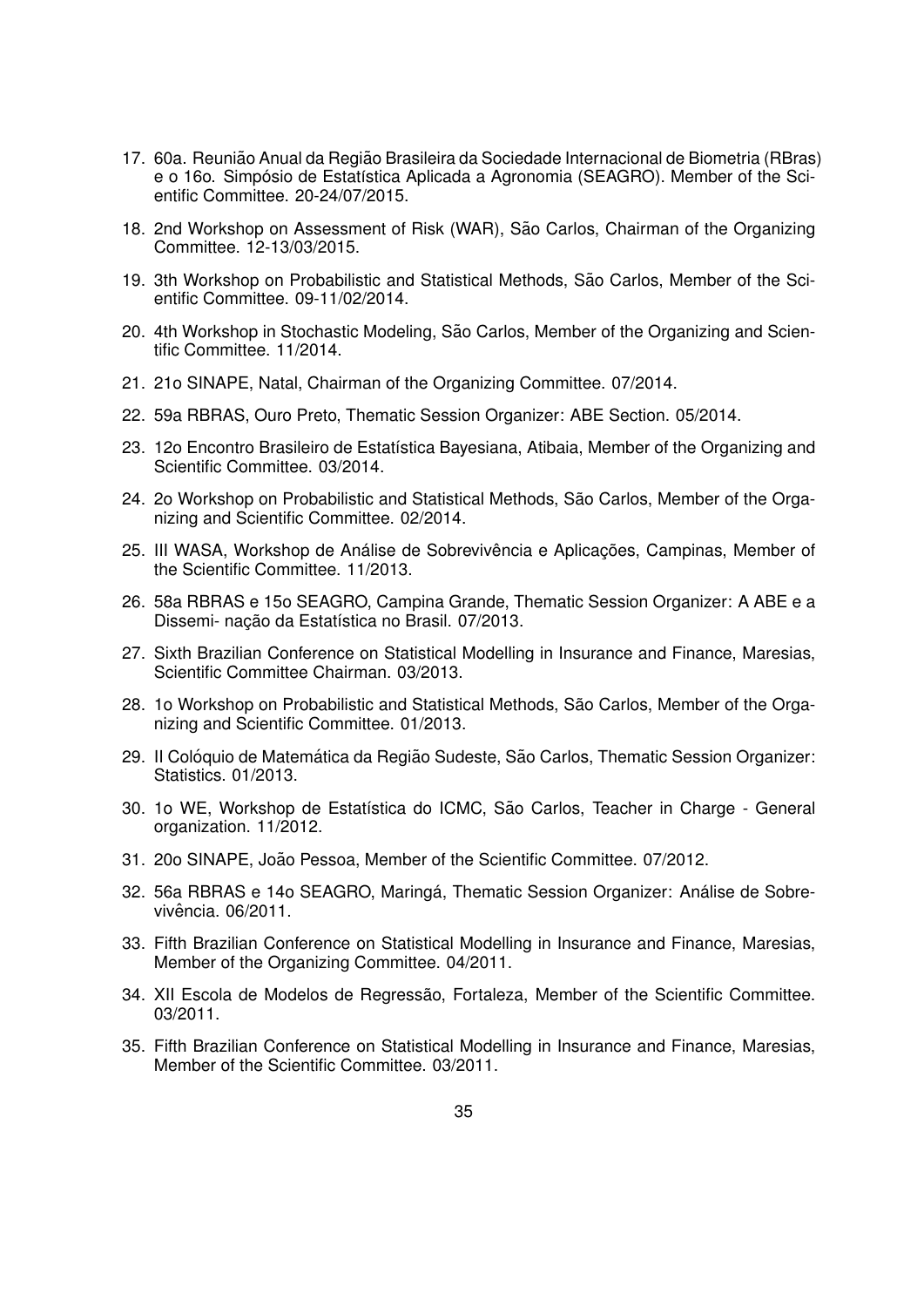17. 60a. Reunião Anual da Região Brasileira da Sociedade Internacional de Biometria (RBras) e o 16o. Simpósio de Estatística Aplicada a Agronomia (SEAGRO). Member of the Scientific Committee. 20-24/07/2015.

18. 2nd Workshop on Assessment of Risk (WAR), São Carlos, Chairman of the Organizing Committee. 12-13/03/2015.

19. 3th Workshop on Probabilistic and Statistical Methods, São Carlos, Member of the Scientific Committee. 09-11/02/2014.

20. 4th Workshop in Stochastic Modeling, São Carlos, Member of the Organizing and Scientific Committee. 11/2014.

21. 21o SINAPE, Natal, Chairman of the Organizing Committee. 07/2014.

22. 59a RBRAS, Ouro Preto, Thematic Session Organizer: ABE Section. 05/2014.

23. 12o Encontro Brasileiro de Estatística Bayesiana, Atibaia, Member of the Organizing and Scientific Committee. 03/2014.

24. 2o Workshop on Probabilistic and Statistical Methods, São Carlos, Member of the Organizing and Scientific Committee. 02/2014.

25. III WASA, Workshop de Análise de Sobrevivência e Aplicações, Campinas, Member of the Scientific Committee. 11/2013.

26. 58a RBRAS e 15o SEAGRO, Campina Grande, Thematic Session Organizer: A ABE e a Dissemi- nação da Estatística no Brasil. 07/2013.

27. Sixth Brazilian Conference on Statistical Modelling in Insurance and Finance, Maresias, Scientific Committee Chairman. 03/2013.

28. 1o Workshop on Probabilistic and Statistical Methods, São Carlos, Member of the Organizing and Scientific Committee. 01/2013.

29. II Colóquio de Matemática da Região Sudeste, São Carlos, Thematic Session Organizer: Statistics. 01/2013.

30. 1o WE, Workshop de Estatística do ICMC, São Carlos, Teacher in Charge - General organization. 11/2012.

31. 20o SINAPE, João Pessoa, Member of the Scientific Committee. 07/2012.

32. 56a RBRAS e 14o SEAGRO, Maringá, Thematic Session Organizer: Análise de Sobrevivência. 06/2011.

33. Fifth Brazilian Conference on Statistical Modelling in Insurance and Finance, Maresias, Member of the Organizing Committee. 04/2011.

34. XII Escola de Modelos de Regressão, Fortaleza, Member of the Scientific Committee. 03/2011.

35. Fifth Brazilian Conference on Statistical Modelling in Insurance and Finance, Maresias, Member of the Scientific Committee. 03/2011.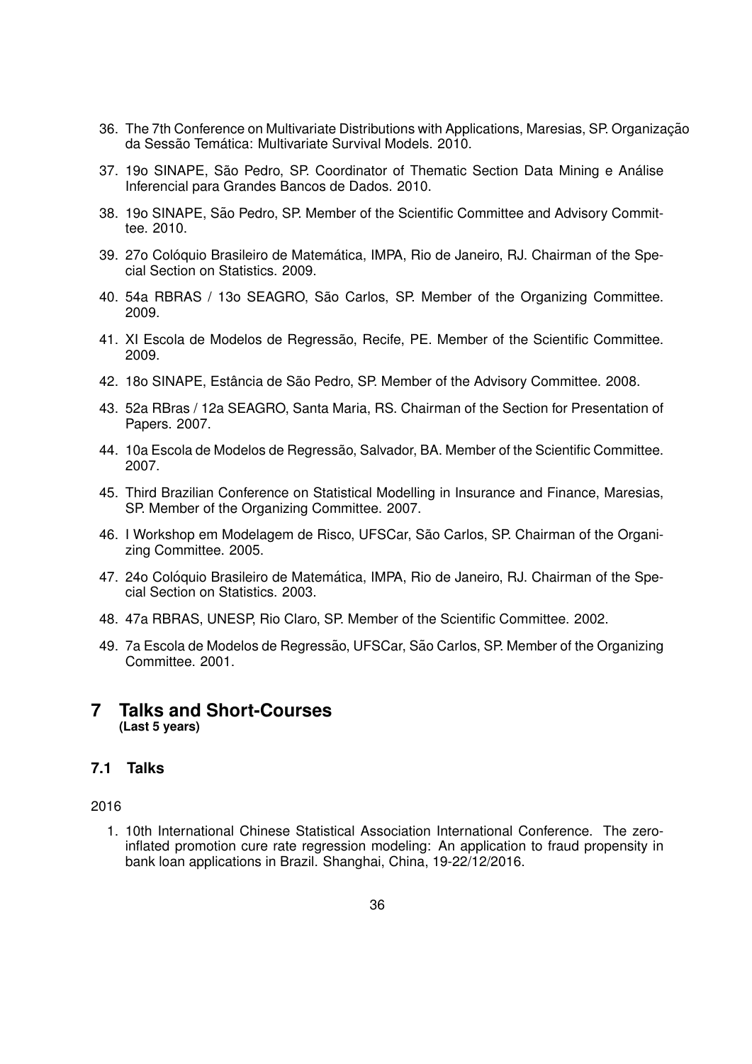36. The 7th Conference on Multivariate Distributions with Applications, Maresias, SP. Organização da Sessão Temática: Multivariate Survival Models. 2010.

37. 19o SINAPE, São Pedro, SP. Coordinator of Thematic Section Data Mining e Análise Inferencial para Grandes Bancos de Dados. 2010.

38. 19o SINAPE, São Pedro, SP. Member of the Scientific Committee and Advisory Committee. 2010.

39. 27o Colóquio Brasileiro de Matemática, IMPA, Rio de Janeiro, RJ. Chairman of the Special Section on Statistics. 2009.

40. 54a RBRAS / 13o SEAGRO, São Carlos, SP. Member of the Organizing Committee. 2009.

41. XI Escola de Modelos de Regressão, Recife, PE. Member of the Scientific Committee. 2009.

42. 18o SINAPE, Estância de São Pedro, SP. Member of the Advisory Committee. 2008.

43. 52a RBras / 12a SEAGRO, Santa Maria, RS. Chairman of the Section for Presentation of Papers. 2007.

44. 10a Escola de Modelos de Regressão, Salvador, BA. Member of the Scientific Committee. 2007.

45. Third Brazilian Conference on Statistical Modelling in Insurance and Finance, Maresias, SP. Member of the Organizing Committee. 2007.

46. I Workshop em Modelagem de Risco, UFSCar, São Carlos, SP. Chairman of the Organizing Committee. 2005.

47. 24o Colóquio Brasileiro de Matemática, IMPA, Rio de Janeiro, RJ. Chairman of the Special Section on Statistics. 2003.

48. 47a RBRAS, UNESP, Rio Claro, SP. Member of the Scientific Committee. 2002.

49. 7a Escola de Modelos de Regressão, UFSCar, São Carlos, SP. Member of the Organizing Committee. 2001.

# 7 Talks and Short-Courses

**(Last 5 years)**

## 7.1 Talks

2016

1. 10th International Chinese Statistical Association International Conference. The zero-inflated promotion cure rate regression modeling: An application to fraud propensity in bank loan applications in Brazil. Shanghai, China, 19-22/12/2016.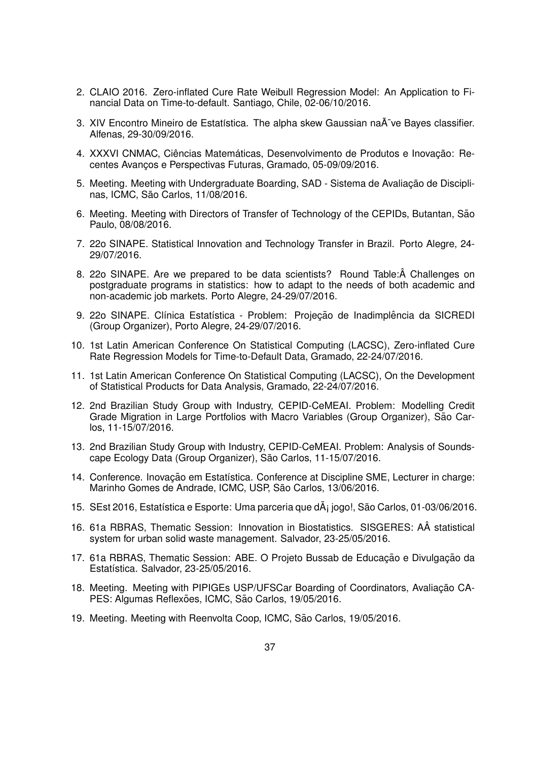2. CLAIO 2016. Zero-inflated Cure Rate Weibull Regression Model: An Application to Financial Data on Time-to-default. Santiago, Chile, 02-06/10/2016.
3. XIV Encontro Mineiro de Estatística. The alpha skew Gaussian naÃ¯ve Bayes classifier. Alfenas, 29-30/09/2016.
4. XXXVI CNMAC, Ciências Matemáticas, Desenvolvimento de Produtos e Inovação: Recentes Avanços e Perspectivas Futuras, Gramado, 05-09/09/2016.
5. Meeting. Meeting with Undergraduate Boarding, SAD - Sistema de Avaliação de Disciplinas, ICMC, São Carlos, 11/08/2016.
6. Meeting. Meeting with Directors of Transfer of Technology of the CEPIDs, Butantan, São Paulo, 08/08/2016.
7. 22o SINAPE. Statistical Innovation and Technology Transfer in Brazil. Porto Alegre, 24-29/07/2016.
8. 22o SINAPE. Are we prepared to be data scientists? Round Table:Â Challenges on postgraduate programs in statistics: how to adapt to the needs of both academic and non-academic job markets. Porto Alegre, 24-29/07/2016.
9. 22o SINAPE. Clínica Estatística - Problem: Projeção de Inadimplência da SICREDI (Group Organizer), Porto Alegre, 24-29/07/2016.
10. 1st Latin American Conference On Statistical Computing (LACSC), Zero-inflated Cure Rate Regression Models for Time-to-Default Data, Gramado, 22-24/07/2016.
11. 1st Latin American Conference On Statistical Computing (LACSC), On the Development of Statistical Products for Data Analysis, Gramado, 22-24/07/2016.
12. 2nd Brazilian Study Group with Industry, CEPID-CeMEAI. Problem: Modelling Credit Grade Migration in Large Portfolios with Macro Variables (Group Organizer), São Carlos, 11-15/07/2016.
13. 2nd Brazilian Study Group with Industry, CEPID-CeMEAI. Problem: Analysis of Soundscape Ecology Data (Group Organizer), São Carlos, 11-15/07/2016.
14. Conference. Inovação em Estatística. Conference at Discipline SME, Lecturer in charge: Marinho Gomes de Andrade, ICMC, USP, São Carlos, 13/06/2016.
15. SEst 2016, Estatística e Esporte: Uma parceria que dÃ¡ jogo!, São Carlos, 01-03/06/2016.
16. 61a RBRAS, Thematic Session: Innovation in Biostatistics. SISGERES: AÂ statistical system for urban solid waste management. Salvador, 23-25/05/2016.
17. 61a RBRAS, Thematic Session: ABE. O Projeto Bussab de Educação e Divulgação da Estatística. Salvador, 23-25/05/2016.
18. Meeting. Meeting with PIPIGEs USP/UFSCar Boarding of Coordinators, Avaliação CAPES: Algumas Reflexões, ICMC, São Carlos, 19/05/2016.
19. Meeting. Meeting with Reenvolta Coop, ICMC, São Carlos, 19/05/2016.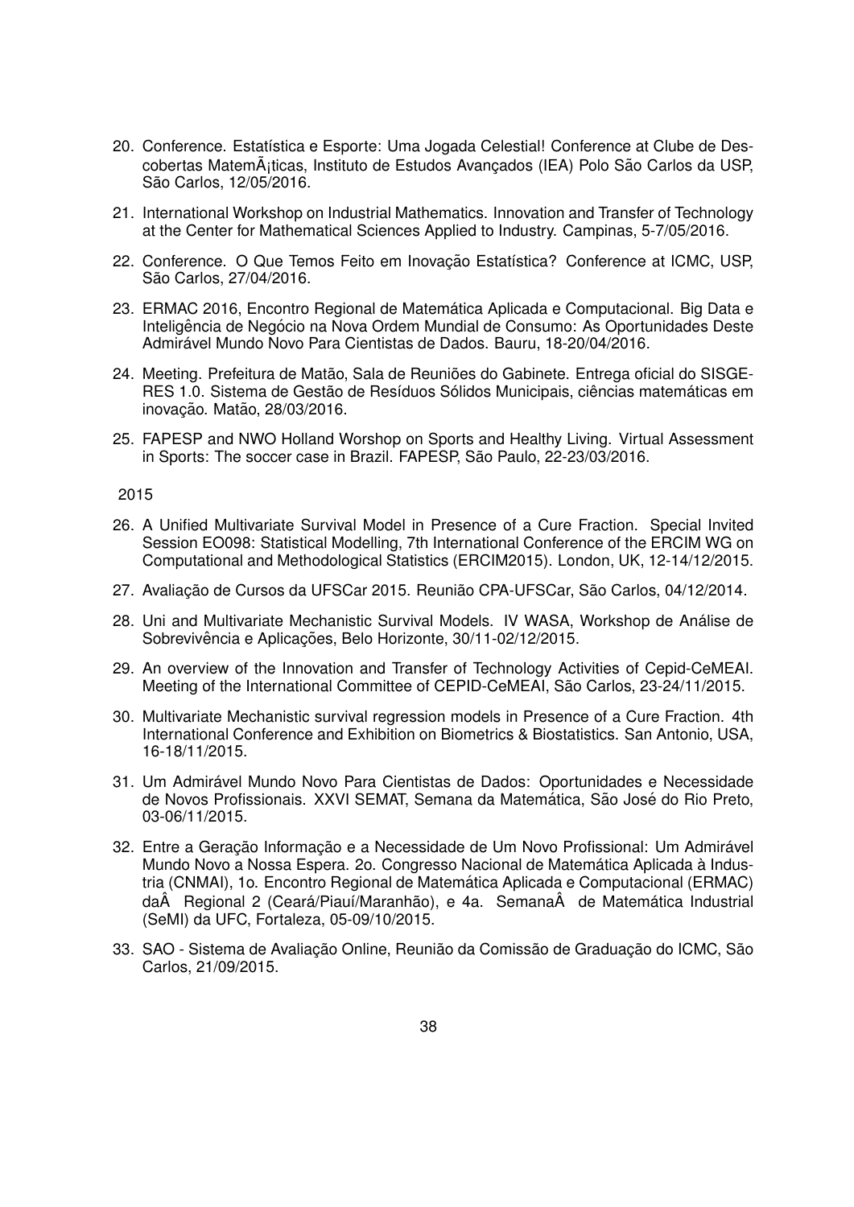20. Conference. Estatística e Esporte: Uma Jogada Celestial! Conference at Clube de Descobertas MatemÃ¡ticas, Instituto de Estudos Avançados (IEA) Polo São Carlos da USP, São Carlos, 12/05/2016.

21. International Workshop on Industrial Mathematics. Innovation and Transfer of Technology at the Center for Mathematical Sciences Applied to Industry. Campinas, 5-7/05/2016.

22. Conference. O Que Temos Feito em Inovação Estatística? Conference at ICMC, USP, São Carlos, 27/04/2016.

23. ERMAC 2016, Encontro Regional de Matemática Aplicada e Computacional. Big Data e Inteligência de Negócio na Nova Ordem Mundial de Consumo: As Oportunidades Deste Admirável Mundo Novo Para Cientistas de Dados. Bauru, 18-20/04/2016.

24. Meeting. Prefeitura de Matão, Sala de Reuniões do Gabinete. Entrega oficial do SISGERES 1.0. Sistema de Gestão de Resíduos Sólidos Municipais, ciências matemáticas em inovação. Matão, 28/03/2016.

25. FAPESP and NWO Holland Worshop on Sports and Healthy Living. Virtual Assessment in Sports: The soccer case in Brazil. FAPESP, São Paulo, 22-23/03/2016.

2015

26. A Unified Multivariate Survival Model in Presence of a Cure Fraction. Special Invited Session EO098: Statistical Modelling, 7th International Conference of the ERCIM WG on Computational and Methodological Statistics (ERCIM2015). London, UK, 12-14/12/2015.

27. Avaliação de Cursos da UFSCar 2015. Reunião CPA-UFSCar, São Carlos, 04/12/2014.

28. Uni and Multivariate Mechanistic Survival Models. IV WASA, Workshop de Análise de Sobrevivência e Aplicações, Belo Horizonte, 30/11-02/12/2015.

29. An overview of the Innovation and Transfer of Technology Activities of Cepid-CeMEAI. Meeting of the International Committee of CEPID-CeMEAI, São Carlos, 23-24/11/2015.

30. Multivariate Mechanistic survival regression models in Presence of a Cure Fraction. 4th International Conference and Exhibition on Biometrics & Biostatistics. San Antonio, USA, 16-18/11/2015.

31. Um Admirável Mundo Novo Para Cientistas de Dados: Oportunidades e Necessidade de Novos Profissionais. XXVI SEMAT, Semana da Matemática, São José do Rio Preto, 03-06/11/2015.

32. Entre a Geração Informação e a Necessidade de Um Novo Profissional: Um Admirável Mundo Novo a Nossa Espera. 2o. Congresso Nacional de Matemática Aplicada à Industria (CNMAI), 1o. Encontro Regional de Matemática Aplicada e Computacional (ERMAC) daÂ  Regional 2 (Ceará/Piauí/Maranhão), e 4a. SemanaÂ  de Matemática Industrial (SeMI) da UFC, Fortaleza, 05-09/10/2015.

33. SAO - Sistema de Avaliação Online, Reunião da Comissão de Graduação do ICMC, São Carlos, 21/09/2015.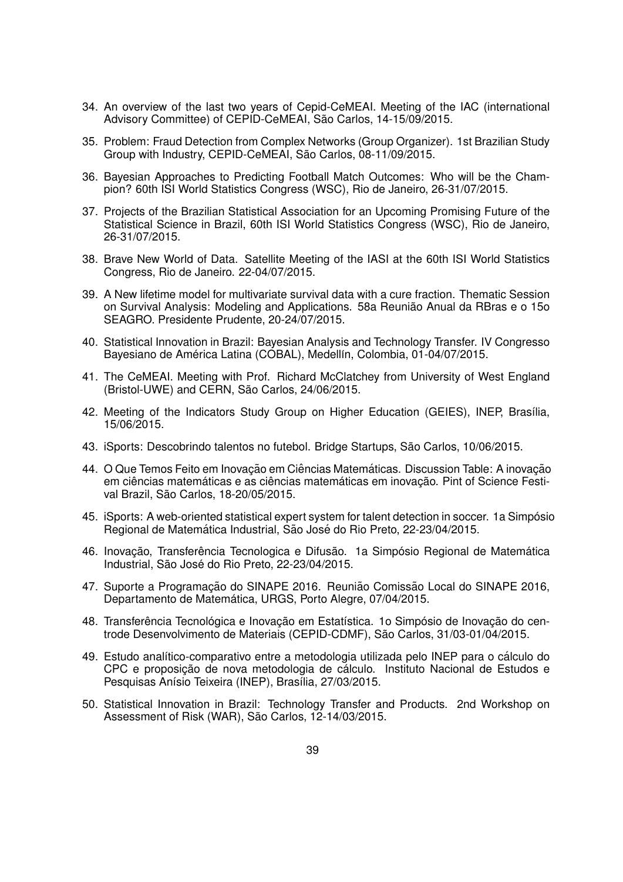34. An overview of the last two years of Cepid-CeMEAI. Meeting of the IAC (international Advisory Committee) of CEPID-CeMEAI, São Carlos, 14-15/09/2015.

35. Problem: Fraud Detection from Complex Networks (Group Organizer). 1st Brazilian Study Group with Industry, CEPID-CeMEAI, São Carlos, 08-11/09/2015.

36. Bayesian Approaches to Predicting Football Match Outcomes: Who will be the Champion? 60th ISI World Statistics Congress (WSC), Rio de Janeiro, 26-31/07/2015.

37. Projects of the Brazilian Statistical Association for an Upcoming Promising Future of the Statistical Science in Brazil, 60th ISI World Statistics Congress (WSC), Rio de Janeiro, 26-31/07/2015.

38. Brave New World of Data. Satellite Meeting of the IASI at the 60th ISI World Statistics Congress, Rio de Janeiro. 22-04/07/2015.

39. A New lifetime model for multivariate survival data with a cure fraction. Thematic Session on Survival Analysis: Modeling and Applications. 58a Reunião Anual da RBras e o 15o SEAGRO. Presidente Prudente, 20-24/07/2015.

40. Statistical Innovation in Brazil: Bayesian Analysis and Technology Transfer. IV Congresso Bayesiano de América Latina (COBAL), Medellín, Colombia, 01-04/07/2015.

41. The CeMEAI. Meeting with Prof. Richard McClatchey from University of West England (Bristol-UWE) and CERN, São Carlos, 24/06/2015.

42. Meeting of the Indicators Study Group on Higher Education (GEIES), INEP, Brasília, 15/06/2015.

43. iSports: Descobrindo talentos no futebol. Bridge Startups, São Carlos, 10/06/2015.

44. O Que Temos Feito em Inovação em Ciências Matemáticas. Discussion Table: A inovação em ciências matemáticas e as ciências matemáticas em inovação. Pint of Science Festival Brazil, São Carlos, 18-20/05/2015.

45. iSports: A web-oriented statistical expert system for talent detection in soccer. 1a Simpósio Regional de Matemática Industrial, São José do Rio Preto, 22-23/04/2015.

46. Inovação, Transferência Tecnologica e Difusão. 1a Simpósio Regional de Matemática Industrial, São José do Rio Preto, 22-23/04/2015.

47. Suporte a Programação do SINAPE 2016. Reunião Comissão Local do SINAPE 2016, Departamento de Matemática, URGS, Porto Alegre, 07/04/2015.

48. Transferência Tecnológica e Inovação em Estatística. 1o Simpósio de Inovação do centrode Desenvolvimento de Materiais (CEPID-CDMF), São Carlos, 31/03-01/04/2015.

49. Estudo analítico-comparativo entre a metodologia utilizada pelo INEP para o cálculo do CPC e proposição de nova metodologia de cálculo. Instituto Nacional de Estudos e Pesquisas Anísio Teixeira (INEP), Brasília, 27/03/2015.

50. Statistical Innovation in Brazil: Technology Transfer and Products. 2nd Workshop on Assessment of Risk (WAR), São Carlos, 12-14/03/2015.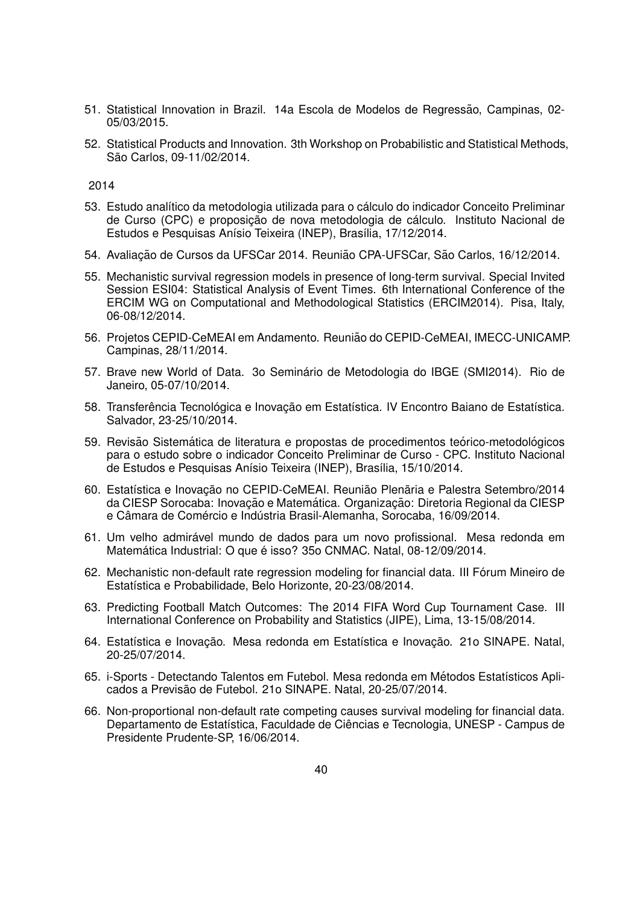51. Statistical Innovation in Brazil. 14a Escola de Modelos de Regressão, Campinas, 02-05/03/2015.
52. Statistical Products and Innovation. 3th Workshop on Probabilistic and Statistical Methods, São Carlos, 09-11/02/2014.

2014

53. Estudo analítico da metodologia utilizada para o cálculo do indicador Conceito Preliminar de Curso (CPC) e proposição de nova metodologia de cálculo. Instituto Nacional de Estudos e Pesquisas Anísio Teixeira (INEP), Brasília, 17/12/2014.
54. Avaliação de Cursos da UFSCar 2014. Reunião CPA-UFSCar, São Carlos, 16/12/2014.
55. Mechanistic survival regression models in presence of long-term survival. Special Invited Session ESI04: Statistical Analysis of Event Times. 6th International Conference of the ERCIM WG on Computational and Methodological Statistics (ERCIM2014). Pisa, Italy, 06-08/12/2014.
56. Projetos CEPID-CeMEAI em Andamento. Reunião do CEPID-CeMEAI, IMECC-UNICAMP. Campinas, 28/11/2014.
57. Brave new World of Data. 3o Seminário de Metodologia do IBGE (SMI2014). Rio de Janeiro, 05-07/10/2014.
58. Transferência Tecnológica e Inovação em Estatística. IV Encontro Baiano de Estatística. Salvador, 23-25/10/2014.
59. Revisão Sistemática de literatura e propostas de procedimentos teórico-metodológicos para o estudo sobre o indicador Conceito Preliminar de Curso - CPC. Instituto Nacional de Estudos e Pesquisas Anísio Teixeira (INEP), Brasília, 15/10/2014.
60. Estatística e Inovação no CEPID-CeMEAI. Reunião Plenãria e Palestra Setembro/2014 da CIESP Sorocaba: Inovação e Matemática. Organização: Diretoria Regional da CIESP e Câmara de Comércio e Indústria Brasil-Alemanha, Sorocaba, 16/09/2014.
61. Um velho admirável mundo de dados para um novo profissional. Mesa redonda em Matemática Industrial: O que é isso? 35o CNMAC. Natal, 08-12/09/2014.
62. Mechanistic non-default rate regression modeling for financial data. III Fórum Mineiro de Estatística e Probabilidade, Belo Horizonte, 20-23/08/2014.
63. Predicting Football Match Outcomes: The 2014 FIFA Word Cup Tournament Case. III International Conference on Probability and Statistics (JIPE), Lima, 13-15/08/2014.
64. Estatística e Inovação. Mesa redonda em Estatística e Inovação. 21o SINAPE. Natal, 20-25/07/2014.
65. i-Sports - Detectando Talentos em Futebol. Mesa redonda em Métodos Estatísticos Aplicados a Previsão de Futebol. 21o SINAPE. Natal, 20-25/07/2014.
66. Non-proportional non-default rate competing causes survival modeling for financial data. Departamento de Estatística, Faculdade de Ciências e Tecnologia, UNESP - Campus de Presidente Prudente-SP, 16/06/2014.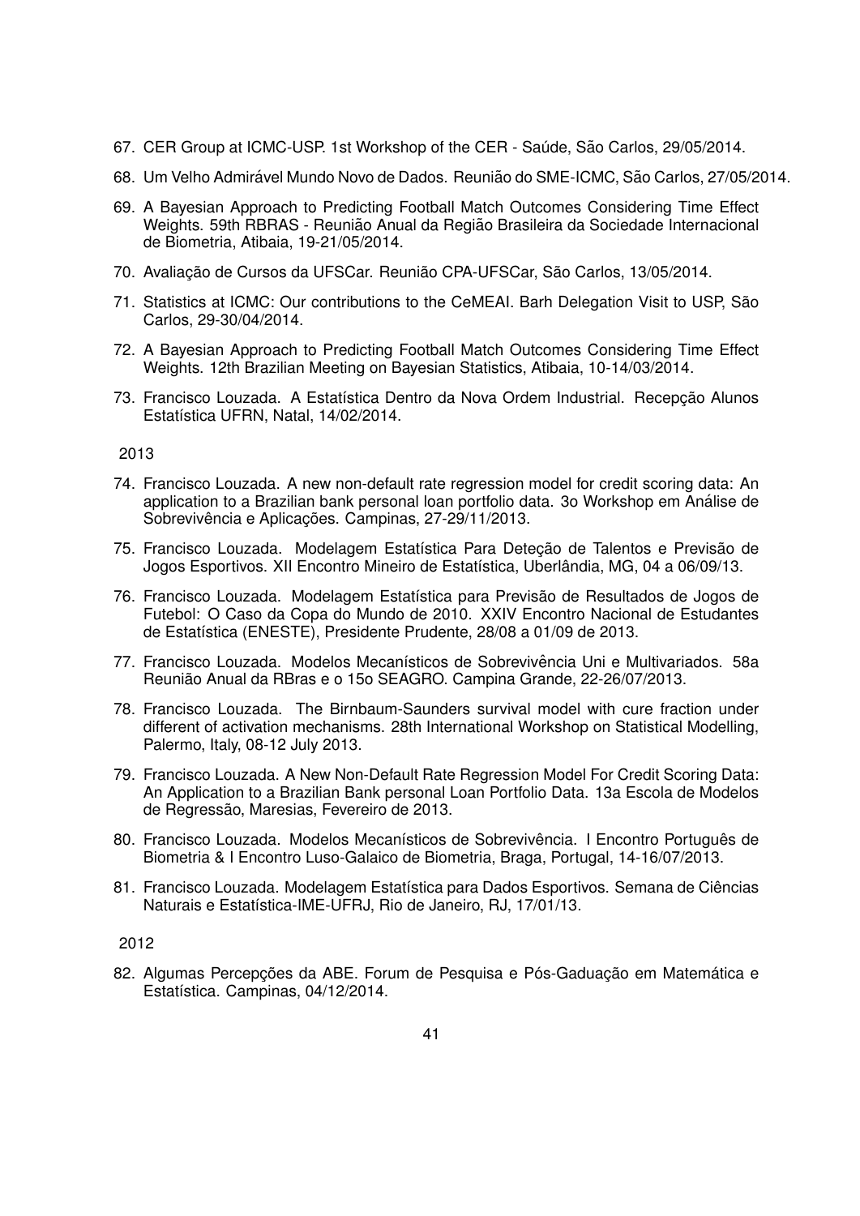67. CER Group at ICMC-USP. 1st Workshop of the CER - Saúde, São Carlos, 29/05/2014.

68. Um Velho Admirável Mundo Novo de Dados. Reunião do SME-ICMC, São Carlos, 27/05/2014.

69. A Bayesian Approach to Predicting Football Match Outcomes Considering Time Effect Weights. 59th RBRAS - Reunião Anual da Região Brasileira da Sociedade Internacional de Biometria, Atibaia, 19-21/05/2014.

70. Avaliação de Cursos da UFSCar. Reunião CPA-UFSCar, São Carlos, 13/05/2014.

71. Statistics at ICMC: Our contributions to the CeMEAI. Barh Delegation Visit to USP, São Carlos, 29-30/04/2014.

72. A Bayesian Approach to Predicting Football Match Outcomes Considering Time Effect Weights. 12th Brazilian Meeting on Bayesian Statistics, Atibaia, 10-14/03/2014.

73. Francisco Louzada. A Estatística Dentro da Nova Ordem Industrial. Recepção Alunos Estatística UFRN, Natal, 14/02/2014.

2013

74. Francisco Louzada. A new non-default rate regression model for credit scoring data: An application to a Brazilian bank personal loan portfolio data. 3o Workshop em Análise de Sobrevivência e Aplicações. Campinas, 27-29/11/2013.

75. Francisco Louzada. Modelagem Estatística Para Deteção de Talentos e Previsão de Jogos Esportivos. XII Encontro Mineiro de Estatística, Uberlândia, MG, 04 a 06/09/13.

76. Francisco Louzada. Modelagem Estatística para Previsão de Resultados de Jogos de Futebol: O Caso da Copa do Mundo de 2010. XXIV Encontro Nacional de Estudantes de Estatística (ENESTE), Presidente Prudente, 28/08 a 01/09 de 2013.

77. Francisco Louzada. Modelos Mecanísticos de Sobrevivência Uni e Multivariados. 58a Reunião Anual da RBras e o 15o SEAGRO. Campina Grande, 22-26/07/2013.

78. Francisco Louzada. The Birnbaum-Saunders survival model with cure fraction under different of activation mechanisms. 28th International Workshop on Statistical Modelling, Palermo, Italy, 08-12 July 2013.

79. Francisco Louzada. A New Non-Default Rate Regression Model For Credit Scoring Data: An Application to a Brazilian Bank personal Loan Portfolio Data. 13a Escola de Modelos de Regressão, Maresias, Fevereiro de 2013.

80. Francisco Louzada. Modelos Mecanísticos de Sobrevivência. I Encontro Português de Biometria & I Encontro Luso-Galaico de Biometria, Braga, Portugal, 14-16/07/2013.

81. Francisco Louzada. Modelagem Estatística para Dados Esportivos. Semana de Ciências Naturais e Estatística-IME-UFRJ, Rio de Janeiro, RJ, 17/01/13.

2012

82. Algumas Percepções da ABE. Forum de Pesquisa e Pós-Gaduação em Matemática e Estatística. Campinas, 04/12/2014.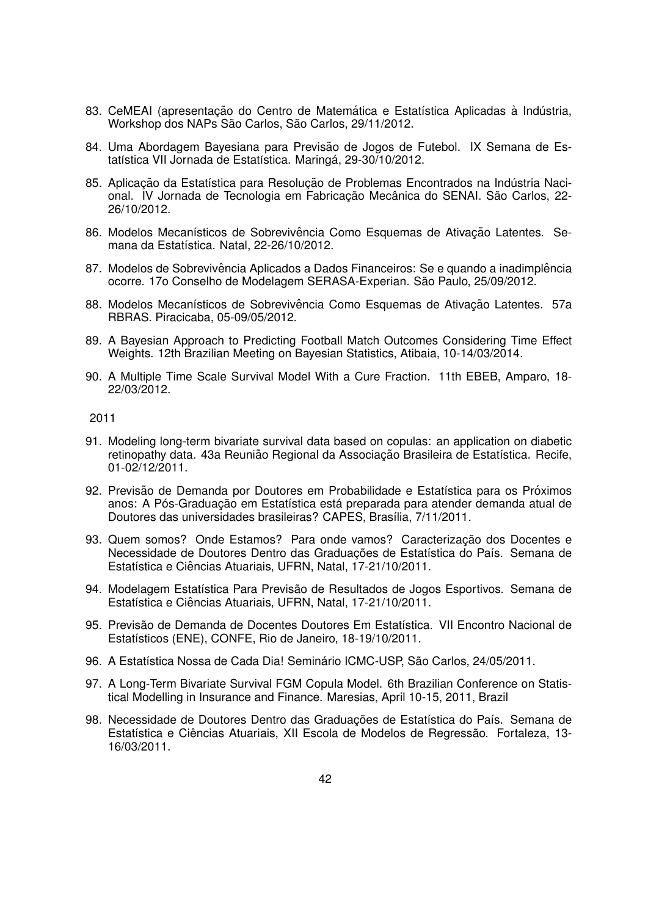83. CeMEAI (apresentação do Centro de Matemática e Estatística Aplicadas à Indústria, Workshop dos NAPs São Carlos, São Carlos, 29/11/2012.

84. Uma Abordagem Bayesiana para Previsão de Jogos de Futebol. IX Semana de Estatística VII Jornada de Estatística. Maringá, 29-30/10/2012.

85. Aplicação da Estatística para Resolução de Problemas Encontrados na Indústria Nacional. IV Jornada de Tecnologia em Fabricação Mecânica do SENAI. São Carlos, 22-26/10/2012.

86. Modelos Mecanísticos de Sobrevivência Como Esquemas de Ativação Latentes. Semana da Estatística. Natal, 22-26/10/2012.

87. Modelos de Sobrevivência Aplicados a Dados Financeiros: Se e quando a inadimplência ocorre. 17o Conselho de Modelagem SERASA-Experian. São Paulo, 25/09/2012.

88. Modelos Mecanísticos de Sobrevivência Como Esquemas de Ativação Latentes. 57a RBRAS. Piracicaba, 05-09/05/2012.

89. A Bayesian Approach to Predicting Football Match Outcomes Considering Time Effect Weights. 12th Brazilian Meeting on Bayesian Statistics, Atibaia, 10-14/03/2014.

90. A Multiple Time Scale Survival Model With a Cure Fraction. 11th EBEB, Amparo, 18-22/03/2012.

2011

91. Modeling long-term bivariate survival data based on copulas: an application on diabetic retinopathy data. 43a Reunião Regional da Associação Brasileira de Estatística. Recife, 01-02/12/2011.

92. Previsão de Demanda por Doutores em Probabilidade e Estatística para os Próximos anos: A Pós-Graduação em Estatística está preparada para atender demanda atual de Doutores das universidades brasileiras? CAPES, Brasília, 7/11/2011.

93. Quem somos? Onde Estamos? Para onde vamos? Caracterização dos Docentes e Necessidade de Doutores Dentro das Graduações de Estatística do País. Semana de Estatística e Ciências Atuariais, UFRN, Natal, 17-21/10/2011.

94. Modelagem Estatística Para Previsão de Resultados de Jogos Esportivos. Semana de Estatística e Ciências Atuariais, UFRN, Natal, 17-21/10/2011.

95. Previsão de Demanda de Docentes Doutores Em Estatística. VII Encontro Nacional de Estatísticos (ENE), CONFE, Rio de Janeiro, 18-19/10/2011.

96. A Estatística Nossa de Cada Dia! Seminário ICMC-USP, São Carlos, 24/05/2011.

97. A Long-Term Bivariate Survival FGM Copula Model. 6th Brazilian Conference on Statistical Modelling in Insurance and Finance. Maresias, April 10-15, 2011, Brazil

98. Necessidade de Doutores Dentro das Graduações de Estatística do País. Semana de Estatística e Ciências Atuariais, XII Escola de Modelos de Regressão. Fortaleza, 13-16/03/2011.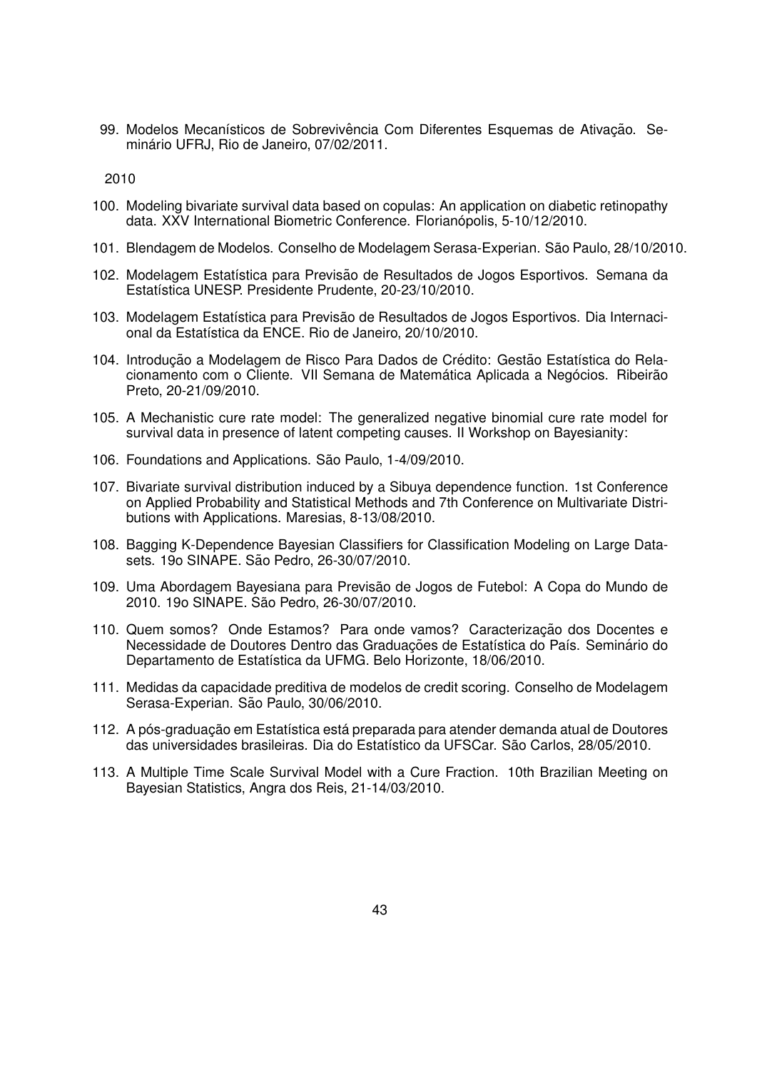99. Modelos Mecanísticos de Sobrevivência Com Diferentes Esquemas de Ativação. Seminário UFRJ, Rio de Janeiro, 07/02/2011.

2010

100. Modeling bivariate survival data based on copulas: An application on diabetic retinopathy data. XXV International Biometric Conference. Florianópolis, 5-10/12/2010.
101. Blendagem de Modelos. Conselho de Modelagem Serasa-Experian. São Paulo, 28/10/2010.
102. Modelagem Estatística para Previsão de Resultados de Jogos Esportivos. Semana da Estatística UNESP. Presidente Prudente, 20-23/10/2010.
103. Modelagem Estatística para Previsão de Resultados de Jogos Esportivos. Dia Internacional da Estatística da ENCE. Rio de Janeiro, 20/10/2010.
104. Introdução a Modelagem de Risco Para Dados de Crédito: Gestão Estatística do Relacionamento com o Cliente. VII Semana de Matemática Aplicada a Negócios. Ribeirão Preto, 20-21/09/2010.
105. A Mechanistic cure rate model: The generalized negative binomial cure rate model for survival data in presence of latent competing causes. II Workshop on Bayesianity:
106. Foundations and Applications. São Paulo, 1-4/09/2010.
107. Bivariate survival distribution induced by a Sibuya dependence function. 1st Conference on Applied Probability and Statistical Methods and 7th Conference on Multivariate Distributions with Applications. Maresias, 8-13/08/2010.
108. Bagging K-Dependence Bayesian Classifiers for Classification Modeling on Large Datasets. 19o SINAPE. São Pedro, 26-30/07/2010.
109. Uma Abordagem Bayesiana para Previsão de Jogos de Futebol: A Copa do Mundo de 2010. 19o SINAPE. São Pedro, 26-30/07/2010.
110. Quem somos? Onde Estamos? Para onde vamos? Caracterização dos Docentes e Necessidade de Doutores Dentro das Graduações de Estatística do País. Seminário do Departamento de Estatística da UFMG. Belo Horizonte, 18/06/2010.
111. Medidas da capacidade preditiva de modelos de credit scoring. Conselho de Modelagem Serasa-Experian. São Paulo, 30/06/2010.
112. A pós-graduação em Estatística está preparada para atender demanda atual de Doutores das universidades brasileiras. Dia do Estatístico da UFSCar. São Carlos, 28/05/2010.
113. A Multiple Time Scale Survival Model with a Cure Fraction. 10th Brazilian Meeting on Bayesian Statistics, Angra dos Reis, 21-14/03/2010.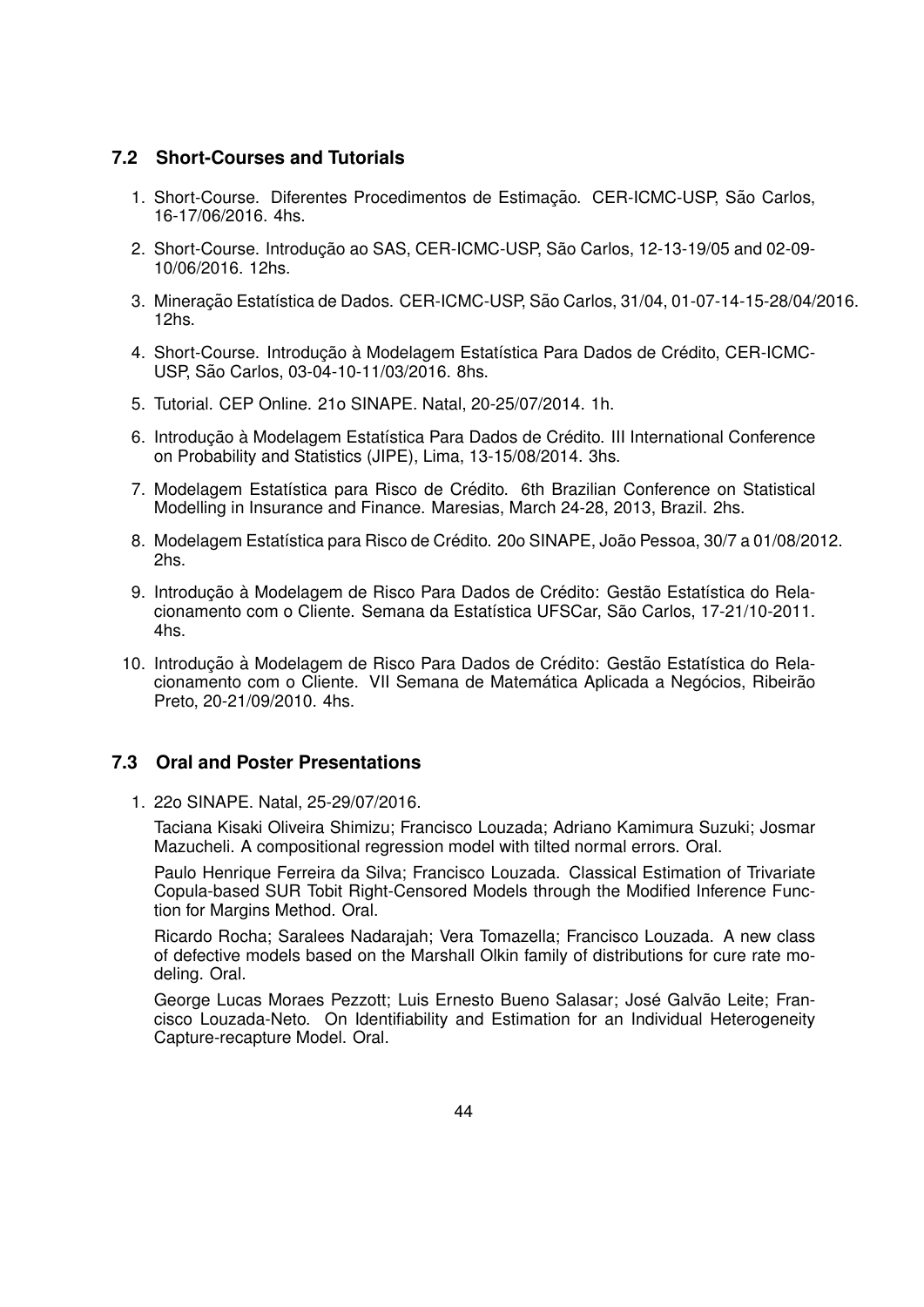### 7.2 Short-Courses and Tutorials

1. Short-Course. Diferentes Procedimentos de Estimação. CER-ICMC-USP, São Carlos, 16-17/06/2016. 4hs.
2. Short-Course. Introdução ao SAS, CER-ICMC-USP, São Carlos, 12-13-19/05 and 02-09-10/06/2016. 12hs.
3. Mineração Estatística de Dados. CER-ICMC-USP, São Carlos, 31/04, 01-07-14-15-28/04/2016. 12hs.
4. Short-Course. Introdução à Modelagem Estatística Para Dados de Crédito, CER-ICMC-USP, São Carlos, 03-04-10-11/03/2016. 8hs.
5. Tutorial. CEP Online. 21o SINAPE. Natal, 20-25/07/2014. 1h.
6. Introdução à Modelagem Estatística Para Dados de Crédito. III International Conference on Probability and Statistics (JIPE), Lima, 13-15/08/2014. 3hs.
7. Modelagem Estatística para Risco de Crédito. 6th Brazilian Conference on Statistical Modelling in Insurance and Finance. Maresias, March 24-28, 2013, Brazil. 2hs.
8. Modelagem Estatística para Risco de Crédito. 20o SINAPE, João Pessoa, 30/7 a 01/08/2012. 2hs.
9. Introdução à Modelagem de Risco Para Dados de Crédito: Gestão Estatística do Relacionamento com o Cliente. Semana da Estatística UFSCar, São Carlos, 17-21/10-2011. 4hs.
10. Introdução à Modelagem de Risco Para Dados de Crédito: Gestão Estatística do Relacionamento com o Cliente. VII Semana de Matemática Aplicada a Negócios, Ribeirão Preto, 20-21/09/2010. 4hs.

### 7.3 Oral and Poster Presentations

1. 22o SINAPE. Natal, 25-29/07/2016.

   Taciana Kisaki Oliveira Shimizu; Francisco Louzada; Adriano Kamimura Suzuki; Josmar Mazucheli. A compositional regression model with tilted normal errors. Oral.

   Paulo Henrique Ferreira da Silva; Francisco Louzada. Classical Estimation of Trivariate Copula-based SUR Tobit Right-Censored Models through the Modified Inference Function for Margins Method. Oral.

   Ricardo Rocha; Saralees Nadarajah; Vera Tomazella; Francisco Louzada. A new class of defective models based on the Marshall Olkin family of distributions for cure rate modeling. Oral.

   George Lucas Moraes Pezzott; Luis Ernesto Bueno Salasar; José Galvão Leite; Francisco Louzada-Neto. On Identifiability and Estimation for an Individual Heterogeneity Capture-recapture Model. Oral.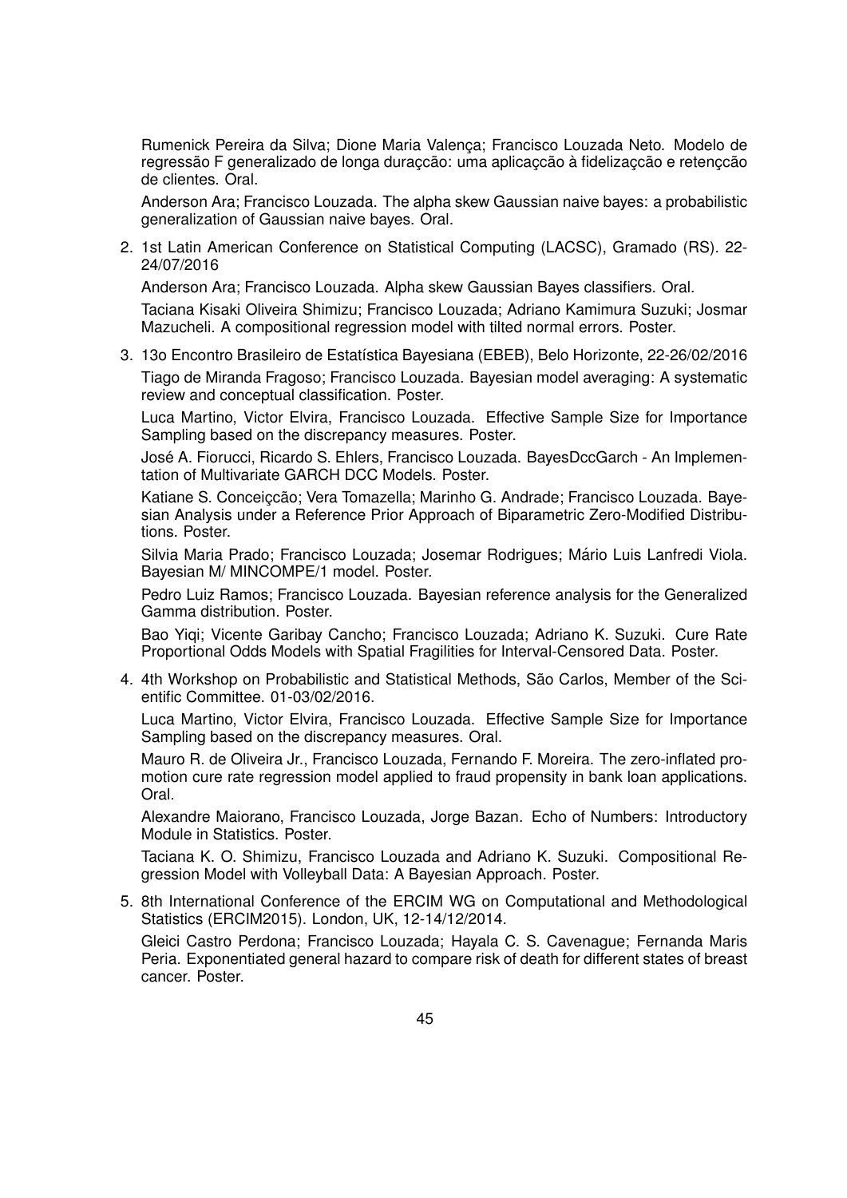Rumenick Pereira da Silva; Dione Maria Valença; Francisco Louzada Neto. Modelo de regressão F generalizado de longa duraçcão: uma aplicaçcão à fidelizaçcão e retençcão de clientes. Oral.

Anderson Ara; Francisco Louzada. The alpha skew Gaussian naive bayes: a probabilistic generalization of Gaussian naive bayes. Oral.

2. 1st Latin American Conference on Statistical Computing (LACSC), Gramado (RS). 22-24/07/2016

   Anderson Ara; Francisco Louzada. Alpha skew Gaussian Bayes classifiers. Oral.

   Taciana Kisaki Oliveira Shimizu; Francisco Louzada; Adriano Kamimura Suzuki; Josmar Mazucheli. A compositional regression model with tilted normal errors. Poster.

3. 13o Encontro Brasileiro de Estatística Bayesiana (EBEB), Belo Horizonte, 22-26/02/2016

   Tiago de Miranda Fragoso; Francisco Louzada. Bayesian model averaging: A systematic review and conceptual classification. Poster.

   Luca Martino, Victor Elvira, Francisco Louzada. Effective Sample Size for Importance Sampling based on the discrepancy measures. Poster.

   José A. Fiorucci, Ricardo S. Ehlers, Francisco Louzada. BayesDccGarch - An Implementation of Multivariate GARCH DCC Models. Poster.

   Katiane S. Conceiçcão; Vera Tomazella; Marinho G. Andrade; Francisco Louzada. Bayesian Analysis under a Reference Prior Approach of Biparametric Zero-Modified Distributions. Poster.

   Silvia Maria Prado; Francisco Louzada; Josemar Rodrigues; Mário Luis Lanfredi Viola. Bayesian M/ MINCOMPE/1 model. Poster.

   Pedro Luiz Ramos; Francisco Louzada. Bayesian reference analysis for the Generalized Gamma distribution. Poster.

   Bao Yiqi; Vicente Garibay Cancho; Francisco Louzada; Adriano K. Suzuki. Cure Rate Proportional Odds Models with Spatial Fragilities for Interval-Censored Data. Poster.

4. 4th Workshop on Probabilistic and Statistical Methods, São Carlos, Member of the Scientific Committee. 01-03/02/2016.

   Luca Martino, Victor Elvira, Francisco Louzada. Effective Sample Size for Importance Sampling based on the discrepancy measures. Oral.

   Mauro R. de Oliveira Jr., Francisco Louzada, Fernando F. Moreira. The zero-inflated promotion cure rate regression model applied to fraud propensity in bank loan applications. Oral.

   Alexandre Maiorano, Francisco Louzada, Jorge Bazan. Echo of Numbers: Introductory Module in Statistics. Poster.

   Taciana K. O. Shimizu, Francisco Louzada and Adriano K. Suzuki. Compositional Regression Model with Volleyball Data: A Bayesian Approach. Poster.

5. 8th International Conference of the ERCIM WG on Computational and Methodological Statistics (ERCIM2015). London, UK, 12-14/12/2014.

   Gleici Castro Perdona; Francisco Louzada; Hayala C. S. Cavenague; Fernanda Maris Peria. Exponentiated general hazard to compare risk of death for different states of breast cancer. Poster.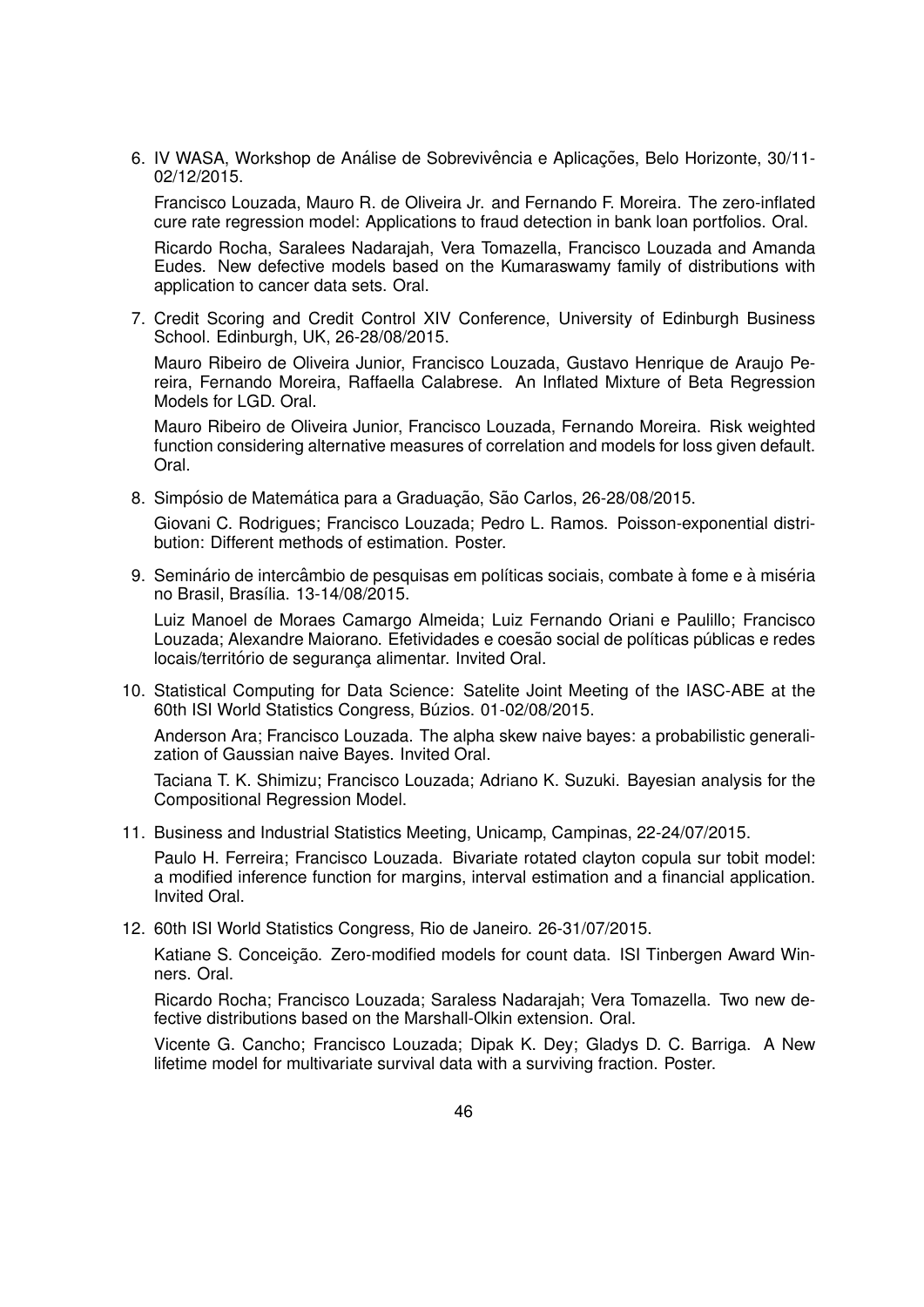6. IV WASA, Workshop de Análise de Sobrevivência e Aplicações, Belo Horizonte, 30/11-02/12/2015.

   Francisco Louzada, Mauro R. de Oliveira Jr. and Fernando F. Moreira. The zero-inflated cure rate regression model: Applications to fraud detection in bank loan portfolios. Oral.

   Ricardo Rocha, Saralees Nadarajah, Vera Tomazella, Francisco Louzada and Amanda Eudes. New defective models based on the Kumaraswamy family of distributions with application to cancer data sets. Oral.

7. Credit Scoring and Credit Control XIV Conference, University of Edinburgh Business School. Edinburgh, UK, 26-28/08/2015.

   Mauro Ribeiro de Oliveira Junior, Francisco Louzada, Gustavo Henrique de Araujo Pereira, Fernando Moreira, Raffaella Calabrese. An Inflated Mixture of Beta Regression Models for LGD. Oral.

   Mauro Ribeiro de Oliveira Junior, Francisco Louzada, Fernando Moreira. Risk weighted function considering alternative measures of correlation and models for loss given default. Oral.

8. Simpósio de Matemática para a Graduação, São Carlos, 26-28/08/2015.

   Giovani C. Rodrigues; Francisco Louzada; Pedro L. Ramos. Poisson-exponential distribution: Different methods of estimation. Poster.

9. Seminário de intercâmbio de pesquisas em políticas sociais, combate à fome e à miséria no Brasil, Brasília. 13-14/08/2015.

   Luiz Manoel de Moraes Camargo Almeida; Luiz Fernando Oriani e Paulillo; Francisco Louzada; Alexandre Maiorano. Efetividades e coesão social de políticas públicas e redes locais/território de segurança alimentar. Invited Oral.

10. Statistical Computing for Data Science: Satelite Joint Meeting of the IASC-ABE at the 60th ISI World Statistics Congress, Búzios. 01-02/08/2015.

    Anderson Ara; Francisco Louzada. The alpha skew naive bayes: a probabilistic generalization of Gaussian naive Bayes. Invited Oral.

    Taciana T. K. Shimizu; Francisco Louzada; Adriano K. Suzuki. Bayesian analysis for the Compositional Regression Model.

11. Business and Industrial Statistics Meeting, Unicamp, Campinas, 22-24/07/2015.

    Paulo H. Ferreira; Francisco Louzada. Bivariate rotated clayton copula sur tobit model: a modified inference function for margins, interval estimation and a financial application. Invited Oral.

12. 60th ISI World Statistics Congress, Rio de Janeiro. 26-31/07/2015.

    Katiane S. Conceição. Zero-modified models for count data. ISI Tinbergen Award Winners. Oral.

    Ricardo Rocha; Francisco Louzada; Saraless Nadarajah; Vera Tomazella. Two new defective distributions based on the Marshall-Olkin extension. Oral.

    Vicente G. Cancho; Francisco Louzada; Dipak K. Dey; Gladys D. C. Barriga. A New lifetime model for multivariate survival data with a surviving fraction. Poster.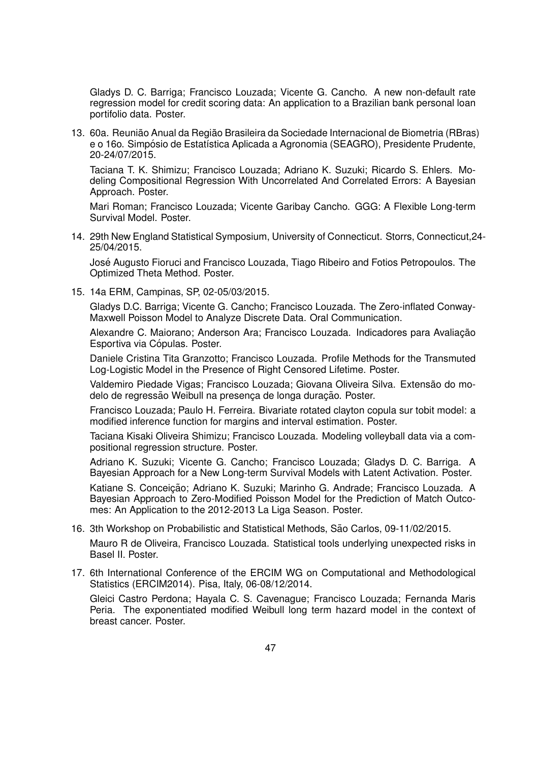Gladys D. C. Barriga; Francisco Louzada; Vicente G. Cancho. A new non-default rate regression model for credit scoring data: An application to a Brazilian bank personal loan portifolio data. Poster.

13. 60a. Reunião Anual da Região Brasileira da Sociedade Internacional de Biometria (RBras) e o 16o. Simpósio de Estatística Aplicada a Agronomia (SEAGRO), Presidente Prudente, 20-24/07/2015.

    Taciana T. K. Shimizu; Francisco Louzada; Adriano K. Suzuki; Ricardo S. Ehlers. Modeling Compositional Regression With Uncorrelated And Correlated Errors: A Bayesian Approach. Poster.

    Mari Roman; Francisco Louzada; Vicente Garibay Cancho. GGG: A Flexible Long-term Survival Model. Poster.

14. 29th New England Statistical Symposium, University of Connecticut. Storrs, Connecticut,24-25/04/2015.

    José Augusto Fioruci and Francisco Louzada, Tiago Ribeiro and Fotios Petropoulos. The Optimized Theta Method. Poster.

15. 14a ERM, Campinas, SP, 02-05/03/2015.

    Gladys D.C. Barriga; Vicente G. Cancho; Francisco Louzada. The Zero-inflated Conway-Maxwell Poisson Model to Analyze Discrete Data. Oral Communication.

    Alexandre C. Maiorano; Anderson Ara; Francisco Louzada. Indicadores para Avaliação Esportiva via Cópulas. Poster.

    Daniele Cristina Tita Granzotto; Francisco Louzada. Profile Methods for the Transmuted Log-Logistic Model in the Presence of Right Censored Lifetime. Poster.

    Valdemiro Piedade Vigas; Francisco Louzada; Giovana Oliveira Silva. Extensão do modelo de regressão Weibull na presença de longa duração. Poster.

    Francisco Louzada; Paulo H. Ferreira. Bivariate rotated clayton copula sur tobit model: a modified inference function for margins and interval estimation. Poster.

    Taciana Kisaki Oliveira Shimizu; Francisco Louzada. Modeling volleyball data via a compositional regression structure. Poster.

    Adriano K. Suzuki; Vicente G. Cancho; Francisco Louzada; Gladys D. C. Barriga. A Bayesian Approach for a New Long-term Survival Models with Latent Activation. Poster.

    Katiane S. Conceição; Adriano K. Suzuki; Marinho G. Andrade; Francisco Louzada. A Bayesian Approach to Zero-Modified Poisson Model for the Prediction of Match Outcomes: An Application to the 2012-2013 La Liga Season. Poster.

16. 3th Workshop on Probabilistic and Statistical Methods, São Carlos, 09-11/02/2015.

    Mauro R de Oliveira, Francisco Louzada. Statistical tools underlying unexpected risks in Basel II. Poster.

17. 6th International Conference of the ERCIM WG on Computational and Methodological Statistics (ERCIM2014). Pisa, Italy, 06-08/12/2014.

    Gleici Castro Perdona; Hayala C. S. Cavenague; Francisco Louzada; Fernanda Maris Peria. The exponentiated modified Weibull long term hazard model in the context of breast cancer. Poster.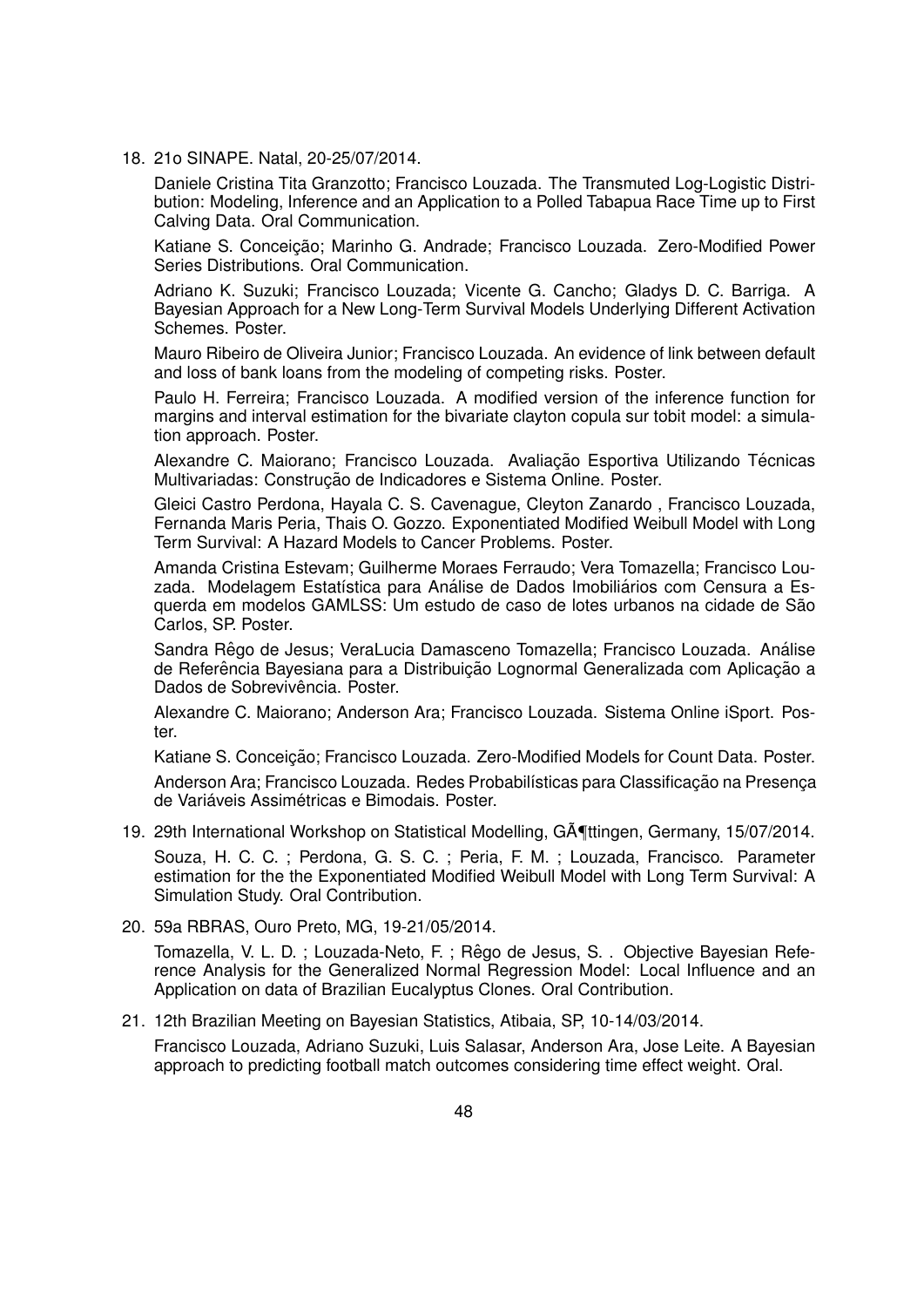18. 21o SINAPE. Natal, 20-25/07/2014.

    Daniele Cristina Tita Granzotto; Francisco Louzada. The Transmuted Log-Logistic Distribution: Modeling, Inference and an Application to a Polled Tabapua Race Time up to First Calving Data. Oral Communication.

    Katiane S. Conceição; Marinho G. Andrade; Francisco Louzada. Zero-Modified Power Series Distributions. Oral Communication.

    Adriano K. Suzuki; Francisco Louzada; Vicente G. Cancho; Gladys D. C. Barriga. A Bayesian Approach for a New Long-Term Survival Models Underlying Different Activation Schemes. Poster.

    Mauro Ribeiro de Oliveira Junior; Francisco Louzada. An evidence of link between default and loss of bank loans from the modeling of competing risks. Poster.

    Paulo H. Ferreira; Francisco Louzada. A modified version of the inference function for margins and interval estimation for the bivariate clayton copula sur tobit model: a simulation approach. Poster.

    Alexandre C. Maiorano; Francisco Louzada. Avaliação Esportiva Utilizando Técnicas Multivariadas: Construção de Indicadores e Sistema Online. Poster.

    Gleici Castro Perdona, Hayala C. S. Cavenague, Cleyton Zanardo , Francisco Louzada, Fernanda Maris Peria, Thais O. Gozzo. Exponentiated Modified Weibull Model with Long Term Survival: A Hazard Models to Cancer Problems. Poster.

    Amanda Cristina Estevam; Guilherme Moraes Ferraudo; Vera Tomazella; Francisco Louzada. Modelagem Estatística para Análise de Dados Imobiliários com Censura a Esquerda em modelos GAMLSS: Um estudo de caso de lotes urbanos na cidade de São Carlos, SP. Poster.

    Sandra Rêgo de Jesus; VeraLucia Damasceno Tomazella; Francisco Louzada. Análise de Referência Bayesiana para a Distribuição Lognormal Generalizada com Aplicação a Dados de Sobrevivência. Poster.

    Alexandre C. Maiorano; Anderson Ara; Francisco Louzada. Sistema Online iSport. Poster.

    Katiane S. Conceição; Francisco Louzada. Zero-Modified Models for Count Data. Poster.

    Anderson Ara; Francisco Louzada. Redes Probabilísticas para Classificação na Presença de Variáveis Assimétricas e Bimodais. Poster.

19. 29th International Workshop on Statistical Modelling, GÃ¶ttingen, Germany, 15/07/2014.

    Souza, H. C. C. ; Perdona, G. S. C. ; Peria, F. M. ; Louzada, Francisco. Parameter estimation for the the Exponentiated Modified Weibull Model with Long Term Survival: A Simulation Study. Oral Contribution.

20. 59a RBRAS, Ouro Preto, MG, 19-21/05/2014.

    Tomazella, V. L. D. ; Louzada-Neto, F. ; Rêgo de Jesus, S. . Objective Bayesian Reference Analysis for the Generalized Normal Regression Model: Local Influence and an Application on data of Brazilian Eucalyptus Clones. Oral Contribution.

21. 12th Brazilian Meeting on Bayesian Statistics, Atibaia, SP, 10-14/03/2014.

    Francisco Louzada, Adriano Suzuki, Luis Salasar, Anderson Ara, Jose Leite. A Bayesian approach to predicting football match outcomes considering time effect weight. Oral.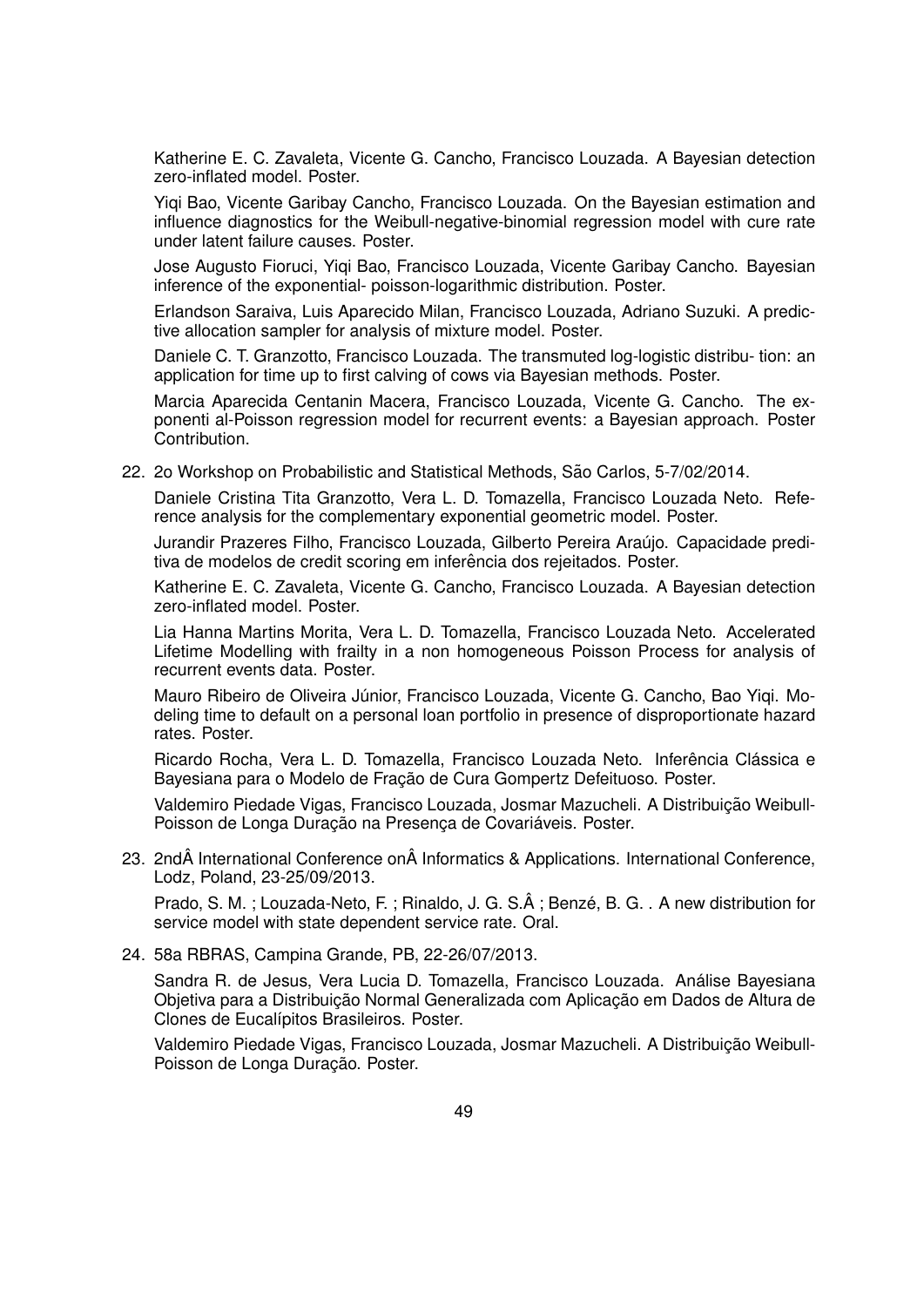Katherine E. C. Zavaleta, Vicente G. Cancho, Francisco Louzada. A Bayesian detection zero-inflated model. Poster.

Yiqi Bao, Vicente Garibay Cancho, Francisco Louzada. On the Bayesian estimation and influence diagnostics for the Weibull-negative-binomial regression model with cure rate under latent failure causes. Poster.

Jose Augusto Fioruci, Yiqi Bao, Francisco Louzada, Vicente Garibay Cancho. Bayesian inference of the exponential- poisson-logarithmic distribution. Poster.

Erlandson Saraiva, Luis Aparecido Milan, Francisco Louzada, Adriano Suzuki. A predictive allocation sampler for analysis of mixture model. Poster.

Daniele C. T. Granzotto, Francisco Louzada. The transmuted log-logistic distribu- tion: an application for time up to first calving of cows via Bayesian methods. Poster.

Marcia Aparecida Centanin Macera, Francisco Louzada, Vicente G. Cancho. The exponenti al-Poisson regression model for recurrent events: a Bayesian approach. Poster Contribution.

22. 2o Workshop on Probabilistic and Statistical Methods, São Carlos, 5-7/02/2014.

    Daniele Cristina Tita Granzotto, Vera L. D. Tomazella, Francisco Louzada Neto. Reference analysis for the complementary exponential geometric model. Poster.

    Jurandir Prazeres Filho, Francisco Louzada, Gilberto Pereira Araújo. Capacidade preditiva de modelos de credit scoring em inferência dos rejeitados. Poster.

    Katherine E. C. Zavaleta, Vicente G. Cancho, Francisco Louzada. A Bayesian detection zero-inflated model. Poster.

    Lia Hanna Martins Morita, Vera L. D. Tomazella, Francisco Louzada Neto. Accelerated Lifetime Modelling with frailty in a non homogeneous Poisson Process for analysis of recurrent events data. Poster.

    Mauro Ribeiro de Oliveira Júnior, Francisco Louzada, Vicente G. Cancho, Bao Yiqi. Modeling time to default on a personal loan portfolio in presence of disproportionate hazard rates. Poster.

    Ricardo Rocha, Vera L. D. Tomazella, Francisco Louzada Neto. Inferência Clássica e Bayesiana para o Modelo de Fração de Cura Gompertz Defeituoso. Poster.

    Valdemiro Piedade Vigas, Francisco Louzada, Josmar Mazucheli. A Distribuição Weibull-Poisson de Longa Duração na Presença de Covariáveis. Poster.

23. 2ndÂ International Conference onÂ Informatics & Applications. International Conference, Lodz, Poland, 23-25/09/2013.

    Prado, S. M. ; Louzada-Neto, F. ; Rinaldo, J. G. S.Â ; Benzé, B. G. . A new distribution for service model with state dependent service rate. Oral.

24. 58a RBRAS, Campina Grande, PB, 22-26/07/2013.

    Sandra R. de Jesus, Vera Lucia D. Tomazella, Francisco Louzada. Análise Bayesiana Objetiva para a Distribuição Normal Generalizada com Aplicação em Dados de Altura de Clones de Eucalípitos Brasileiros. Poster.

    Valdemiro Piedade Vigas, Francisco Louzada, Josmar Mazucheli. A Distribuição Weibull-Poisson de Longa Duração. Poster.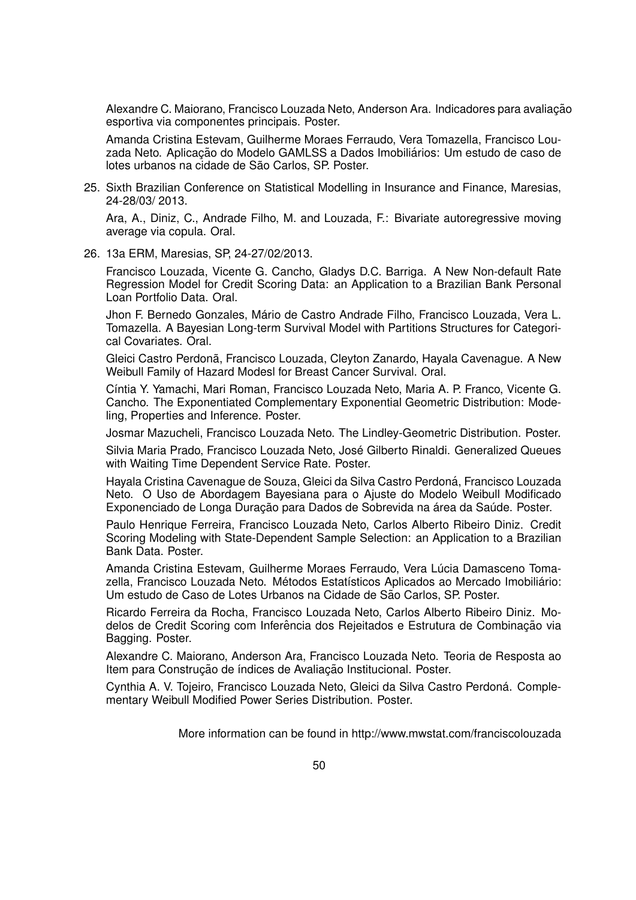Alexandre C. Maiorano, Francisco Louzada Neto, Anderson Ara. Indicadores para avaliação esportiva via componentes principais. Poster.

Amanda Cristina Estevam, Guilherme Moraes Ferraudo, Vera Tomazella, Francisco Louzada Neto. Aplicação do Modelo GAMLSS a Dados Imobiliários: Um estudo de caso de lotes urbanos na cidade de São Carlos, SP. Poster.

25. Sixth Brazilian Conference on Statistical Modelling in Insurance and Finance, Maresias, 24-28/03/ 2013.

    Ara, A., Diniz, C., Andrade Filho, M. and Louzada, F.: Bivariate autoregressive moving average via copula. Oral.

26. 13a ERM, Maresias, SP, 24-27/02/2013.

    Francisco Louzada, Vicente G. Cancho, Gladys D.C. Barriga. A New Non-default Rate Regression Model for Credit Scoring Data: an Application to a Brazilian Bank Personal Loan Portfolio Data. Oral.

    Jhon F. Bernedo Gonzales, Mário de Castro Andrade Filho, Francisco Louzada, Vera L. Tomazella. A Bayesian Long-term Survival Model with Partitions Structures for Categorical Covariates. Oral.

    Gleici Castro Perdonã, Francisco Louzada, Cleyton Zanardo, Hayala Cavenague. A New Weibull Family of Hazard Modesl for Breast Cancer Survival. Oral.

    Cíntia Y. Yamachi, Mari Roman, Francisco Louzada Neto, Maria A. P. Franco, Vicente G. Cancho. The Exponentiated Complementary Exponential Geometric Distribution: Modeling, Properties and Inference. Poster.

    Josmar Mazucheli, Francisco Louzada Neto. The Lindley-Geometric Distribution. Poster.

    Silvia Maria Prado, Francisco Louzada Neto, José Gilberto Rinaldi. Generalized Queues with Waiting Time Dependent Service Rate. Poster.

    Hayala Cristina Cavenague de Souza, Gleici da Silva Castro Perdoná, Francisco Louzada Neto. O Uso de Abordagem Bayesiana para o Ajuste do Modelo Weibull Modificado Exponenciado de Longa Duração para Dados de Sobrevida na área da Saúde. Poster.

    Paulo Henrique Ferreira, Francisco Louzada Neto, Carlos Alberto Ribeiro Diniz. Credit Scoring Modeling with State-Dependent Sample Selection: an Application to a Brazilian Bank Data. Poster.

    Amanda Cristina Estevam, Guilherme Moraes Ferraudo, Vera Lúcia Damasceno Tomazella, Francisco Louzada Neto. Métodos Estatísticos Aplicados ao Mercado Imobiliário: Um estudo de Caso de Lotes Urbanos na Cidade de São Carlos, SP. Poster.

    Ricardo Ferreira da Rocha, Francisco Louzada Neto, Carlos Alberto Ribeiro Diniz. Modelos de Credit Scoring com Inferência dos Rejeitados e Estrutura de Combinação via Bagging. Poster.

    Alexandre C. Maiorano, Anderson Ara, Francisco Louzada Neto. Teoria de Resposta ao Item para Construção de índices de Avaliação Institucional. Poster.

    Cynthia A. V. Tojeiro, Francisco Louzada Neto, Gleici da Silva Castro Perdoná. Complementary Weibull Modified Power Series Distribution. Poster.

More information can be found in http://www.mwstat.com/franciscolouzada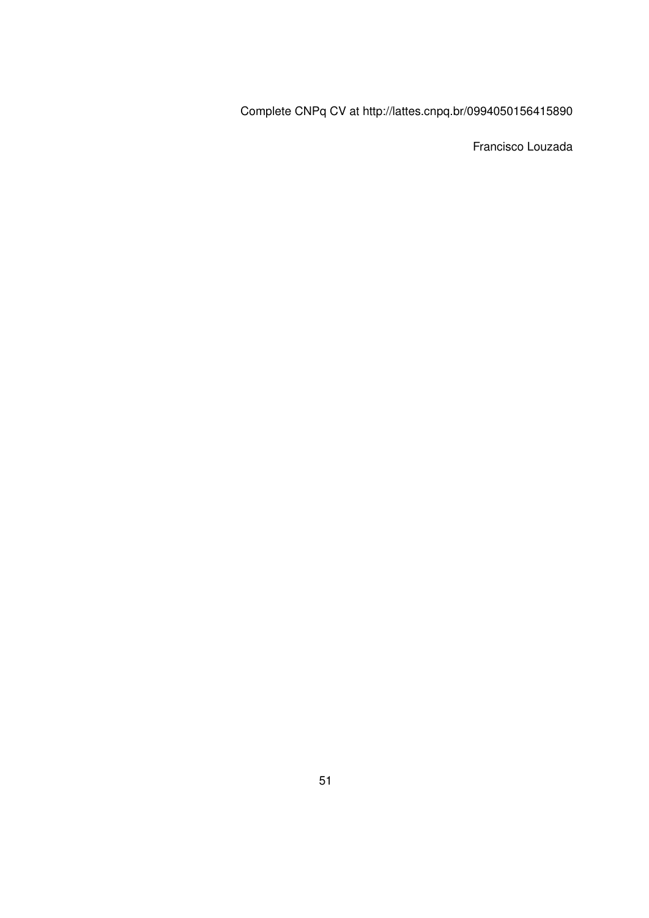Complete CNPq CV at http://lattes.cnpq.br/0994050156415890

Francisco Louzada